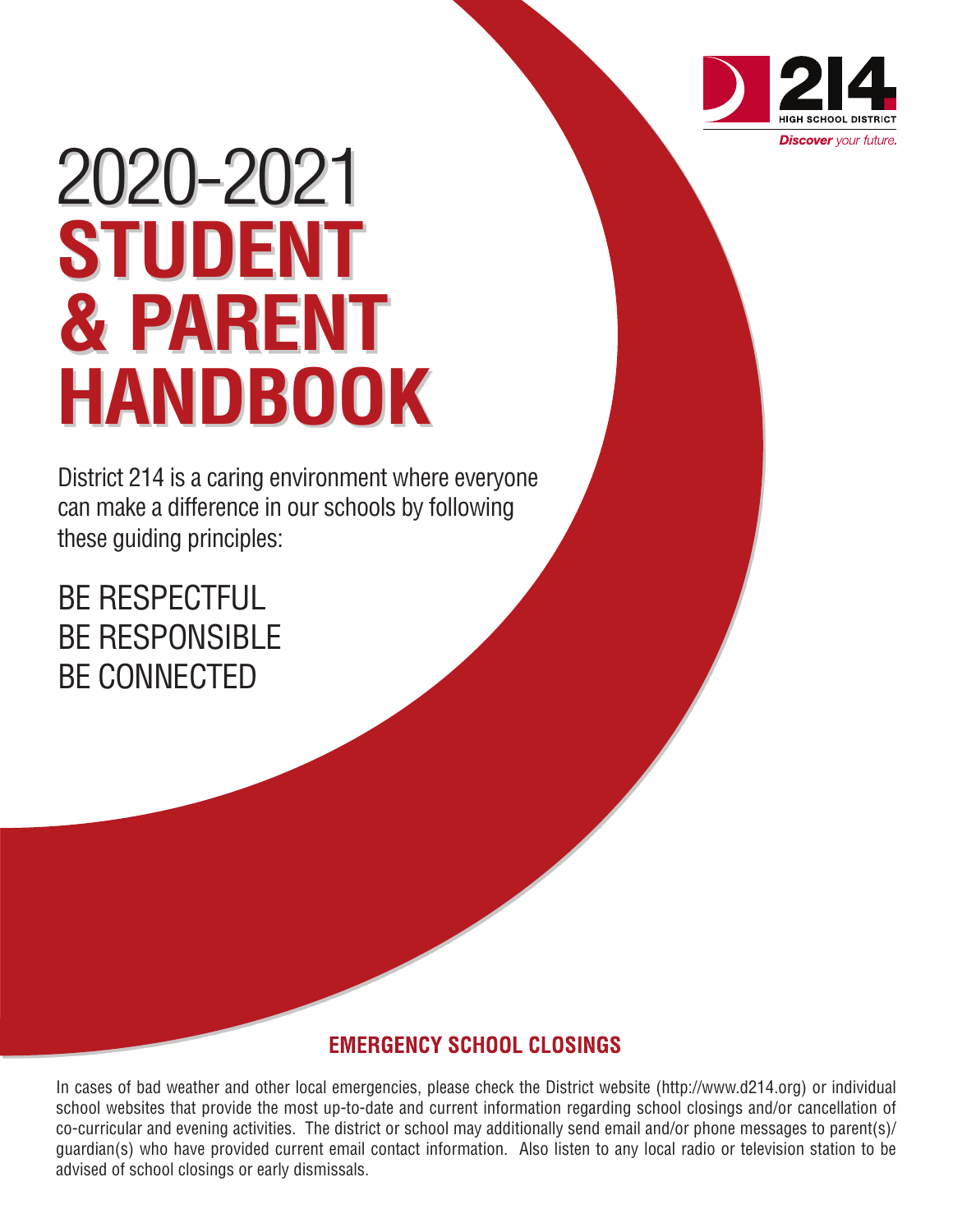214 HIGH SCHOOL DISTRICT

*Discover your future.*

# 2020-2021 STUDENT & PARENT HANDBOOK

District 214 is a caring environment where everyone can make a difference in our schools by following these guiding principles:

BE RESPECTFUL
BE RESPONSIBLE
BE CONNECTED

## EMERGENCY SCHOOL CLOSINGS

In cases of bad weather and other local emergencies, please check the District website (http://www.d214.org) or individual school websites that provide the most up-to-date and current information regarding school closings and/or cancellation of co-curricular and evening activities. The district or school may additionally send email and/or phone messages to parent(s)/guardian(s) who have provided current email contact information. Also listen to any local radio or television station to be advised of school closings or early dismissals.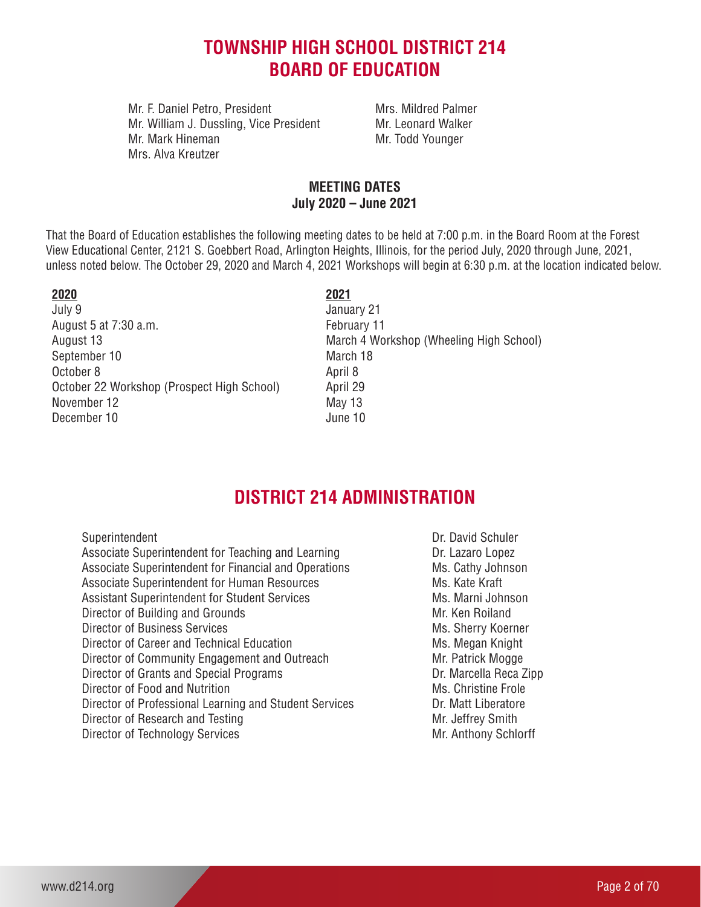# TOWNSHIP HIGH SCHOOL DISTRICT 214 BOARD OF EDUCATION

Mr. F. Daniel Petro, President
Mr. William J. Dussling, Vice President
Mr. Mark Hineman
Mrs. Alva Kreutzer
Mrs. Mildred Palmer
Mr. Leonard Walker
Mr. Todd Younger

### MEETING DATES
### July 2020 – June 2021

That the Board of Education establishes the following meeting dates to be held at 7:00 p.m. in the Board Room at the Forest View Educational Center, 2121 S. Goebbert Road, Arlington Heights, Illinois, for the period July, 2020 through June, 2021, unless noted below. The October 29, 2020 and March 4, 2021 Workshops will begin at 6:30 p.m. at the location indicated below.

**2020**

July 9
August 5 at 7:30 a.m.
August 13
September 10
October 8
October 22 Workshop (Prospect High School)
November 12
December 10

**2021**

January 21
February 11
March 4 Workshop (Wheeling High School)
March 18
April 8
April 29
May 13
June 10

# DISTRICT 214 ADMINISTRATION

| | |
|---|---|
| Superintendent | Dr. David Schuler |
| Associate Superintendent for Teaching and Learning | Dr. Lazaro Lopez |
| Associate Superintendent for Financial and Operations | Ms. Cathy Johnson |
| Associate Superintendent for Human Resources | Ms. Kate Kraft |
| Assistant Superintendent for Student Services | Ms. Marni Johnson |
| Director of Building and Grounds | Mr. Ken Roiland |
| Director of Business Services | Ms. Sherry Koerner |
| Director of Career and Technical Education | Ms. Megan Knight |
| Director of Community Engagement and Outreach | Mr. Patrick Mogge |
| Director of Grants and Special Programs | Dr. Marcella Reca Zipp |
| Director of Food and Nutrition | Ms. Christine Frole |
| Director of Professional Learning and Student Services | Dr. Matt Liberatore |
| Director of Research and Testing | Mr. Jeffrey Smith |
| Director of Technology Services | Mr. Anthony Schlorff |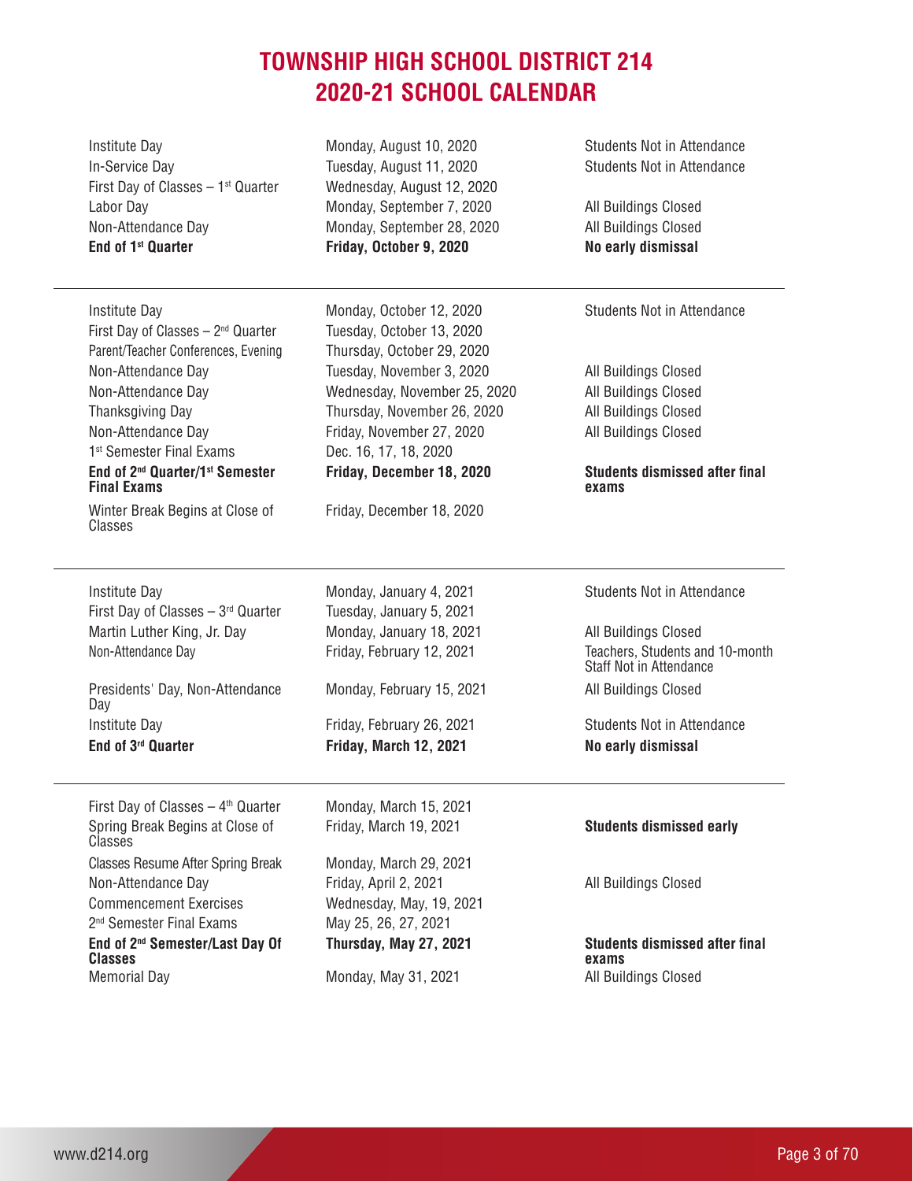# TOWNSHIP HIGH SCHOOL DISTRICT 214
# 2020-21 SCHOOL CALENDAR

| Event | Date | Notes |
|---|---|---|
| Institute Day | Monday, August 10, 2020 | Students Not in Attendance |
| In-Service Day | Tuesday, August 11, 2020 | Students Not in Attendance |
| First Day of Classes – 1st Quarter | Wednesday, August 12, 2020 | |
| Labor Day | Monday, September 7, 2020 | All Buildings Closed |
| Non-Attendance Day | Monday, September 28, 2020 | All Buildings Closed |
| **End of 1st Quarter** | **Friday, October 9, 2020** | **No early dismissal** |
| Institute Day | Monday, October 12, 2020 | Students Not in Attendance |
| First Day of Classes – 2nd Quarter | Tuesday, October 13, 2020 | |
| Parent/Teacher Conferences, Evening | Thursday, October 29, 2020 | |
| Non-Attendance Day | Tuesday, November 3, 2020 | All Buildings Closed |
| Non-Attendance Day | Wednesday, November 25, 2020 | All Buildings Closed |
| Thanksgiving Day | Thursday, November 26, 2020 | All Buildings Closed |
| Non-Attendance Day | Friday, November 27, 2020 | All Buildings Closed |
| 1st Semester Final Exams | Dec. 16, 17, 18, 2020 | |
| **End of 2nd Quarter/1st Semester Final Exams** | **Friday, December 18, 2020** | **Students dismissed after final exams** |
| Winter Break Begins at Close of Classes | Friday, December 18, 2020 | |
| Institute Day | Monday, January 4, 2021 | Students Not in Attendance |
| First Day of Classes – 3rd Quarter | Tuesday, January 5, 2021 | |
| Martin Luther King, Jr. Day | Monday, January 18, 2021 | All Buildings Closed |
| Non-Attendance Day | Friday, February 12, 2021 | Teachers, Students and 10-month Staff Not in Attendance |
| Presidents' Day, Non-Attendance Day | Monday, February 15, 2021 | All Buildings Closed |
| Institute Day | Friday, February 26, 2021 | Students Not in Attendance |
| **End of 3rd Quarter** | **Friday, March 12, 2021** | **No early dismissal** |
| First Day of Classes – 4th Quarter | Monday, March 15, 2021 | |
| Spring Break Begins at Close of Classes | Friday, March 19, 2021 | **Students dismissed early** |
| Classes Resume After Spring Break | Monday, March 29, 2021 | |
| Non-Attendance Day | Friday, April 2, 2021 | All Buildings Closed |
| Commencement Exercises | Wednesday, May, 19, 2021 | |
| 2nd Semester Final Exams | May 25, 26, 27, 2021 | |
| **End of 2nd Semester/Last Day Of Classes** | **Thursday, May 27, 2021** | **Students dismissed after final exams** |
| Memorial Day | Monday, May 31, 2021 | All Buildings Closed |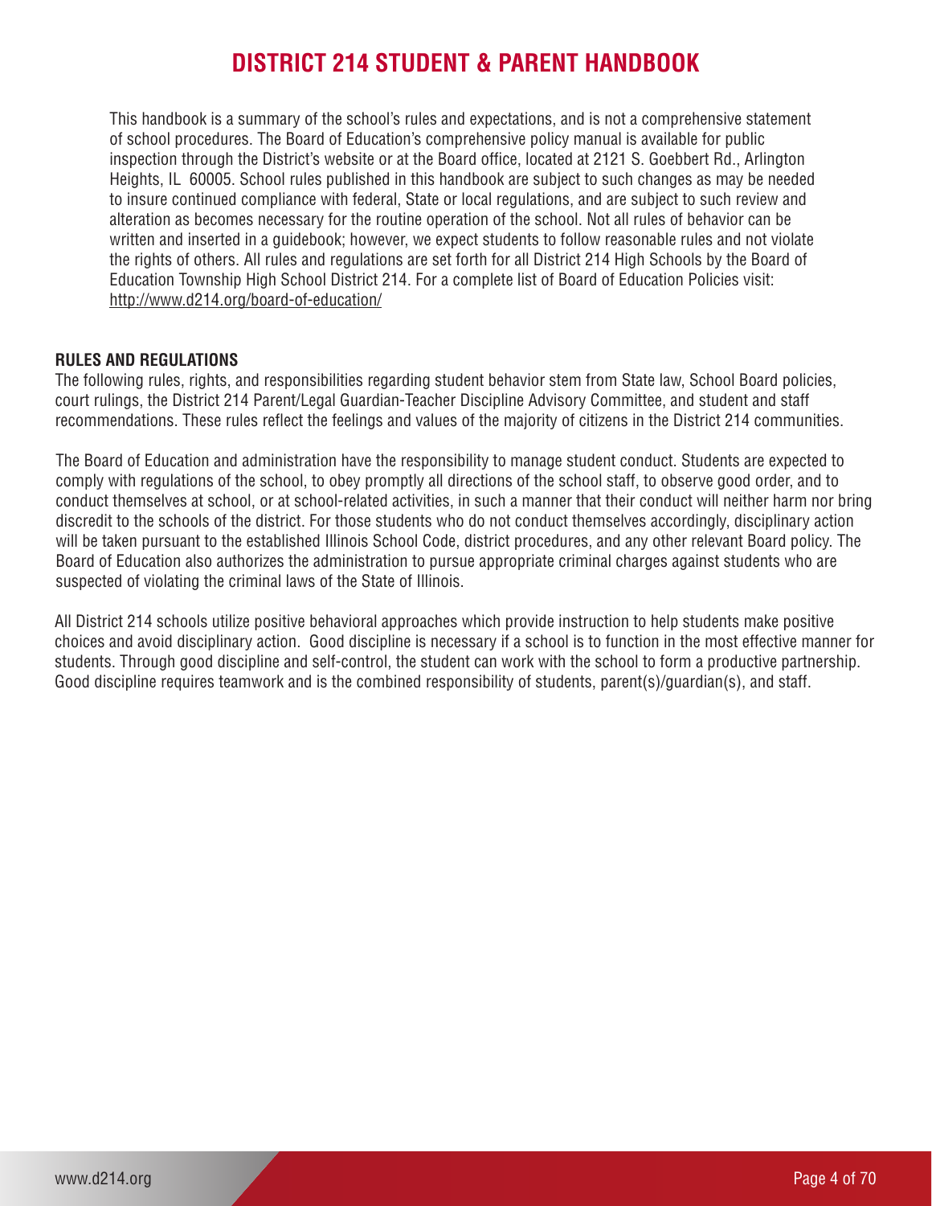# DISTRICT 214 STUDENT & PARENT HANDBOOK

This handbook is a summary of the school's rules and expectations, and is not a comprehensive statement of school procedures. The Board of Education's comprehensive policy manual is available for public inspection through the District's website or at the Board office, located at 2121 S. Goebbert Rd., Arlington Heights, IL 60005. School rules published in this handbook are subject to such changes as may be needed to insure continued compliance with federal, State or local regulations, and are subject to such review and alteration as becomes necessary for the routine operation of the school. Not all rules of behavior can be written and inserted in a guidebook; however, we expect students to follow reasonable rules and not violate the rights of others. All rules and regulations are set forth for all District 214 High Schools by the Board of Education Township High School District 214. For a complete list of Board of Education Policies visit: http://www.d214.org/board-of-education/

**RULES AND REGULATIONS**

The following rules, rights, and responsibilities regarding student behavior stem from State law, School Board policies, court rulings, the District 214 Parent/Legal Guardian-Teacher Discipline Advisory Committee, and student and staff recommendations. These rules reflect the feelings and values of the majority of citizens in the District 214 communities.

The Board of Education and administration have the responsibility to manage student conduct. Students are expected to comply with regulations of the school, to obey promptly all directions of the school staff, to observe good order, and to conduct themselves at school, or at school-related activities, in such a manner that their conduct will neither harm nor bring discredit to the schools of the district. For those students who do not conduct themselves accordingly, disciplinary action will be taken pursuant to the established Illinois School Code, district procedures, and any other relevant Board policy. The Board of Education also authorizes the administration to pursue appropriate criminal charges against students who are suspected of violating the criminal laws of the State of Illinois.

All District 214 schools utilize positive behavioral approaches which provide instruction to help students make positive choices and avoid disciplinary action. Good discipline is necessary if a school is to function in the most effective manner for students. Through good discipline and self-control, the student can work with the school to form a productive partnership. Good discipline requires teamwork and is the combined responsibility of students, parent(s)/guardian(s), and staff.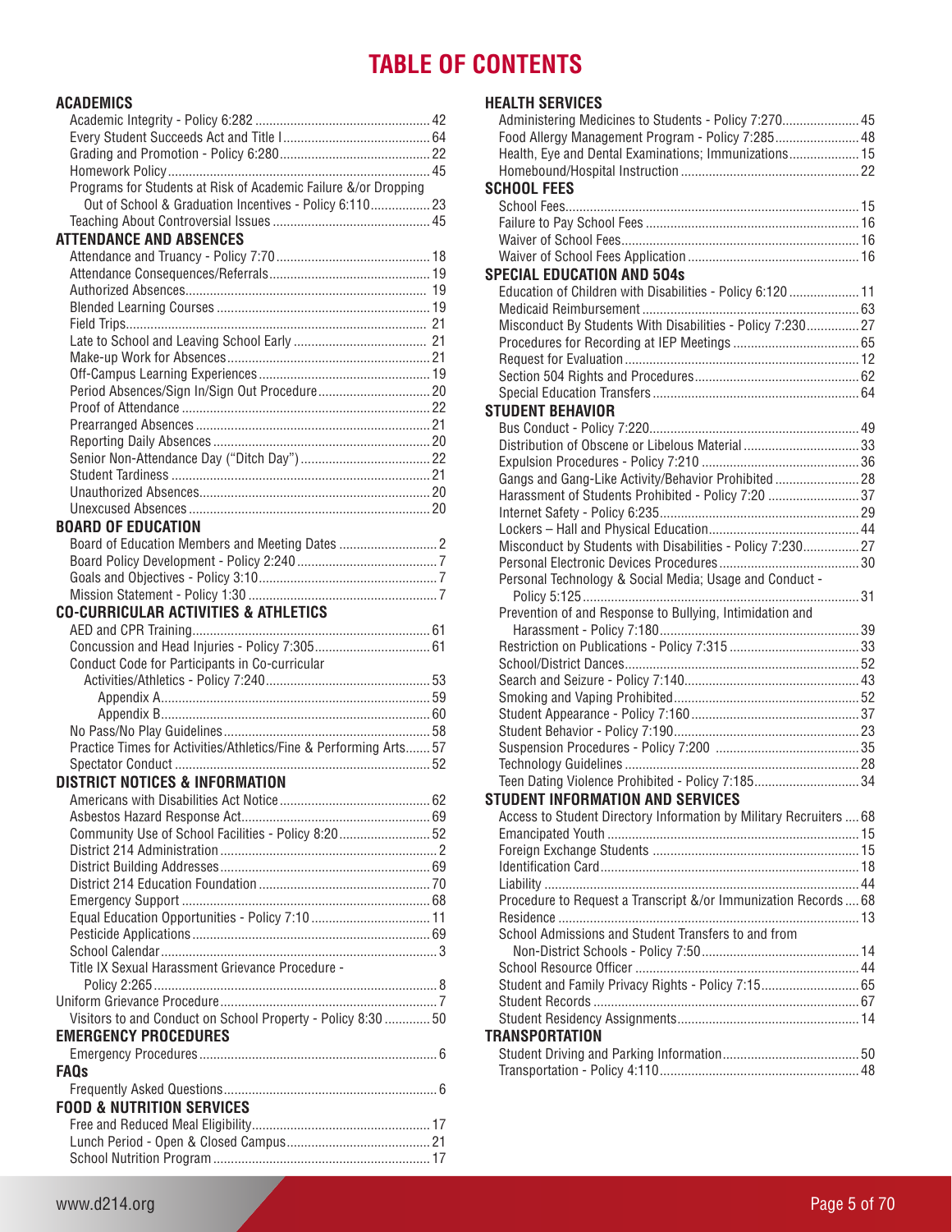# TABLE OF CONTENTS

## ACADEMICS

- Academic Integrity - Policy 6:282 ... 42
- Every Student Succeeds Act and Title I ... 64
- Grading and Promotion - Policy 6:280 ... 22
- Homework Policy ... 45
- Programs for Students at Risk of Academic Failure &/or Dropping Out of School & Graduation Incentives - Policy 6:110 ... 23
- Teaching About Controversial Issues ... 45

## ATTENDANCE AND ABSENCES

- Attendance and Truancy - Policy 7:70 ... 18
- Attendance Consequences/Referrals ... 19
- Authorized Absences ... 19
- Blended Learning Courses ... 19
- Field Trips ... 21
- Late to School and Leaving School Early ... 21
- Make-up Work for Absences ... 21
- Off-Campus Learning Experiences ... 19
- Period Absences/Sign In/Sign Out Procedure ... 20
- Proof of Attendance ... 22
- Prearranged Absences ... 21
- Reporting Daily Absences ... 20
- Senior Non-Attendance Day ("Ditch Day") ... 22
- Student Tardiness ... 21
- Unauthorized Absences ... 20
- Unexcused Absences ... 20

## BOARD OF EDUCATION

- Board of Education Members and Meeting Dates ... 2
- Board Policy Development - Policy 2:240 ... 7
- Goals and Objectives - Policy 3:10 ... 7
- Mission Statement - Policy 1:30 ... 7

## CO-CURRICULAR ACTIVITIES & ATHLETICS

- AED and CPR Training ... 61
- Concussion and Head Injuries - Policy 7:305 ... 61
- Conduct Code for Participants in Co-curricular Activities/Athletics - Policy 7:240 ... 53
  - Appendix A ... 59
  - Appendix B ... 60
- No Pass/No Play Guidelines ... 58
- Practice Times for Activities/Athletics/Fine & Performing Arts ... 57
- Spectator Conduct ... 52

## DISTRICT NOTICES & INFORMATION

- Americans with Disabilities Act Notice ... 62
- Asbestos Hazard Response Act ... 69
- Community Use of School Facilities - Policy 8:20 ... 52
- District 214 Administration ... 2
- District Building Addresses ... 69
- District 214 Education Foundation ... 70
- Emergency Support ... 68
- Equal Education Opportunities - Policy 7:10 ... 11
- Pesticide Applications ... 69
- School Calendar ... 3
- Title IX Sexual Harassment Grievance Procedure - Policy 2:265 ... 8
- Uniform Grievance Procedure ... 7
- Visitors to and Conduct on School Property - Policy 8:30 ... 50

## EMERGENCY PROCEDURES

- Emergency Procedures ... 6

## FAQs

- Frequently Asked Questions ... 6

## FOOD & NUTRITION SERVICES

- Free and Reduced Meal Eligibility ... 17
- Lunch Period - Open & Closed Campus ... 21
- School Nutrition Program ... 17

## HEALTH SERVICES

- Administering Medicines to Students - Policy 7:270 ... 45
- Food Allergy Management Program - Policy 7:285 ... 48
- Health, Eye and Dental Examinations; Immunizations ... 15
- Homebound/Hospital Instruction ... 22

## SCHOOL FEES

- School Fees ... 15
- Failure to Pay School Fees ... 16
- Waiver of School Fees ... 16
- Waiver of School Fees Application ... 16

## SPECIAL EDUCATION AND 504s

- Education of Children with Disabilities - Policy 6:120 ... 11
- Medicaid Reimbursement ... 63
- Misconduct By Students With Disabilities - Policy 7:230 ... 27
- Procedures for Recording at IEP Meetings ... 65
- Request for Evaluation ... 12
- Section 504 Rights and Procedures ... 62
- Special Education Transfers ... 64

## STUDENT BEHAVIOR

- Bus Conduct - Policy 7:220 ... 49
- Distribution of Obscene or Libelous Material ... 33
- Expulsion Procedures - Policy 7:210 ... 36
- Gangs and Gang-Like Activity/Behavior Prohibited ... 28
- Harassment of Students Prohibited - Policy 7:20 ... 37
- Internet Safety - Policy 6:235 ... 29
- Lockers – Hall and Physical Education ... 44
- Misconduct by Students with Disabilities - Policy 7:230 ... 27
- Personal Electronic Devices Procedures ... 30
- Personal Technology & Social Media; Usage and Conduct - Policy 5:125 ... 31
- Prevention of and Response to Bullying, Intimidation and Harassment - Policy 7:180 ... 39
- Restriction on Publications - Policy 7:315 ... 33
- School/District Dances ... 52
- Search and Seizure - Policy 7:140 ... 43
- Smoking and Vaping Prohibited ... 52
- Student Appearance - Policy 7:160 ... 37
- Student Behavior - Policy 7:190 ... 23
- Suspension Procedures - Policy 7:200 ... 35
- Technology Guidelines ... 28
- Teen Dating Violence Prohibited - Policy 7:185 ... 34

## STUDENT INFORMATION AND SERVICES

- Access to Student Directory Information by Military Recruiters ... 68
- Emancipated Youth ... 15
- Foreign Exchange Students ... 15
- Identification Card ... 18
- Liability ... 44
- Procedure to Request a Transcript &/or Immunization Records ... 68
- Residence ... 13
- School Admissions and Student Transfers to and from Non-District Schools - Policy 7:50 ... 14
- School Resource Officer ... 44
- Student and Family Privacy Rights - Policy 7:15 ... 65
- Student Records ... 67
- Student Residency Assignments ... 14

## TRANSPORTATION

- Student Driving and Parking Information ... 50
- Transportation - Policy 4:110 ... 48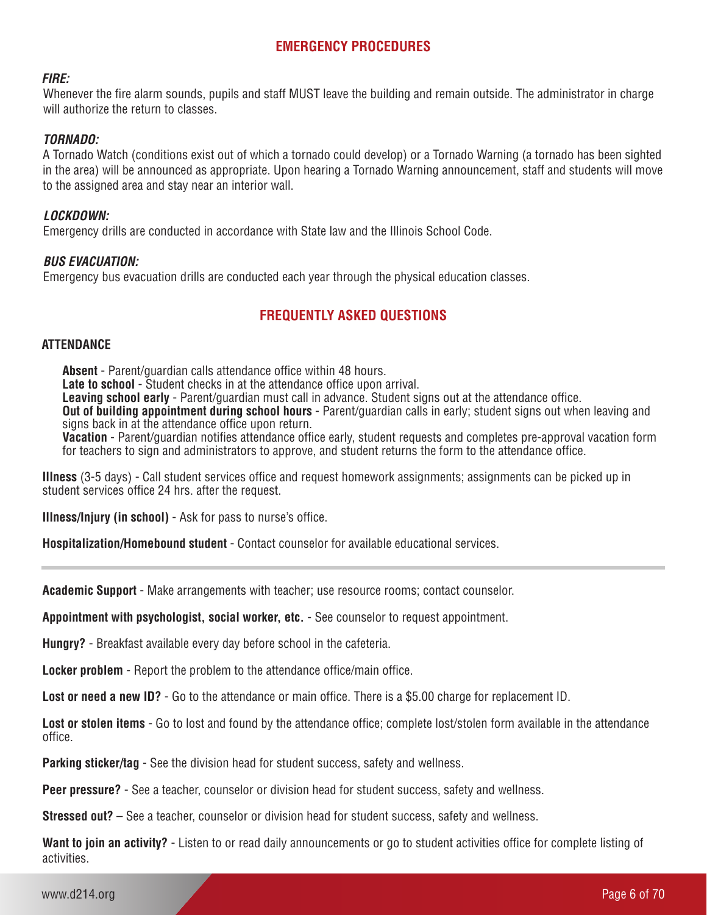## EMERGENCY PROCEDURES

***FIRE:***

Whenever the fire alarm sounds, pupils and staff MUST leave the building and remain outside. The administrator in charge will authorize the return to classes.

***TORNADO:***

A Tornado Watch (conditions exist out of which a tornado could develop) or a Tornado Warning (a tornado has been sighted in the area) will be announced as appropriate. Upon hearing a Tornado Warning announcement, staff and students will move to the assigned area and stay near an interior wall.

***LOCKDOWN:***

Emergency drills are conducted in accordance with State law and the Illinois School Code.

***BUS EVACUATION:***

Emergency bus evacuation drills are conducted each year through the physical education classes.

## FREQUENTLY ASKED QUESTIONS

### ATTENDANCE

**Absent** - Parent/guardian calls attendance office within 48 hours.
**Late to school** - Student checks in at the attendance office upon arrival.
**Leaving school early** - Parent/guardian must call in advance. Student signs out at the attendance office.
**Out of building appointment during school hours** - Parent/guardian calls in early; student signs out when leaving and signs back in at the attendance office upon return.
**Vacation** - Parent/guardian notifies attendance office early, student requests and completes pre-approval vacation form for teachers to sign and administrators to approve, and student returns the form to the attendance office.

**Illness** (3-5 days) - Call student services office and request homework assignments; assignments can be picked up in student services office 24 hrs. after the request.

**Illness/Injury (in school)** - Ask for pass to nurse's office.

**Hospitalization/Homebound student** - Contact counselor for available educational services.

---

**Academic Support** - Make arrangements with teacher; use resource rooms; contact counselor.

**Appointment with psychologist, social worker, etc.** - See counselor to request appointment.

**Hungry?** - Breakfast available every day before school in the cafeteria.

**Locker problem** - Report the problem to the attendance office/main office.

**Lost or need a new ID?** - Go to the attendance or main office. There is a $5.00 charge for replacement ID.

**Lost or stolen items** - Go to lost and found by the attendance office; complete lost/stolen form available in the attendance office.

**Parking sticker/tag** - See the division head for student success, safety and wellness.

**Peer pressure?** - See a teacher, counselor or division head for student success, safety and wellness.

**Stressed out?** – See a teacher, counselor or division head for student success, safety and wellness.

**Want to join an activity?** - Listen to or read daily announcements or go to student activities office for complete listing of activities.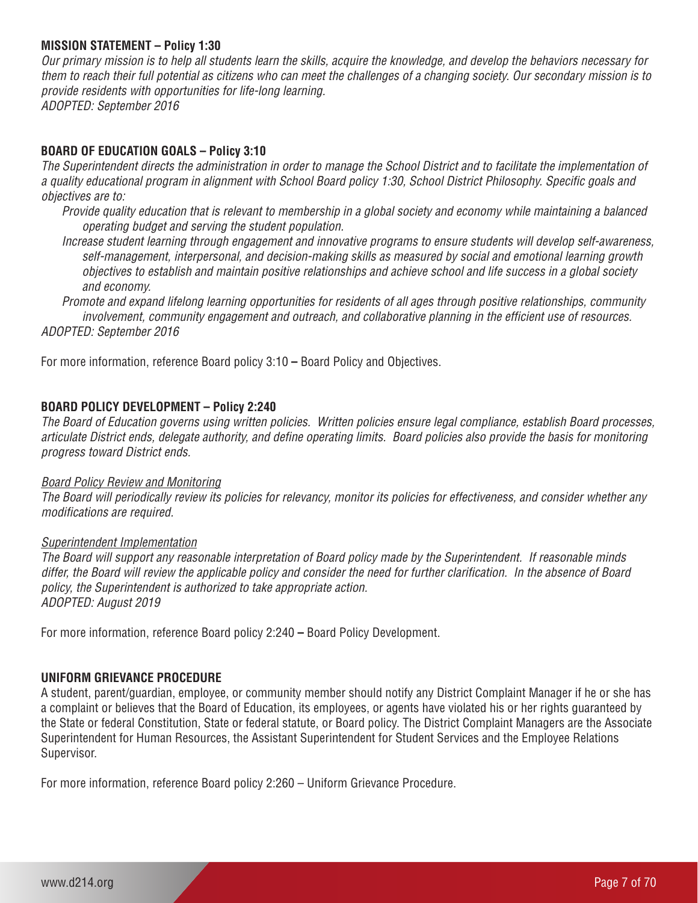**MISSION STATEMENT – Policy 1:30**

*Our primary mission is to help all students learn the skills, acquire the knowledge, and develop the behaviors necessary for them to reach their full potential as citizens who can meet the challenges of a changing society. Our secondary mission is to provide residents with opportunities for life-long learning.*
*ADOPTED: September 2016*

**BOARD OF EDUCATION GOALS – Policy 3:10**

*The Superintendent directs the administration in order to manage the School District and to facilitate the implementation of a quality educational program in alignment with School Board policy 1:30, School District Philosophy. Specific goals and objectives are to:*

*Provide quality education that is relevant to membership in a global society and economy while maintaining a balanced operating budget and serving the student population.*

*Increase student learning through engagement and innovative programs to ensure students will develop self-awareness, self-management, interpersonal, and decision-making skills as measured by social and emotional learning growth objectives to establish and maintain positive relationships and achieve school and life success in a global society and economy.*

*Promote and expand lifelong learning opportunities for residents of all ages through positive relationships, community involvement, community engagement and outreach, and collaborative planning in the efficient use of resources.*

*ADOPTED: September 2016*

For more information, reference Board policy 3:10 **–** Board Policy and Objectives.

**BOARD POLICY DEVELOPMENT – Policy 2:240**

*The Board of Education governs using written policies. Written policies ensure legal compliance, establish Board processes, articulate District ends, delegate authority, and define operating limits. Board policies also provide the basis for monitoring progress toward District ends.*

*Board Policy Review and Monitoring*

*The Board will periodically review its policies for relevancy, monitor its policies for effectiveness, and consider whether any modifications are required.*

*Superintendent Implementation*

*The Board will support any reasonable interpretation of Board policy made by the Superintendent. If reasonable minds differ, the Board will review the applicable policy and consider the need for further clarification. In the absence of Board policy, the Superintendent is authorized to take appropriate action.*
*ADOPTED: August 2019*

For more information, reference Board policy 2:240 **–** Board Policy Development.

**UNIFORM GRIEVANCE PROCEDURE**

A student, parent/guardian, employee, or community member should notify any District Complaint Manager if he or she has a complaint or believes that the Board of Education, its employees, or agents have violated his or her rights guaranteed by the State or federal Constitution, State or federal statute, or Board policy. The District Complaint Managers are the Associate Superintendent for Human Resources, the Assistant Superintendent for Student Services and the Employee Relations Supervisor.

For more information, reference Board policy 2:260 – Uniform Grievance Procedure.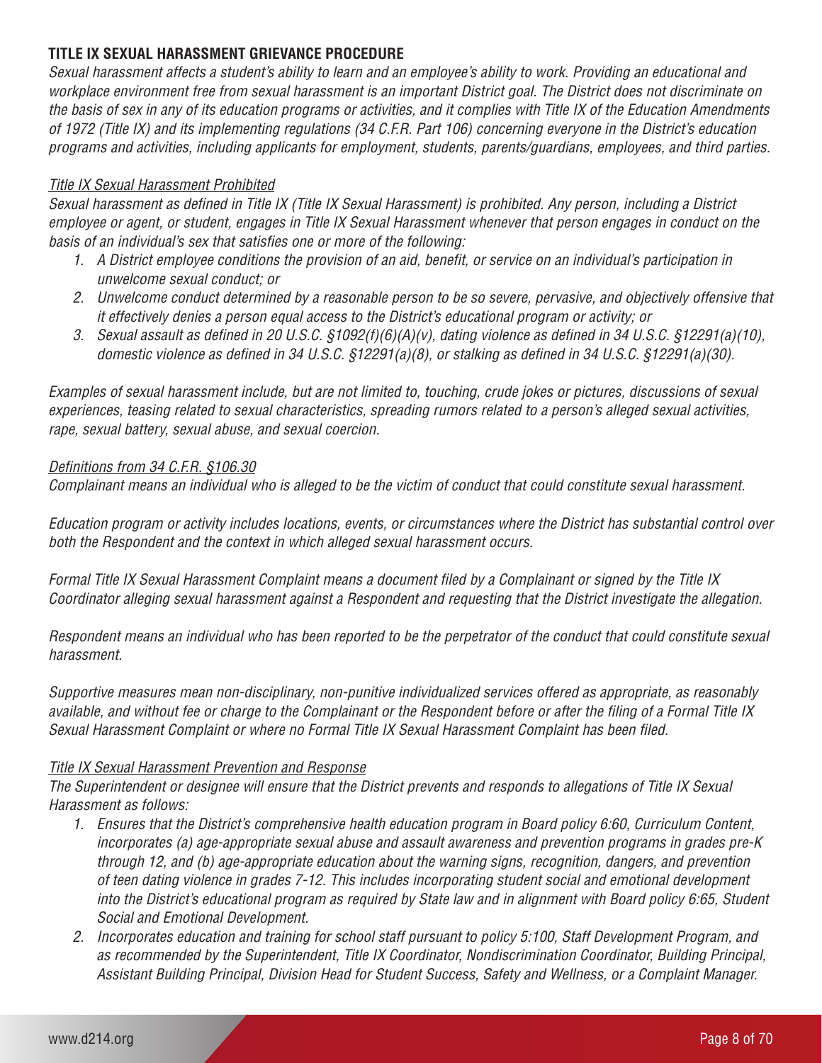## TITLE IX SEXUAL HARASSMENT GRIEVANCE PROCEDURE

*Sexual harassment affects a student's ability to learn and an employee's ability to work. Providing an educational and workplace environment free from sexual harassment is an important District goal. The District does not discriminate on the basis of sex in any of its education programs or activities, and it complies with Title IX of the Education Amendments of 1972 (Title IX) and its implementing regulations (34 C.F.R. Part 106) concerning everyone in the District's education programs and activities, including applicants for employment, students, parents/guardians, employees, and third parties.*

### *Title IX Sexual Harassment Prohibited*

*Sexual harassment as defined in Title IX (Title IX Sexual Harassment) is prohibited. Any person, including a District employee or agent, or student, engages in Title IX Sexual Harassment whenever that person engages in conduct on the basis of an individual's sex that satisfies one or more of the following:*

1. *A District employee conditions the provision of an aid, benefit, or service on an individual's participation in unwelcome sexual conduct; or*
2. *Unwelcome conduct determined by a reasonable person to be so severe, pervasive, and objectively offensive that it effectively denies a person equal access to the District's educational program or activity; or*
3. *Sexual assault as defined in 20 U.S.C. §1092(f)(6)(A)(v), dating violence as defined in 34 U.S.C. §12291(a)(10), domestic violence as defined in 34 U.S.C. §12291(a)(8), or stalking as defined in 34 U.S.C. §12291(a)(30).*

*Examples of sexual harassment include, but are not limited to, touching, crude jokes or pictures, discussions of sexual experiences, teasing related to sexual characteristics, spreading rumors related to a person's alleged sexual activities, rape, sexual battery, sexual abuse, and sexual coercion.*

### *Definitions from 34 C.F.R. §106.30*

*Complainant means an individual who is alleged to be the victim of conduct that could constitute sexual harassment.*

*Education program or activity includes locations, events, or circumstances where the District has substantial control over both the Respondent and the context in which alleged sexual harassment occurs.*

*Formal Title IX Sexual Harassment Complaint means a document filed by a Complainant or signed by the Title IX Coordinator alleging sexual harassment against a Respondent and requesting that the District investigate the allegation.*

*Respondent means an individual who has been reported to be the perpetrator of the conduct that could constitute sexual harassment.*

*Supportive measures mean non-disciplinary, non-punitive individualized services offered as appropriate, as reasonably available, and without fee or charge to the Complainant or the Respondent before or after the filing of a Formal Title IX Sexual Harassment Complaint or where no Formal Title IX Sexual Harassment Complaint has been filed.*

### *Title IX Sexual Harassment Prevention and Response*

*The Superintendent or designee will ensure that the District prevents and responds to allegations of Title IX Sexual Harassment as follows:*

1. *Ensures that the District's comprehensive health education program in Board policy 6:60, Curriculum Content, incorporates (a) age-appropriate sexual abuse and assault awareness and prevention programs in grades pre-K through 12, and (b) age-appropriate education about the warning signs, recognition, dangers, and prevention of teen dating violence in grades 7-12. This includes incorporating student social and emotional development into the District's educational program as required by State law and in alignment with Board policy 6:65, Student Social and Emotional Development.*
2. *Incorporates education and training for school staff pursuant to policy 5:100, Staff Development Program, and as recommended by the Superintendent, Title IX Coordinator, Nondiscrimination Coordinator, Building Principal, Assistant Building Principal, Division Head for Student Success, Safety and Wellness, or a Complaint Manager.*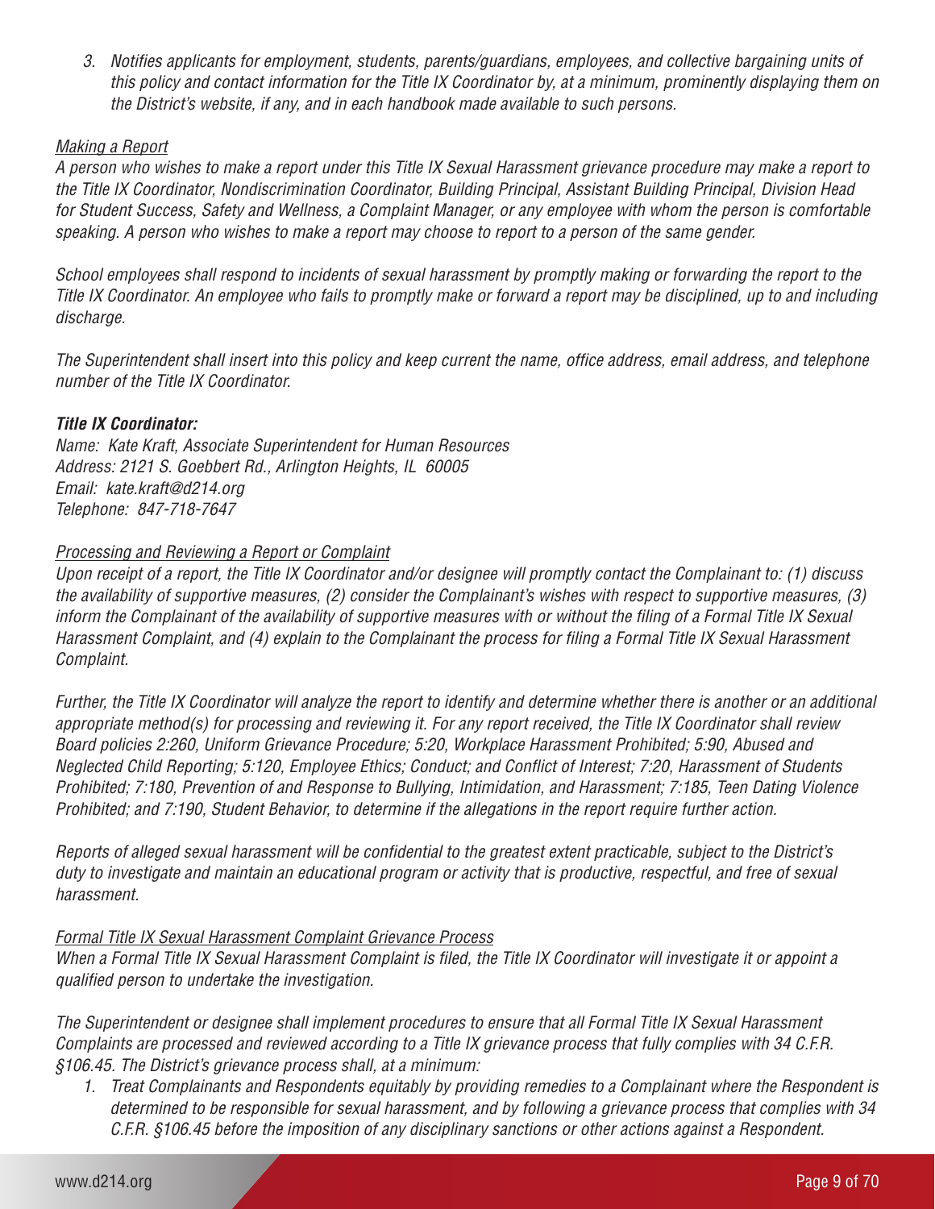3. *Notifies applicants for employment, students, parents/guardians, employees, and collective bargaining units of this policy and contact information for the Title IX Coordinator by, at a minimum, prominently displaying them on the District's website, if any, and in each handbook made available to such persons.*

*Making a Report*

*A person who wishes to make a report under this Title IX Sexual Harassment grievance procedure may make a report to the Title IX Coordinator, Nondiscrimination Coordinator, Building Principal, Assistant Building Principal, Division Head for Student Success, Safety and Wellness, a Complaint Manager, or any employee with whom the person is comfortable speaking. A person who wishes to make a report may choose to report to a person of the same gender.*

*School employees shall respond to incidents of sexual harassment by promptly making or forwarding the report to the Title IX Coordinator. An employee who fails to promptly make or forward a report may be disciplined, up to and including discharge.*

*The Superintendent shall insert into this policy and keep current the name, office address, email address, and telephone number of the Title IX Coordinator.*

***Title IX Coordinator:***

*Name: Kate Kraft, Associate Superintendent for Human Resources*
*Address: 2121 S. Goebbert Rd., Arlington Heights, IL 60005*
*Email: kate.kraft@d214.org*
*Telephone: 847-718-7647*

*Processing and Reviewing a Report or Complaint*

*Upon receipt of a report, the Title IX Coordinator and/or designee will promptly contact the Complainant to: (1) discuss the availability of supportive measures, (2) consider the Complainant's wishes with respect to supportive measures, (3) inform the Complainant of the availability of supportive measures with or without the filing of a Formal Title IX Sexual Harassment Complaint, and (4) explain to the Complainant the process for filing a Formal Title IX Sexual Harassment Complaint.*

*Further, the Title IX Coordinator will analyze the report to identify and determine whether there is another or an additional appropriate method(s) for processing and reviewing it. For any report received, the Title IX Coordinator shall review Board policies 2:260, Uniform Grievance Procedure; 5:20, Workplace Harassment Prohibited; 5:90, Abused and Neglected Child Reporting; 5:120, Employee Ethics; Conduct; and Conflict of Interest; 7:20, Harassment of Students Prohibited; 7:180, Prevention of and Response to Bullying, Intimidation, and Harassment; 7:185, Teen Dating Violence Prohibited; and 7:190, Student Behavior, to determine if the allegations in the report require further action.*

*Reports of alleged sexual harassment will be confidential to the greatest extent practicable, subject to the District's duty to investigate and maintain an educational program or activity that is productive, respectful, and free of sexual harassment.*

*Formal Title IX Sexual Harassment Complaint Grievance Process*

*When a Formal Title IX Sexual Harassment Complaint is filed, the Title IX Coordinator will investigate it or appoint a qualified person to undertake the investigation.*

*The Superintendent or designee shall implement procedures to ensure that all Formal Title IX Sexual Harassment Complaints are processed and reviewed according to a Title IX grievance process that fully complies with 34 C.F.R. §106.45. The District's grievance process shall, at a minimum:*

1. *Treat Complainants and Respondents equitably by providing remedies to a Complainant where the Respondent is determined to be responsible for sexual harassment, and by following a grievance process that complies with 34 C.F.R. §106.45 before the imposition of any disciplinary sanctions or other actions against a Respondent.*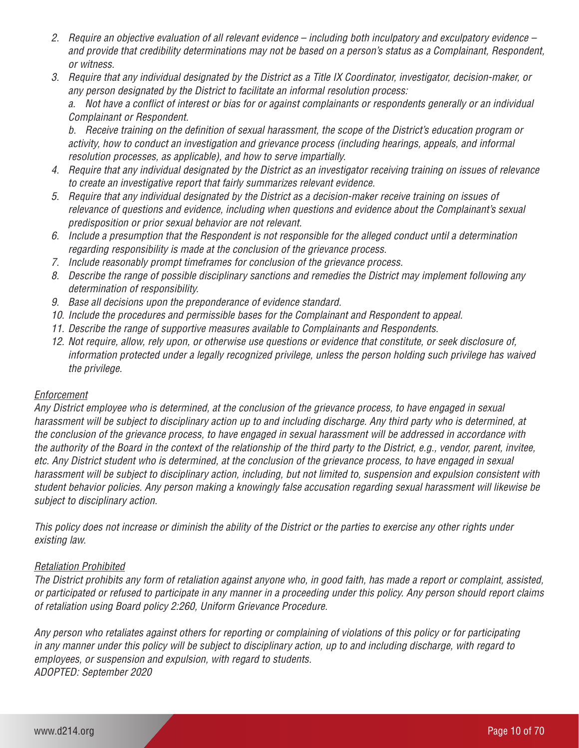2. *Require an objective evaluation of all relevant evidence – including both inculpatory and exculpatory evidence – and provide that credibility determinations may not be based on a person's status as a Complainant, Respondent, or witness.*
3. *Require that any individual designated by the District as a Title IX Coordinator, investigator, decision-maker, or any person designated by the District to facilitate an informal resolution process:*

   *a. Not have a conflict of interest or bias for or against complainants or respondents generally or an individual Complainant or Respondent.*

   *b. Receive training on the definition of sexual harassment, the scope of the District's education program or activity, how to conduct an investigation and grievance process (including hearings, appeals, and informal resolution processes, as applicable), and how to serve impartially.*
4. *Require that any individual designated by the District as an investigator receiving training on issues of relevance to create an investigative report that fairly summarizes relevant evidence.*
5. *Require that any individual designated by the District as a decision-maker receive training on issues of relevance of questions and evidence, including when questions and evidence about the Complainant's sexual predisposition or prior sexual behavior are not relevant.*
6. *Include a presumption that the Respondent is not responsible for the alleged conduct until a determination regarding responsibility is made at the conclusion of the grievance process.*
7. *Include reasonably prompt timeframes for conclusion of the grievance process.*
8. *Describe the range of possible disciplinary sanctions and remedies the District may implement following any determination of responsibility.*
9. *Base all decisions upon the preponderance of evidence standard.*
10. *Include the procedures and permissible bases for the Complainant and Respondent to appeal.*
11. *Describe the range of supportive measures available to Complainants and Respondents.*
12. *Not require, allow, rely upon, or otherwise use questions or evidence that constitute, or seek disclosure of, information protected under a legally recognized privilege, unless the person holding such privilege has waived the privilege.*

*Enforcement*

*Any District employee who is determined, at the conclusion of the grievance process, to have engaged in sexual harassment will be subject to disciplinary action up to and including discharge. Any third party who is determined, at the conclusion of the grievance process, to have engaged in sexual harassment will be addressed in accordance with the authority of the Board in the context of the relationship of the third party to the District, e.g., vendor, parent, invitee, etc. Any District student who is determined, at the conclusion of the grievance process, to have engaged in sexual harassment will be subject to disciplinary action, including, but not limited to, suspension and expulsion consistent with student behavior policies. Any person making a knowingly false accusation regarding sexual harassment will likewise be subject to disciplinary action.*

*This policy does not increase or diminish the ability of the District or the parties to exercise any other rights under existing law.*

*Retaliation Prohibited*

*The District prohibits any form of retaliation against anyone who, in good faith, has made a report or complaint, assisted, or participated or refused to participate in any manner in a proceeding under this policy. Any person should report claims of retaliation using Board policy 2:260, Uniform Grievance Procedure.*

*Any person who retaliates against others for reporting or complaining of violations of this policy or for participating in any manner under this policy will be subject to disciplinary action, up to and including discharge, with regard to employees, or suspension and expulsion, with regard to students.*
*ADOPTED: September 2020*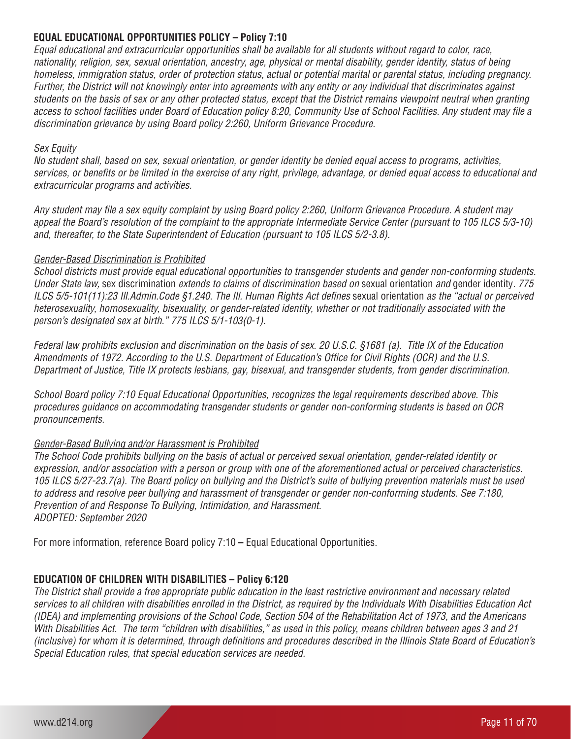**EQUAL EDUCATIONAL OPPORTUNITIES POLICY – Policy 7:10**

*Equal educational and extracurricular opportunities shall be available for all students without regard to color, race, nationality, religion, sex, sexual orientation, ancestry, age, physical or mental disability, gender identity, status of being homeless, immigration status, order of protection status, actual or potential marital or parental status, including pregnancy. Further, the District will not knowingly enter into agreements with any entity or any individual that discriminates against students on the basis of sex or any other protected status, except that the District remains viewpoint neutral when granting access to school facilities under Board of Education policy 8:20, Community Use of School Facilities. Any student may file a discrimination grievance by using Board policy 2:260, Uniform Grievance Procedure.*

*Sex Equity*

*No student shall, based on sex, sexual orientation, or gender identity be denied equal access to programs, activities, services, or benefits or be limited in the exercise of any right, privilege, advantage, or denied equal access to educational and extracurricular programs and activities.*

*Any student may file a sex equity complaint by using Board policy 2:260, Uniform Grievance Procedure. A student may appeal the Board's resolution of the complaint to the appropriate Intermediate Service Center (pursuant to 105 ILCS 5/3-10) and, thereafter, to the State Superintendent of Education (pursuant to 105 ILCS 5/2-3.8).*

*Gender-Based Discrimination is Prohibited*

*School districts must provide equal educational opportunities to transgender students and gender non-conforming students. Under State law,* sex discrimination *extends to claims of discrimination based on* sexual orientation *and* gender identity*. 775 ILCS 5/5-101(11):23 Ill.Admin.Code §1.240. The Ill. Human Rights Act defines* sexual orientation *as the "actual or perceived heterosexuality, homosexuality, bisexuality, or gender-related identity, whether or not traditionally associated with the person's designated sex at birth." 775 ILCS 5/1-103(0-1).*

*Federal law prohibits exclusion and discrimination on the basis of sex. 20 U.S.C. §1681 (a). Title IX of the Education Amendments of 1972. According to the U.S. Department of Education's Office for Civil Rights (OCR) and the U.S. Department of Justice, Title IX protects lesbians, gay, bisexual, and transgender students, from gender discrimination.*

*School Board policy 7:10 Equal Educational Opportunities, recognizes the legal requirements described above. This procedures guidance on accommodating transgender students or gender non-conforming students is based on OCR pronouncements.*

*Gender-Based Bullying and/or Harassment is Prohibited*

*The School Code prohibits bullying on the basis of actual or perceived sexual orientation, gender-related identity or expression, and/or association with a person or group with one of the aforementioned actual or perceived characteristics. 105 ILCS 5/27-23.7(a). The Board policy on bullying and the District's suite of bullying prevention materials must be used to address and resolve peer bullying and harassment of transgender or gender non-conforming students. See 7:180, Prevention of and Response To Bullying, Intimidation, and Harassment.*
*ADOPTED: September 2020*

For more information, reference Board policy 7:10 **–** Equal Educational Opportunities.

**EDUCATION OF CHILDREN WITH DISABILITIES – Policy 6:120**

*The District shall provide a free appropriate public education in the least restrictive environment and necessary related services to all children with disabilities enrolled in the District, as required by the Individuals With Disabilities Education Act (IDEA) and implementing provisions of the School Code, Section 504 of the Rehabilitation Act of 1973, and the Americans With Disabilities Act. The term "children with disabilities," as used in this policy, means children between ages 3 and 21 (inclusive) for whom it is determined, through definitions and procedures described in the Illinois State Board of Education's Special Education rules, that special education services are needed.*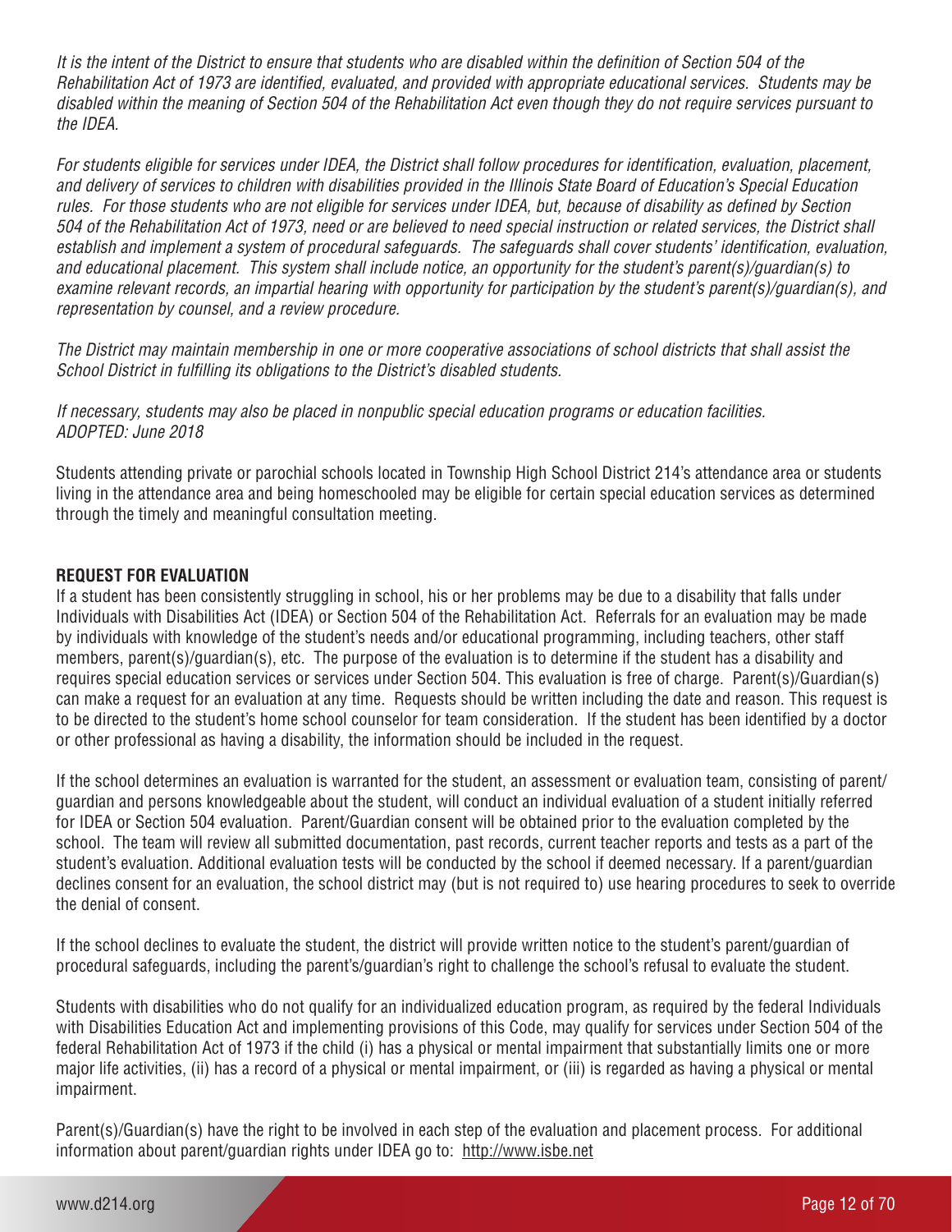*It is the intent of the District to ensure that students who are disabled within the definition of Section 504 of the Rehabilitation Act of 1973 are identified, evaluated, and provided with appropriate educational services. Students may be disabled within the meaning of Section 504 of the Rehabilitation Act even though they do not require services pursuant to the IDEA.*

*For students eligible for services under IDEA, the District shall follow procedures for identification, evaluation, placement, and delivery of services to children with disabilities provided in the Illinois State Board of Education's Special Education rules. For those students who are not eligible for services under IDEA, but, because of disability as defined by Section 504 of the Rehabilitation Act of 1973, need or are believed to need special instruction or related services, the District shall establish and implement a system of procedural safeguards. The safeguards shall cover students' identification, evaluation, and educational placement. This system shall include notice, an opportunity for the student's parent(s)/guardian(s) to examine relevant records, an impartial hearing with opportunity for participation by the student's parent(s)/guardian(s), and representation by counsel, and a review procedure.*

*The District may maintain membership in one or more cooperative associations of school districts that shall assist the School District in fulfilling its obligations to the District's disabled students.*

*If necessary, students may also be placed in nonpublic special education programs or education facilities.*
*ADOPTED: June 2018*

Students attending private or parochial schools located in Township High School District 214's attendance area or students living in the attendance area and being homeschooled may be eligible for certain special education services as determined through the timely and meaningful consultation meeting.

**REQUEST FOR EVALUATION**

If a student has been consistently struggling in school, his or her problems may be due to a disability that falls under Individuals with Disabilities Act (IDEA) or Section 504 of the Rehabilitation Act. Referrals for an evaluation may be made by individuals with knowledge of the student's needs and/or educational programming, including teachers, other staff members, parent(s)/guardian(s), etc. The purpose of the evaluation is to determine if the student has a disability and requires special education services or services under Section 504. This evaluation is free of charge. Parent(s)/Guardian(s) can make a request for an evaluation at any time. Requests should be written including the date and reason. This request is to be directed to the student's home school counselor for team consideration. If the student has been identified by a doctor or other professional as having a disability, the information should be included in the request.

If the school determines an evaluation is warranted for the student, an assessment or evaluation team, consisting of parent/guardian and persons knowledgeable about the student, will conduct an individual evaluation of a student initially referred for IDEA or Section 504 evaluation. Parent/Guardian consent will be obtained prior to the evaluation completed by the school. The team will review all submitted documentation, past records, current teacher reports and tests as a part of the student's evaluation. Additional evaluation tests will be conducted by the school if deemed necessary. If a parent/guardian declines consent for an evaluation, the school district may (but is not required to) use hearing procedures to seek to override the denial of consent.

If the school declines to evaluate the student, the district will provide written notice to the student's parent/guardian of procedural safeguards, including the parent's/guardian's right to challenge the school's refusal to evaluate the student.

Students with disabilities who do not qualify for an individualized education program, as required by the federal Individuals with Disabilities Education Act and implementing provisions of this Code, may qualify for services under Section 504 of the federal Rehabilitation Act of 1973 if the child (i) has a physical or mental impairment that substantially limits one or more major life activities, (ii) has a record of a physical or mental impairment, or (iii) is regarded as having a physical or mental impairment.

Parent(s)/Guardian(s) have the right to be involved in each step of the evaluation and placement process. For additional information about parent/guardian rights under IDEA go to: http://www.isbe.net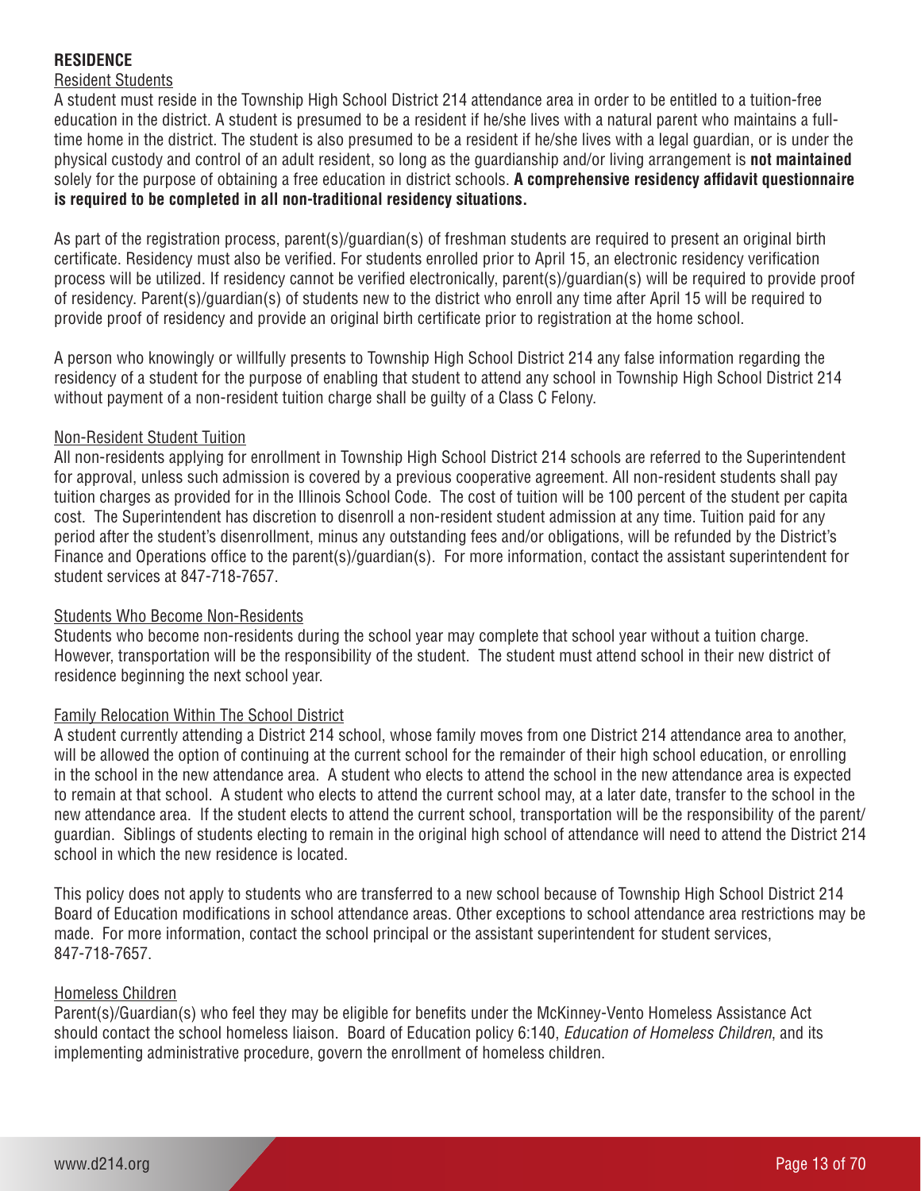## RESIDENCE

### Resident Students

A student must reside in the Township High School District 214 attendance area in order to be entitled to a tuition-free education in the district. A student is presumed to be a resident if he/she lives with a natural parent who maintains a full-time home in the district. The student is also presumed to be a resident if he/she lives with a legal guardian, or is under the physical custody and control of an adult resident, so long as the guardianship and/or living arrangement is **not maintained** solely for the purpose of obtaining a free education in district schools. **A comprehensive residency affidavit questionnaire is required to be completed in all non-traditional residency situations.**

As part of the registration process, parent(s)/guardian(s) of freshman students are required to present an original birth certificate. Residency must also be verified. For students enrolled prior to April 15, an electronic residency verification process will be utilized. If residency cannot be verified electronically, parent(s)/guardian(s) will be required to provide proof of residency. Parent(s)/guardian(s) of students new to the district who enroll any time after April 15 will be required to provide proof of residency and provide an original birth certificate prior to registration at the home school.

A person who knowingly or willfully presents to Township High School District 214 any false information regarding the residency of a student for the purpose of enabling that student to attend any school in Township High School District 214 without payment of a non-resident tuition charge shall be guilty of a Class C Felony.

### Non-Resident Student Tuition

All non-residents applying for enrollment in Township High School District 214 schools are referred to the Superintendent for approval, unless such admission is covered by a previous cooperative agreement. All non-resident students shall pay tuition charges as provided for in the Illinois School Code. The cost of tuition will be 100 percent of the student per capita cost. The Superintendent has discretion to disenroll a non-resident student admission at any time. Tuition paid for any period after the student's disenrollment, minus any outstanding fees and/or obligations, will be refunded by the District's Finance and Operations office to the parent(s)/guardian(s). For more information, contact the assistant superintendent for student services at 847-718-7657.

### Students Who Become Non-Residents

Students who become non-residents during the school year may complete that school year without a tuition charge. However, transportation will be the responsibility of the student. The student must attend school in their new district of residence beginning the next school year.

### Family Relocation Within The School District

A student currently attending a District 214 school, whose family moves from one District 214 attendance area to another, will be allowed the option of continuing at the current school for the remainder of their high school education, or enrolling in the school in the new attendance area. A student who elects to attend the school in the new attendance area is expected to remain at that school. A student who elects to attend the current school may, at a later date, transfer to the school in the new attendance area. If the student elects to attend the current school, transportation will be the responsibility of the parent/guardian. Siblings of students electing to remain in the original high school of attendance will need to attend the District 214 school in which the new residence is located.

This policy does not apply to students who are transferred to a new school because of Township High School District 214 Board of Education modifications in school attendance areas. Other exceptions to school attendance area restrictions may be made. For more information, contact the school principal or the assistant superintendent for student services, 847-718-7657.

### Homeless Children

Parent(s)/Guardian(s) who feel they may be eligible for benefits under the McKinney-Vento Homeless Assistance Act should contact the school homeless liaison. Board of Education policy 6:140, *Education of Homeless Children*, and its implementing administrative procedure, govern the enrollment of homeless children.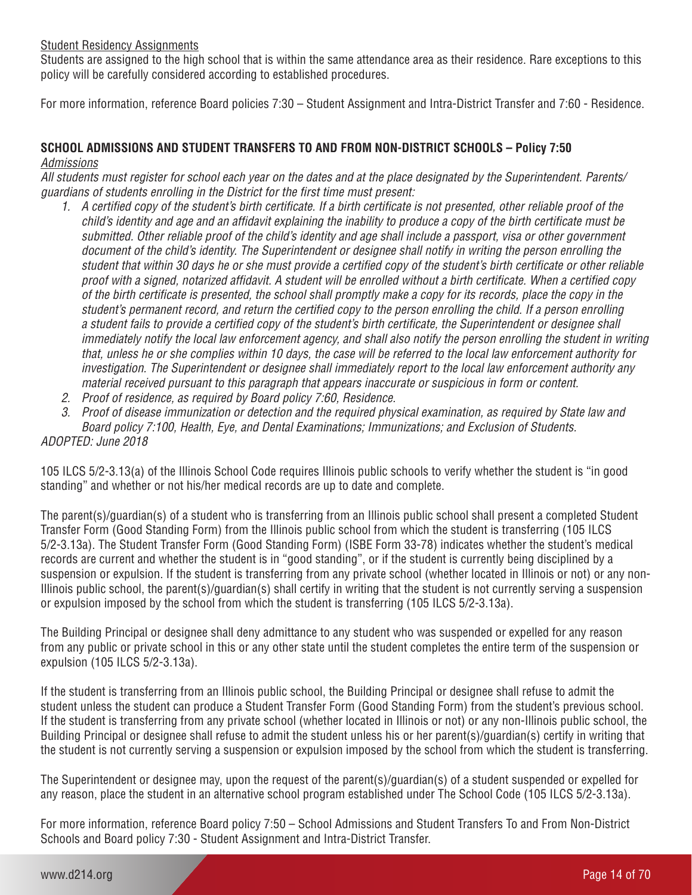Student Residency Assignments

Students are assigned to the high school that is within the same attendance area as their residence. Rare exceptions to this policy will be carefully considered according to established procedures.

For more information, reference Board policies 7:30 – Student Assignment and Intra-District Transfer and 7:60 - Residence.

## SCHOOL ADMISSIONS AND STUDENT TRANSFERS TO AND FROM NON-DISTRICT SCHOOLS – Policy 7:50

*Admissions*

*All students must register for school each year on the dates and at the place designated by the Superintendent. Parents/guardians of students enrolling in the District for the first time must present:*

1. *A certified copy of the student's birth certificate. If a birth certificate is not presented, other reliable proof of the child's identity and age and an affidavit explaining the inability to produce a copy of the birth certificate must be submitted. Other reliable proof of the child's identity and age shall include a passport, visa or other government document of the child's identity. The Superintendent or designee shall notify in writing the person enrolling the student that within 30 days he or she must provide a certified copy of the student's birth certificate or other reliable proof with a signed, notarized affidavit. A student will be enrolled without a birth certificate. When a certified copy of the birth certificate is presented, the school shall promptly make a copy for its records, place the copy in the student's permanent record, and return the certified copy to the person enrolling the child. If a person enrolling a student fails to provide a certified copy of the student's birth certificate, the Superintendent or designee shall immediately notify the local law enforcement agency, and shall also notify the person enrolling the student in writing that, unless he or she complies within 10 days, the case will be referred to the local law enforcement authority for investigation. The Superintendent or designee shall immediately report to the local law enforcement authority any material received pursuant to this paragraph that appears inaccurate or suspicious in form or content.*
2. *Proof of residence, as required by Board policy 7:60, Residence.*
3. *Proof of disease immunization or detection and the required physical examination, as required by State law and Board policy 7:100, Health, Eye, and Dental Examinations; Immunizations; and Exclusion of Students.*

*ADOPTED: June 2018*

105 ILCS 5/2-3.13(a) of the Illinois School Code requires Illinois public schools to verify whether the student is "in good standing" and whether or not his/her medical records are up to date and complete.

The parent(s)/guardian(s) of a student who is transferring from an Illinois public school shall present a completed Student Transfer Form (Good Standing Form) from the Illinois public school from which the student is transferring (105 ILCS 5/2-3.13a). The Student Transfer Form (Good Standing Form) (ISBE Form 33-78) indicates whether the student's medical records are current and whether the student is in "good standing", or if the student is currently being disciplined by a suspension or expulsion. If the student is transferring from any private school (whether located in Illinois or not) or any non-Illinois public school, the parent(s)/guardian(s) shall certify in writing that the student is not currently serving a suspension or expulsion imposed by the school from which the student is transferring (105 ILCS 5/2-3.13a).

The Building Principal or designee shall deny admittance to any student who was suspended or expelled for any reason from any public or private school in this or any other state until the student completes the entire term of the suspension or expulsion (105 ILCS 5/2-3.13a).

If the student is transferring from an Illinois public school, the Building Principal or designee shall refuse to admit the student unless the student can produce a Student Transfer Form (Good Standing Form) from the student's previous school. If the student is transferring from any private school (whether located in Illinois or not) or any non-Illinois public school, the Building Principal or designee shall refuse to admit the student unless his or her parent(s)/guardian(s) certify in writing that the student is not currently serving a suspension or expulsion imposed by the school from which the student is transferring.

The Superintendent or designee may, upon the request of the parent(s)/guardian(s) of a student suspended or expelled for any reason, place the student in an alternative school program established under The School Code (105 ILCS 5/2-3.13a).

For more information, reference Board policy 7:50 – School Admissions and Student Transfers To and From Non-District Schools and Board policy 7:30 - Student Assignment and Intra-District Transfer.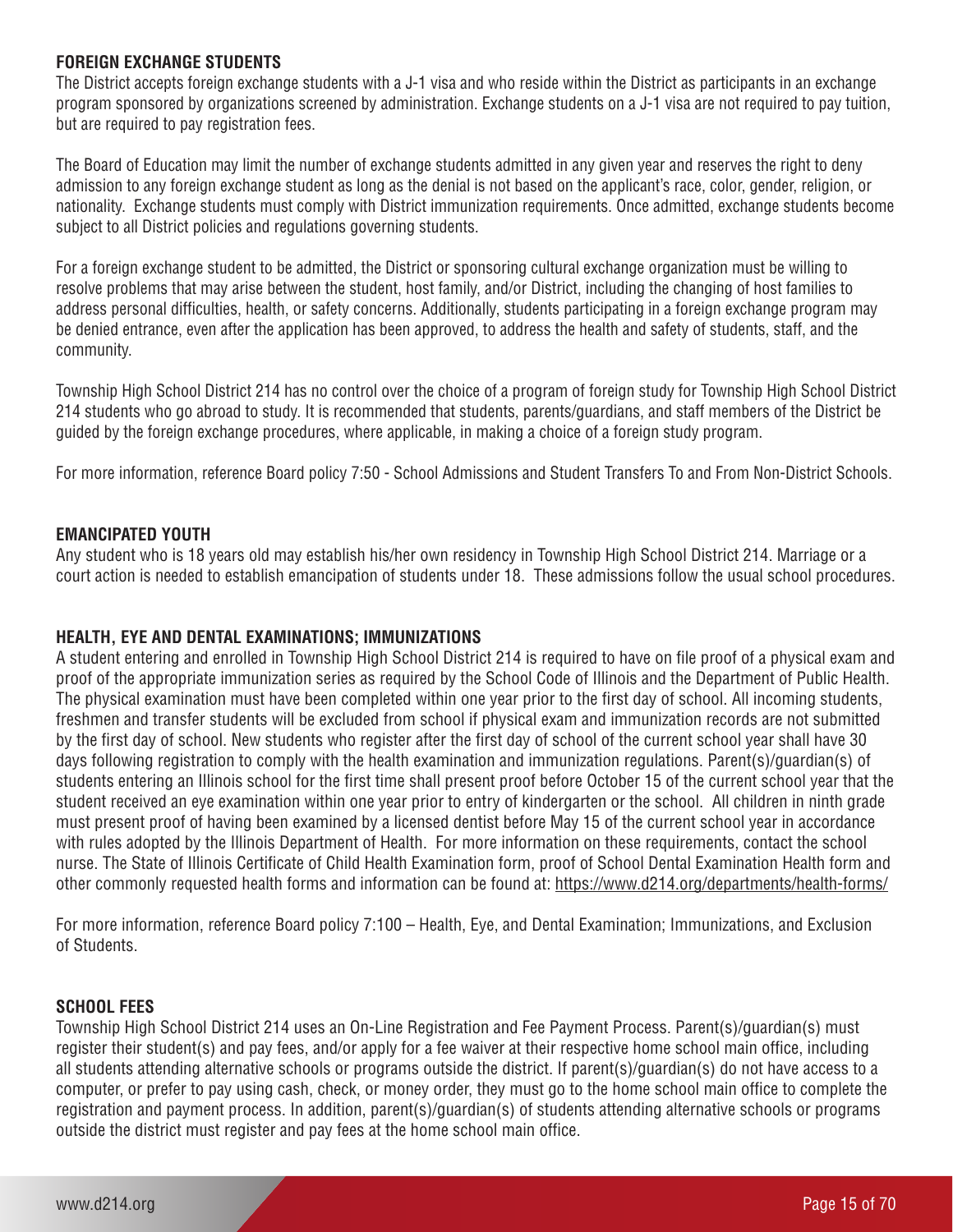## FOREIGN EXCHANGE STUDENTS

The District accepts foreign exchange students with a J-1 visa and who reside within the District as participants in an exchange program sponsored by organizations screened by administration. Exchange students on a J-1 visa are not required to pay tuition, but are required to pay registration fees.

The Board of Education may limit the number of exchange students admitted in any given year and reserves the right to deny admission to any foreign exchange student as long as the denial is not based on the applicant's race, color, gender, religion, or nationality. Exchange students must comply with District immunization requirements. Once admitted, exchange students become subject to all District policies and regulations governing students.

For a foreign exchange student to be admitted, the District or sponsoring cultural exchange organization must be willing to resolve problems that may arise between the student, host family, and/or District, including the changing of host families to address personal difficulties, health, or safety concerns. Additionally, students participating in a foreign exchange program may be denied entrance, even after the application has been approved, to address the health and safety of students, staff, and the community.

Township High School District 214 has no control over the choice of a program of foreign study for Township High School District 214 students who go abroad to study. It is recommended that students, parents/guardians, and staff members of the District be guided by the foreign exchange procedures, where applicable, in making a choice of a foreign study program.

For more information, reference Board policy 7:50 - School Admissions and Student Transfers To and From Non-District Schools.

## EMANCIPATED YOUTH

Any student who is 18 years old may establish his/her own residency in Township High School District 214. Marriage or a court action is needed to establish emancipation of students under 18. These admissions follow the usual school procedures.

## HEALTH, EYE AND DENTAL EXAMINATIONS; IMMUNIZATIONS

A student entering and enrolled in Township High School District 214 is required to have on file proof of a physical exam and proof of the appropriate immunization series as required by the School Code of Illinois and the Department of Public Health. The physical examination must have been completed within one year prior to the first day of school. All incoming students, freshmen and transfer students will be excluded from school if physical exam and immunization records are not submitted by the first day of school. New students who register after the first day of school of the current school year shall have 30 days following registration to comply with the health examination and immunization regulations. Parent(s)/guardian(s) of students entering an Illinois school for the first time shall present proof before October 15 of the current school year that the student received an eye examination within one year prior to entry of kindergarten or the school. All children in ninth grade must present proof of having been examined by a licensed dentist before May 15 of the current school year in accordance with rules adopted by the Illinois Department of Health. For more information on these requirements, contact the school nurse. The State of Illinois Certificate of Child Health Examination form, proof of School Dental Examination Health form and other commonly requested health forms and information can be found at: https://www.d214.org/departments/health-forms/

For more information, reference Board policy 7:100 – Health, Eye, and Dental Examination; Immunizations, and Exclusion of Students.

## SCHOOL FEES

Township High School District 214 uses an On-Line Registration and Fee Payment Process. Parent(s)/guardian(s) must register their student(s) and pay fees, and/or apply for a fee waiver at their respective home school main office, including all students attending alternative schools or programs outside the district. If parent(s)/guardian(s) do not have access to a computer, or prefer to pay using cash, check, or money order, they must go to the home school main office to complete the registration and payment process. In addition, parent(s)/guardian(s) of students attending alternative schools or programs outside the district must register and pay fees at the home school main office.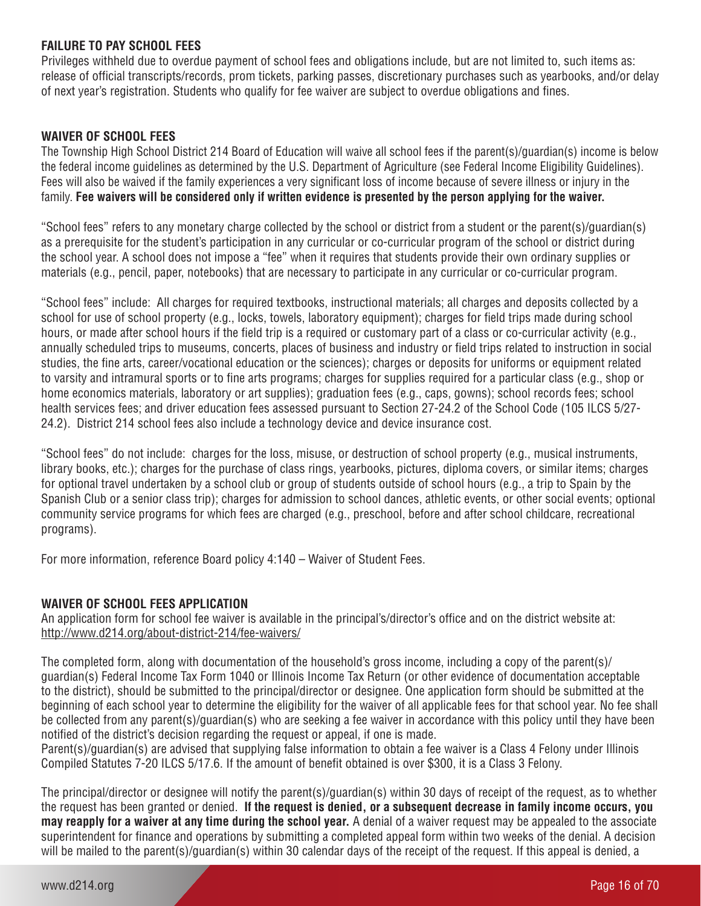## FAILURE TO PAY SCHOOL FEES

Privileges withheld due to overdue payment of school fees and obligations include, but are not limited to, such items as: release of official transcripts/records, prom tickets, parking passes, discretionary purchases such as yearbooks, and/or delay of next year's registration. Students who qualify for fee waiver are subject to overdue obligations and fines.

## WAIVER OF SCHOOL FEES

The Township High School District 214 Board of Education will waive all school fees if the parent(s)/guardian(s) income is below the federal income guidelines as determined by the U.S. Department of Agriculture (see Federal Income Eligibility Guidelines). Fees will also be waived if the family experiences a very significant loss of income because of severe illness or injury in the family. **Fee waivers will be considered only if written evidence is presented by the person applying for the waiver.**

"School fees" refers to any monetary charge collected by the school or district from a student or the parent(s)/guardian(s) as a prerequisite for the student's participation in any curricular or co-curricular program of the school or district during the school year. A school does not impose a "fee" when it requires that students provide their own ordinary supplies or materials (e.g., pencil, paper, notebooks) that are necessary to participate in any curricular or co-curricular program.

"School fees" include: All charges for required textbooks, instructional materials; all charges and deposits collected by a school for use of school property (e.g., locks, towels, laboratory equipment); charges for field trips made during school hours, or made after school hours if the field trip is a required or customary part of a class or co-curricular activity (e.g., annually scheduled trips to museums, concerts, places of business and industry or field trips related to instruction in social studies, the fine arts, career/vocational education or the sciences); charges or deposits for uniforms or equipment related to varsity and intramural sports or to fine arts programs; charges for supplies required for a particular class (e.g., shop or home economics materials, laboratory or art supplies); graduation fees (e.g., caps, gowns); school records fees; school health services fees; and driver education fees assessed pursuant to Section 27-24.2 of the School Code (105 ILCS 5/27-24.2). District 214 school fees also include a technology device and device insurance cost.

"School fees" do not include: charges for the loss, misuse, or destruction of school property (e.g., musical instruments, library books, etc.); charges for the purchase of class rings, yearbooks, pictures, diploma covers, or similar items; charges for optional travel undertaken by a school club or group of students outside of school hours (e.g., a trip to Spain by the Spanish Club or a senior class trip); charges for admission to school dances, athletic events, or other social events; optional community service programs for which fees are charged (e.g., preschool, before and after school childcare, recreational programs).

For more information, reference Board policy 4:140 – Waiver of Student Fees.

## WAIVER OF SCHOOL FEES APPLICATION

An application form for school fee waiver is available in the principal's/director's office and on the district website at: http://www.d214.org/about-district-214/fee-waivers/

The completed form, along with documentation of the household's gross income, including a copy of the parent(s)/guardian(s) Federal Income Tax Form 1040 or Illinois Income Tax Return (or other evidence of documentation acceptable to the district), should be submitted to the principal/director or designee. One application form should be submitted at the beginning of each school year to determine the eligibility for the waiver of all applicable fees for that school year. No fee shall be collected from any parent(s)/guardian(s) who are seeking a fee waiver in accordance with this policy until they have been notified of the district's decision regarding the request or appeal, if one is made.

Parent(s)/guardian(s) are advised that supplying false information to obtain a fee waiver is a Class 4 Felony under Illinois Compiled Statutes 7-20 ILCS 5/17.6. If the amount of benefit obtained is over $300, it is a Class 3 Felony.

The principal/director or designee will notify the parent(s)/guardian(s) within 30 days of receipt of the request, as to whether the request has been granted or denied. **If the request is denied, or a subsequent decrease in family income occurs, you may reapply for a waiver at any time during the school year.** A denial of a waiver request may be appealed to the associate superintendent for finance and operations by submitting a completed appeal form within two weeks of the denial. A decision will be mailed to the parent(s)/guardian(s) within 30 calendar days of the receipt of the request. If this appeal is denied, a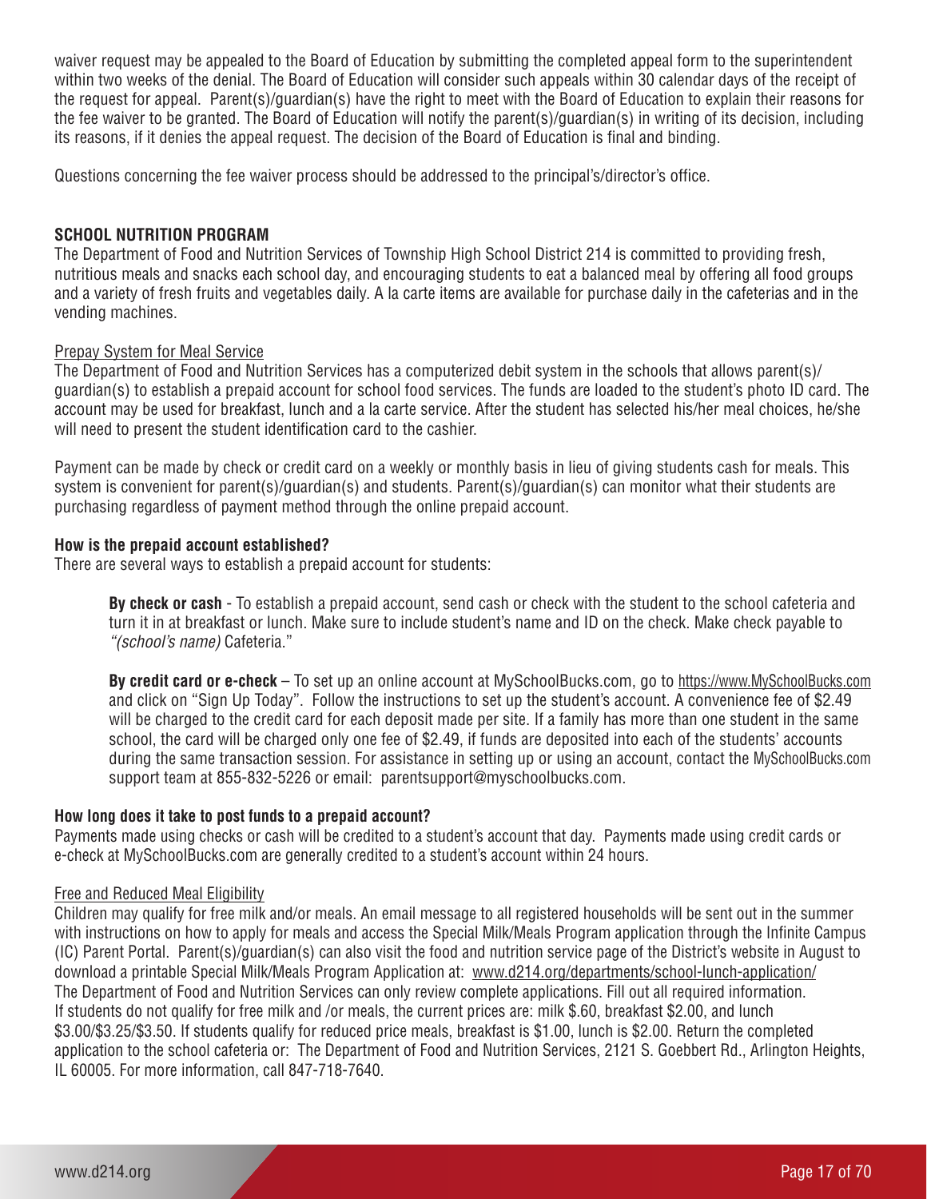waiver request may be appealed to the Board of Education by submitting the completed appeal form to the superintendent within two weeks of the denial. The Board of Education will consider such appeals within 30 calendar days of the receipt of the request for appeal. Parent(s)/guardian(s) have the right to meet with the Board of Education to explain their reasons for the fee waiver to be granted. The Board of Education will notify the parent(s)/guardian(s) in writing of its decision, including its reasons, if it denies the appeal request. The decision of the Board of Education is final and binding.

Questions concerning the fee waiver process should be addressed to the principal's/director's office.

## SCHOOL NUTRITION PROGRAM

The Department of Food and Nutrition Services of Township High School District 214 is committed to providing fresh, nutritious meals and snacks each school day, and encouraging students to eat a balanced meal by offering all food groups and a variety of fresh fruits and vegetables daily. A la carte items are available for purchase daily in the cafeterias and in the vending machines.

### Prepay System for Meal Service

The Department of Food and Nutrition Services has a computerized debit system in the schools that allows parent(s)/guardian(s) to establish a prepaid account for school food services. The funds are loaded to the student's photo ID card. The account may be used for breakfast, lunch and a la carte service. After the student has selected his/her meal choices, he/she will need to present the student identification card to the cashier.

Payment can be made by check or credit card on a weekly or monthly basis in lieu of giving students cash for meals. This system is convenient for parent(s)/guardian(s) and students. Parent(s)/guardian(s) can monitor what their students are purchasing regardless of payment method through the online prepaid account.

**How is the prepaid account established?**

There are several ways to establish a prepaid account for students:

**By check or cash** - To establish a prepaid account, send cash or check with the student to the school cafeteria and turn it in at breakfast or lunch. Make sure to include student's name and ID on the check. Make check payable to *"(school's name)* Cafeteria."

**By credit card or e-check** – To set up an online account at MySchoolBucks.com, go to https://www.MySchoolBucks.com and click on "Sign Up Today". Follow the instructions to set up the student's account. A convenience fee of $2.49 will be charged to the credit card for each deposit made per site. If a family has more than one student in the same school, the card will be charged only one fee of $2.49, if funds are deposited into each of the students' accounts during the same transaction session. For assistance in setting up or using an account, contact the MySchoolBucks.com support team at 855-832-5226 or email: parentsupport@myschoolbucks.com.

**How long does it take to post funds to a prepaid account?**

Payments made using checks or cash will be credited to a student's account that day. Payments made using credit cards or e-check at MySchoolBucks.com are generally credited to a student's account within 24 hours.

### Free and Reduced Meal Eligibility

Children may qualify for free milk and/or meals. An email message to all registered households will be sent out in the summer with instructions on how to apply for meals and access the Special Milk/Meals Program application through the Infinite Campus (IC) Parent Portal. Parent(s)/guardian(s) can also visit the food and nutrition service page of the District's website in August to download a printable Special Milk/Meals Program Application at: www.d214.org/departments/school-lunch-application/
The Department of Food and Nutrition Services can only review complete applications. Fill out all required information. If students do not qualify for free milk and /or meals, the current prices are: milk $.60, breakfast $2.00, and lunch $3.00/$3.25/$3.50. If students qualify for reduced price meals, breakfast is $1.00, lunch is $2.00. Return the completed application to the school cafeteria or: The Department of Food and Nutrition Services, 2121 S. Goebbert Rd., Arlington Heights, IL 60005. For more information, call 847-718-7640.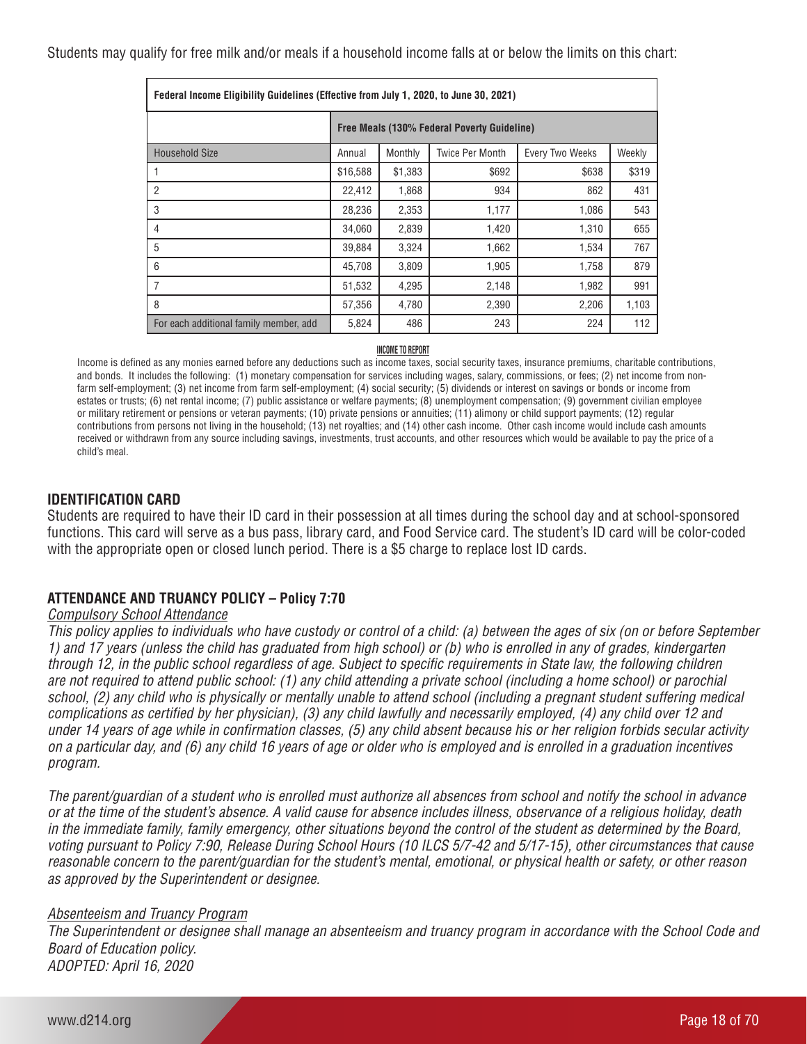Students may qualify for free milk and/or meals if a household income falls at or below the limits on this chart:

| Federal Income Eligibility Guidelines (Effective from July 1, 2020, to June 30, 2021) | | | | | |
|---|---|---|---|---|---|
| | Free Meals (130% Federal Poverty Guideline) | | | | |
| Household Size | Annual | Monthly | Twice Per Month | Every Two Weeks | Weekly |
| 1 | $16,588 | $1,383 | $692 | $638 | $319 |
| 2 | 22,412 | 1,868 | 934 | 862 | 431 |
| 3 | 28,236 | 2,353 | 1,177 | 1,086 | 543 |
| 4 | 34,060 | 2,839 | 1,420 | 1,310 | 655 |
| 5 | 39,884 | 3,324 | 1,662 | 1,534 | 767 |
| 6 | 45,708 | 3,809 | 1,905 | 1,758 | 879 |
| 7 | 51,532 | 4,295 | 2,148 | 1,982 | 991 |
| 8 | 57,356 | 4,780 | 2,390 | 2,206 | 1,103 |
| For each additional family member, add | 5,824 | 486 | 243 | 224 | 112 |

**INCOME TO REPORT**

Income is defined as any monies earned before any deductions such as income taxes, social security taxes, insurance premiums, charitable contributions, and bonds. It includes the following: (1) monetary compensation for services including wages, salary, commissions, or fees; (2) net income from non-farm self-employment; (3) net income from farm self-employment; (4) social security; (5) dividends or interest on savings or bonds or income from estates or trusts; (6) net rental income; (7) public assistance or welfare payments; (8) unemployment compensation; (9) government civilian employee or military retirement or pensions or veteran payments; (10) private pensions or annuities; (11) alimony or child support payments; (12) regular contributions from persons not living in the household; (13) net royalties; and (14) other cash income. Other cash income would include cash amounts received or withdrawn from any source including savings, investments, trust accounts, and other resources which would be available to pay the price of a child's meal.

## IDENTIFICATION CARD

Students are required to have their ID card in their possession at all times during the school day and at school-sponsored functions. This card will serve as a bus pass, library card, and Food Service card. The student's ID card will be color-coded with the appropriate open or closed lunch period. There is a $5 charge to replace lost ID cards.

## ATTENDANCE AND TRUANCY POLICY – Policy 7:70

*Compulsory School Attendance*

*This policy applies to individuals who have custody or control of a child: (a) between the ages of six (on or before September 1) and 17 years (unless the child has graduated from high school) or (b) who is enrolled in any of grades, kindergarten through 12, in the public school regardless of age. Subject to specific requirements in State law, the following children are not required to attend public school: (1) any child attending a private school (including a home school) or parochial school, (2) any child who is physically or mentally unable to attend school (including a pregnant student suffering medical complications as certified by her physician), (3) any child lawfully and necessarily employed, (4) any child over 12 and under 14 years of age while in confirmation classes, (5) any child absent because his or her religion forbids secular activity on a particular day, and (6) any child 16 years of age or older who is employed and is enrolled in a graduation incentives program.*

*The parent/guardian of a student who is enrolled must authorize all absences from school and notify the school in advance or at the time of the student's absence. A valid cause for absence includes illness, observance of a religious holiday, death in the immediate family, family emergency, other situations beyond the control of the student as determined by the Board, voting pursuant to Policy 7:90, Release During School Hours (10 ILCS 5/7-42 and 5/17-15), other circumstances that cause reasonable concern to the parent/guardian for the student's mental, emotional, or physical health or safety, or other reason as approved by the Superintendent or designee.*

*Absenteeism and Truancy Program*

*The Superintendent or designee shall manage an absenteeism and truancy program in accordance with the School Code and Board of Education policy.*
*ADOPTED: April 16, 2020*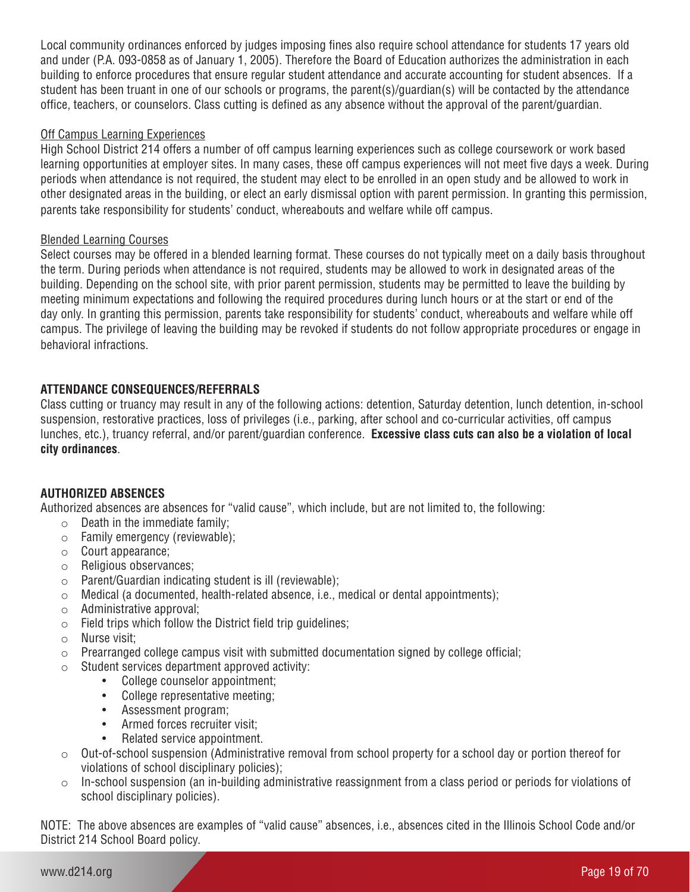Local community ordinances enforced by judges imposing fines also require school attendance for students 17 years old and under (P.A. 093-0858 as of January 1, 2005). Therefore the Board of Education authorizes the administration in each building to enforce procedures that ensure regular student attendance and accurate accounting for student absences. If a student has been truant in one of our schools or programs, the parent(s)/guardian(s) will be contacted by the attendance office, teachers, or counselors. Class cutting is defined as any absence without the approval of the parent/guardian.

Off Campus Learning Experiences

High School District 214 offers a number of off campus learning experiences such as college coursework or work based learning opportunities at employer sites. In many cases, these off campus experiences will not meet five days a week. During periods when attendance is not required, the student may elect to be enrolled in an open study and be allowed to work in other designated areas in the building, or elect an early dismissal option with parent permission. In granting this permission, parents take responsibility for students' conduct, whereabouts and welfare while off campus.

Blended Learning Courses

Select courses may be offered in a blended learning format. These courses do not typically meet on a daily basis throughout the term. During periods when attendance is not required, students may be allowed to work in designated areas of the building. Depending on the school site, with prior parent permission, students may be permitted to leave the building by meeting minimum expectations and following the required procedures during lunch hours or at the start or end of the day only. In granting this permission, parents take responsibility for students' conduct, whereabouts and welfare while off campus. The privilege of leaving the building may be revoked if students do not follow appropriate procedures or engage in behavioral infractions.

## ATTENDANCE CONSEQUENCES/REFERRALS

Class cutting or truancy may result in any of the following actions: detention, Saturday detention, lunch detention, in-school suspension, restorative practices, loss of privileges (i.e., parking, after school and co-curricular activities, off campus lunches, etc.), truancy referral, and/or parent/guardian conference. **Excessive class cuts can also be a violation of local city ordinances**.

## AUTHORIZED ABSENCES

Authorized absences are absences for "valid cause", which include, but are not limited to, the following:

- Death in the immediate family;
- Family emergency (reviewable);
- Court appearance;
- Religious observances;
- Parent/Guardian indicating student is ill (reviewable);
- Medical (a documented, health-related absence, i.e., medical or dental appointments);
- Administrative approval;
- Field trips which follow the District field trip guidelines;
- Nurse visit;
- Prearranged college campus visit with submitted documentation signed by college official;
- Student services department approved activity:
  - College counselor appointment;
  - College representative meeting;
  - Assessment program;
  - Armed forces recruiter visit;
  - Related service appointment.
- Out-of-school suspension (Administrative removal from school property for a school day or portion thereof for violations of school disciplinary policies);
- In-school suspension (an in-building administrative reassignment from a class period or periods for violations of school disciplinary policies).

NOTE: The above absences are examples of "valid cause" absences, i.e., absences cited in the Illinois School Code and/or District 214 School Board policy.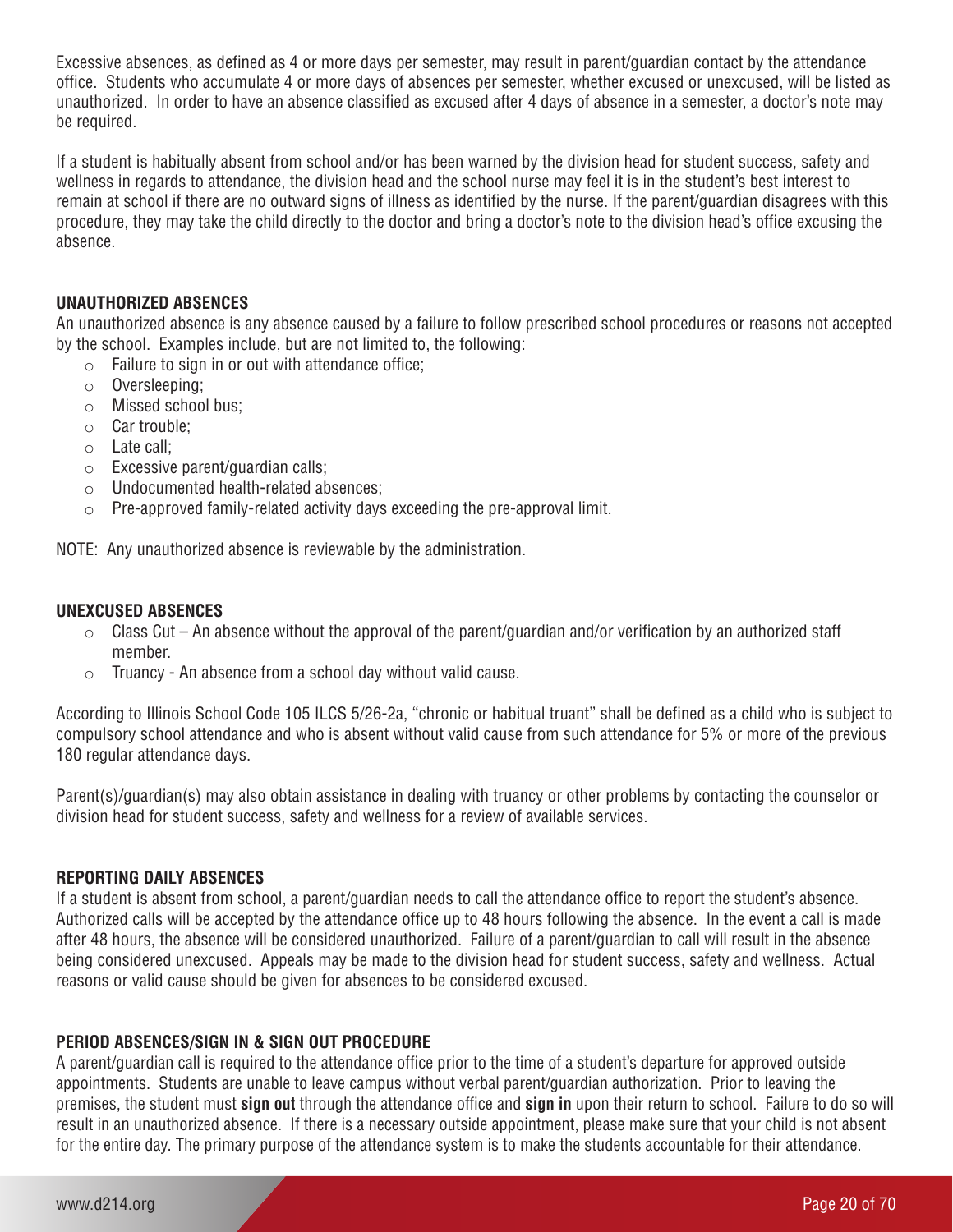Excessive absences, as defined as 4 or more days per semester, may result in parent/guardian contact by the attendance office. Students who accumulate 4 or more days of absences per semester, whether excused or unexcused, will be listed as unauthorized. In order to have an absence classified as excused after 4 days of absence in a semester, a doctor's note may be required.

If a student is habitually absent from school and/or has been warned by the division head for student success, safety and wellness in regards to attendance, the division head and the school nurse may feel it is in the student's best interest to remain at school if there are no outward signs of illness as identified by the nurse. If the parent/guardian disagrees with this procedure, they may take the child directly to the doctor and bring a doctor's note to the division head's office excusing the absence.

### UNAUTHORIZED ABSENCES

An unauthorized absence is any absence caused by a failure to follow prescribed school procedures or reasons not accepted by the school. Examples include, but are not limited to, the following:

- Failure to sign in or out with attendance office;
- Oversleeping;
- Missed school bus;
- Car trouble;
- Late call;
- Excessive parent/guardian calls;
- Undocumented health-related absences;
- Pre-approved family-related activity days exceeding the pre-approval limit.

NOTE: Any unauthorized absence is reviewable by the administration.

### UNEXCUSED ABSENCES

- Class Cut – An absence without the approval of the parent/guardian and/or verification by an authorized staff member.
- Truancy - An absence from a school day without valid cause.

According to Illinois School Code 105 ILCS 5/26-2a, "chronic or habitual truant" shall be defined as a child who is subject to compulsory school attendance and who is absent without valid cause from such attendance for 5% or more of the previous 180 regular attendance days.

Parent(s)/guardian(s) may also obtain assistance in dealing with truancy or other problems by contacting the counselor or division head for student success, safety and wellness for a review of available services.

### REPORTING DAILY ABSENCES

If a student is absent from school, a parent/guardian needs to call the attendance office to report the student's absence. Authorized calls will be accepted by the attendance office up to 48 hours following the absence. In the event a call is made after 48 hours, the absence will be considered unauthorized. Failure of a parent/guardian to call will result in the absence being considered unexcused. Appeals may be made to the division head for student success, safety and wellness. Actual reasons or valid cause should be given for absences to be considered excused.

### PERIOD ABSENCES/SIGN IN & SIGN OUT PROCEDURE

A parent/guardian call is required to the attendance office prior to the time of a student's departure for approved outside appointments. Students are unable to leave campus without verbal parent/guardian authorization. Prior to leaving the premises, the student must **sign out** through the attendance office and **sign in** upon their return to school. Failure to do so will result in an unauthorized absence. If there is a necessary outside appointment, please make sure that your child is not absent for the entire day. The primary purpose of the attendance system is to make the students accountable for their attendance.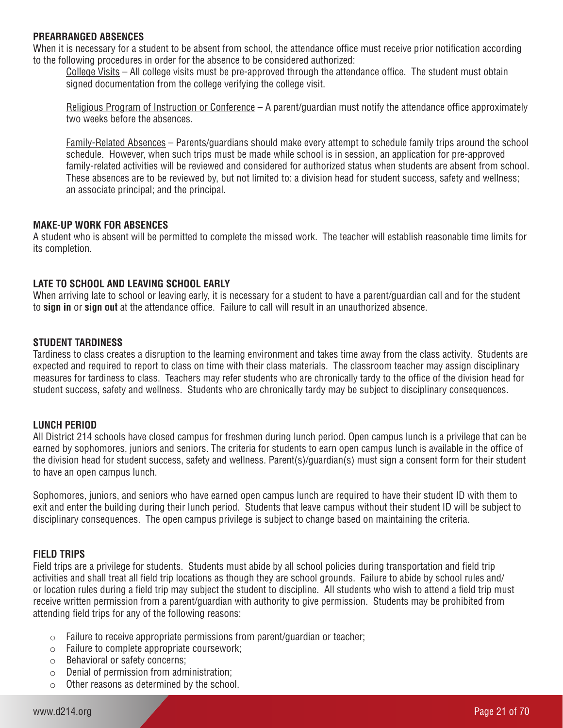## PREARRANGED ABSENCES

When it is necessary for a student to be absent from school, the attendance office must receive prior notification according to the following procedures in order for the absence to be considered authorized:

College Visits – All college visits must be pre-approved through the attendance office. The student must obtain signed documentation from the college verifying the college visit.

Religious Program of Instruction or Conference – A parent/guardian must notify the attendance office approximately two weeks before the absences.

Family-Related Absences – Parents/guardians should make every attempt to schedule family trips around the school schedule. However, when such trips must be made while school is in session, an application for pre-approved family-related activities will be reviewed and considered for authorized status when students are absent from school. These absences are to be reviewed by, but not limited to: a division head for student success, safety and wellness; an associate principal; and the principal.

## MAKE-UP WORK FOR ABSENCES

A student who is absent will be permitted to complete the missed work. The teacher will establish reasonable time limits for its completion.

## LATE TO SCHOOL AND LEAVING SCHOOL EARLY

When arriving late to school or leaving early, it is necessary for a student to have a parent/guardian call and for the student to **sign in** or **sign out** at the attendance office. Failure to call will result in an unauthorized absence.

## STUDENT TARDINESS

Tardiness to class creates a disruption to the learning environment and takes time away from the class activity. Students are expected and required to report to class on time with their class materials. The classroom teacher may assign disciplinary measures for tardiness to class. Teachers may refer students who are chronically tardy to the office of the division head for student success, safety and wellness. Students who are chronically tardy may be subject to disciplinary consequences.

## LUNCH PERIOD

All District 214 schools have closed campus for freshmen during lunch period. Open campus lunch is a privilege that can be earned by sophomores, juniors and seniors. The criteria for students to earn open campus lunch is available in the office of the division head for student success, safety and wellness. Parent(s)/guardian(s) must sign a consent form for their student to have an open campus lunch.

Sophomores, juniors, and seniors who have earned open campus lunch are required to have their student ID with them to exit and enter the building during their lunch period. Students that leave campus without their student ID will be subject to disciplinary consequences. The open campus privilege is subject to change based on maintaining the criteria.

## FIELD TRIPS

Field trips are a privilege for students. Students must abide by all school policies during transportation and field trip activities and shall treat all field trip locations as though they are school grounds. Failure to abide by school rules and/or location rules during a field trip may subject the student to discipline. All students who wish to attend a field trip must receive written permission from a parent/guardian with authority to give permission. Students may be prohibited from attending field trips for any of the following reasons:

- Failure to receive appropriate permissions from parent/guardian or teacher;
- Failure to complete appropriate coursework;
- Behavioral or safety concerns;
- Denial of permission from administration;
- Other reasons as determined by the school.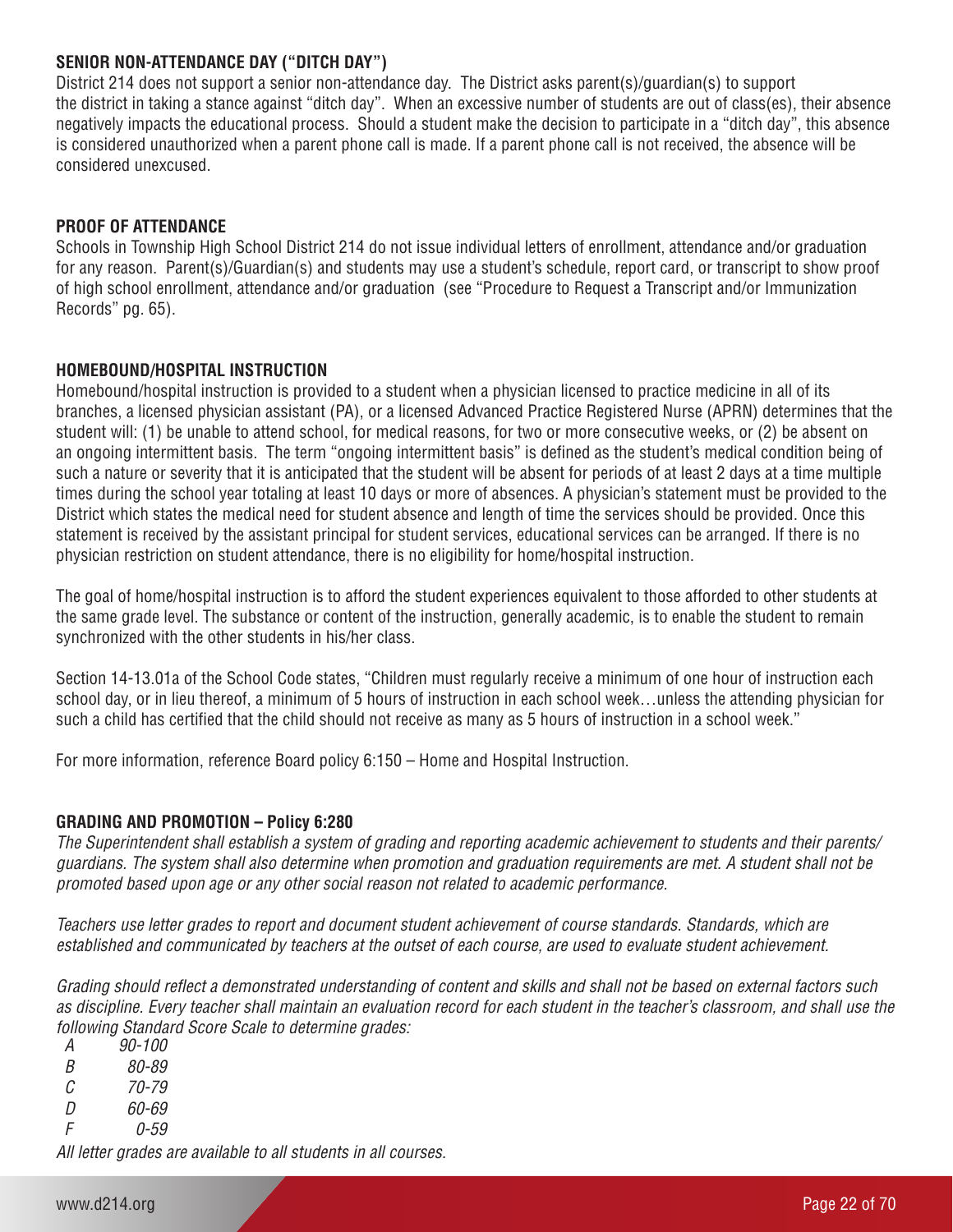**SENIOR NON-ATTENDANCE DAY ("DITCH DAY")**

District 214 does not support a senior non-attendance day. The District asks parent(s)/guardian(s) to support the district in taking a stance against "ditch day". When an excessive number of students are out of class(es), their absence negatively impacts the educational process. Should a student make the decision to participate in a "ditch day", this absence is considered unauthorized when a parent phone call is made. If a parent phone call is not received, the absence will be considered unexcused.

**PROOF OF ATTENDANCE**

Schools in Township High School District 214 do not issue individual letters of enrollment, attendance and/or graduation for any reason. Parent(s)/Guardian(s) and students may use a student's schedule, report card, or transcript to show proof of high school enrollment, attendance and/or graduation (see "Procedure to Request a Transcript and/or Immunization Records" pg. 65).

**HOMEBOUND/HOSPITAL INSTRUCTION**

Homebound/hospital instruction is provided to a student when a physician licensed to practice medicine in all of its branches, a licensed physician assistant (PA), or a licensed Advanced Practice Registered Nurse (APRN) determines that the student will: (1) be unable to attend school, for medical reasons, for two or more consecutive weeks, or (2) be absent on an ongoing intermittent basis. The term "ongoing intermittent basis" is defined as the student's medical condition being of such a nature or severity that it is anticipated that the student will be absent for periods of at least 2 days at a time multiple times during the school year totaling at least 10 days or more of absences. A physician's statement must be provided to the District which states the medical need for student absence and length of time the services should be provided. Once this statement is received by the assistant principal for student services, educational services can be arranged. If there is no physician restriction on student attendance, there is no eligibility for home/hospital instruction.

The goal of home/hospital instruction is to afford the student experiences equivalent to those afforded to other students at the same grade level. The substance or content of the instruction, generally academic, is to enable the student to remain synchronized with the other students in his/her class.

Section 14-13.01a of the School Code states, "Children must regularly receive a minimum of one hour of instruction each school day, or in lieu thereof, a minimum of 5 hours of instruction in each school week…unless the attending physician for such a child has certified that the child should not receive as many as 5 hours of instruction in a school week."

For more information, reference Board policy 6:150 – Home and Hospital Instruction.

**GRADING AND PROMOTION – Policy 6:280**

*The Superintendent shall establish a system of grading and reporting academic achievement to students and their parents/guardians. The system shall also determine when promotion and graduation requirements are met. A student shall not be promoted based upon age or any other social reason not related to academic performance.*

*Teachers use letter grades to report and document student achievement of course standards. Standards, which are established and communicated by teachers at the outset of each course, are used to evaluate student achievement.*

*Grading should reflect a demonstrated understanding of content and skills and shall not be based on external factors such as discipline. Every teacher shall maintain an evaluation record for each student in the teacher's classroom, and shall use the following Standard Score Scale to determine grades:*

| | |
|---|---|
| *A* | *90-100* |
| *B* | *80-89* |
| *C* | *70-79* |
| *D* | *60-69* |
| *F* | *0-59* |

*All letter grades are available to all students in all courses.*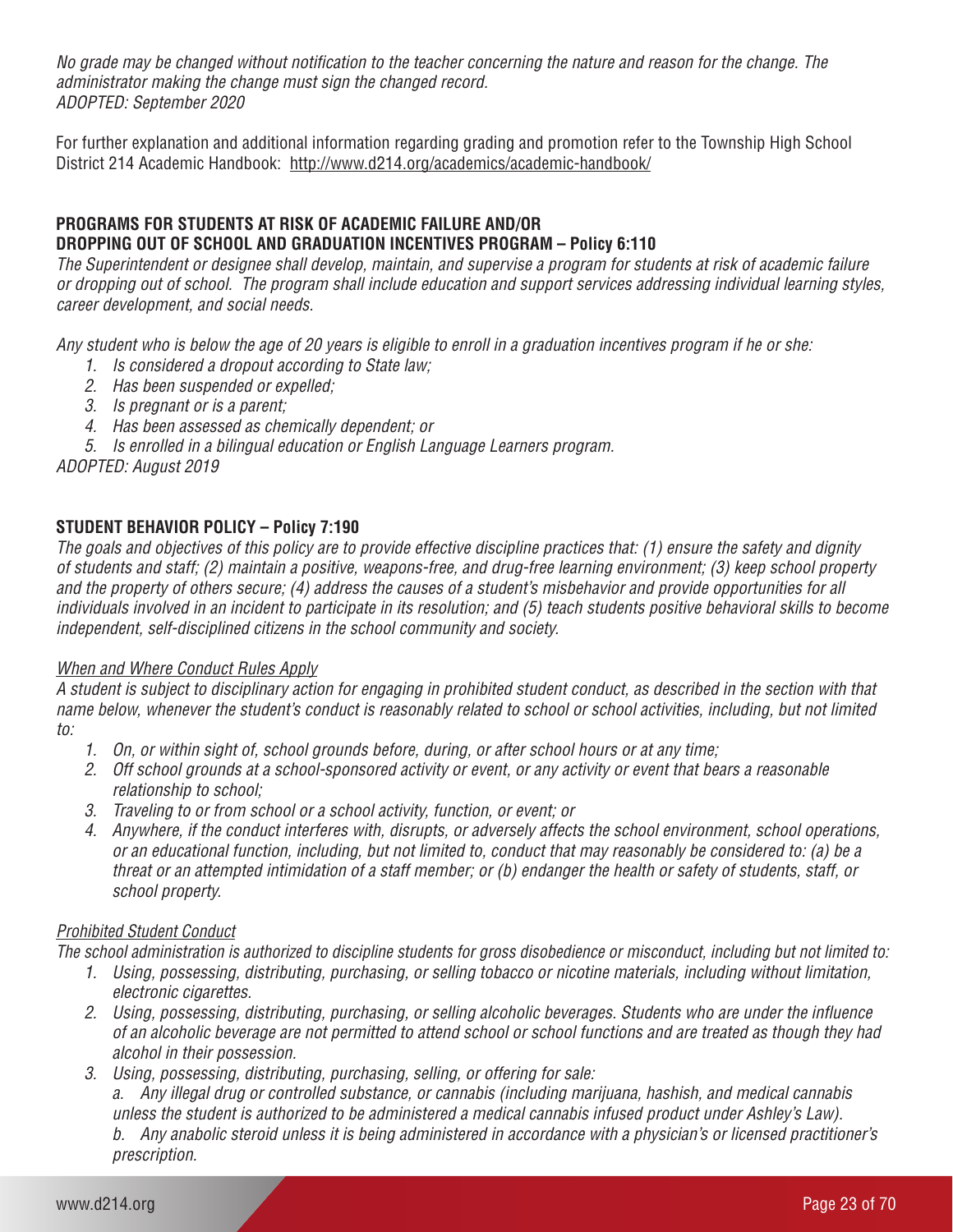*No grade may be changed without notification to the teacher concerning the nature and reason for the change. The administrator making the change must sign the changed record.*
*ADOPTED: September 2020*

For further explanation and additional information regarding grading and promotion refer to the Township High School District 214 Academic Handbook: http://www.d214.org/academics/academic-handbook/

**PROGRAMS FOR STUDENTS AT RISK OF ACADEMIC FAILURE AND/OR DROPPING OUT OF SCHOOL AND GRADUATION INCENTIVES PROGRAM – Policy 6:110**

*The Superintendent or designee shall develop, maintain, and supervise a program for students at risk of academic failure or dropping out of school. The program shall include education and support services addressing individual learning styles, career development, and social needs.*

*Any student who is below the age of 20 years is eligible to enroll in a graduation incentives program if he or she:*

1. *Is considered a dropout according to State law;*
2. *Has been suspended or expelled;*
3. *Is pregnant or is a parent;*
4. *Has been assessed as chemically dependent; or*
5. *Is enrolled in a bilingual education or English Language Learners program.*

*ADOPTED: August 2019*

**STUDENT BEHAVIOR POLICY – Policy 7:190**

*The goals and objectives of this policy are to provide effective discipline practices that: (1) ensure the safety and dignity of students and staff; (2) maintain a positive, weapons-free, and drug-free learning environment; (3) keep school property and the property of others secure; (4) address the causes of a student's misbehavior and provide opportunities for all individuals involved in an incident to participate in its resolution; and (5) teach students positive behavioral skills to become independent, self-disciplined citizens in the school community and society.*

*When and Where Conduct Rules Apply*

*A student is subject to disciplinary action for engaging in prohibited student conduct, as described in the section with that name below, whenever the student's conduct is reasonably related to school or school activities, including, but not limited to:*

1. *On, or within sight of, school grounds before, during, or after school hours or at any time;*
2. *Off school grounds at a school-sponsored activity or event, or any activity or event that bears a reasonable relationship to school;*
3. *Traveling to or from school or a school activity, function, or event; or*
4. *Anywhere, if the conduct interferes with, disrupts, or adversely affects the school environment, school operations, or an educational function, including, but not limited to, conduct that may reasonably be considered to: (a) be a threat or an attempted intimidation of a staff member; or (b) endanger the health or safety of students, staff, or school property.*

*Prohibited Student Conduct*

*The school administration is authorized to discipline students for gross disobedience or misconduct, including but not limited to:*

1. *Using, possessing, distributing, purchasing, or selling tobacco or nicotine materials, including without limitation, electronic cigarettes.*
2. *Using, possessing, distributing, purchasing, or selling alcoholic beverages. Students who are under the influence of an alcoholic beverage are not permitted to attend school or school functions and are treated as though they had alcohol in their possession.*
3. *Using, possessing, distributing, purchasing, selling, or offering for sale:*
   *a. Any illegal drug or controlled substance, or cannabis (including marijuana, hashish, and medical cannabis unless the student is authorized to be administered a medical cannabis infused product under Ashley's Law).*
   *b. Any anabolic steroid unless it is being administered in accordance with a physician's or licensed practitioner's prescription.*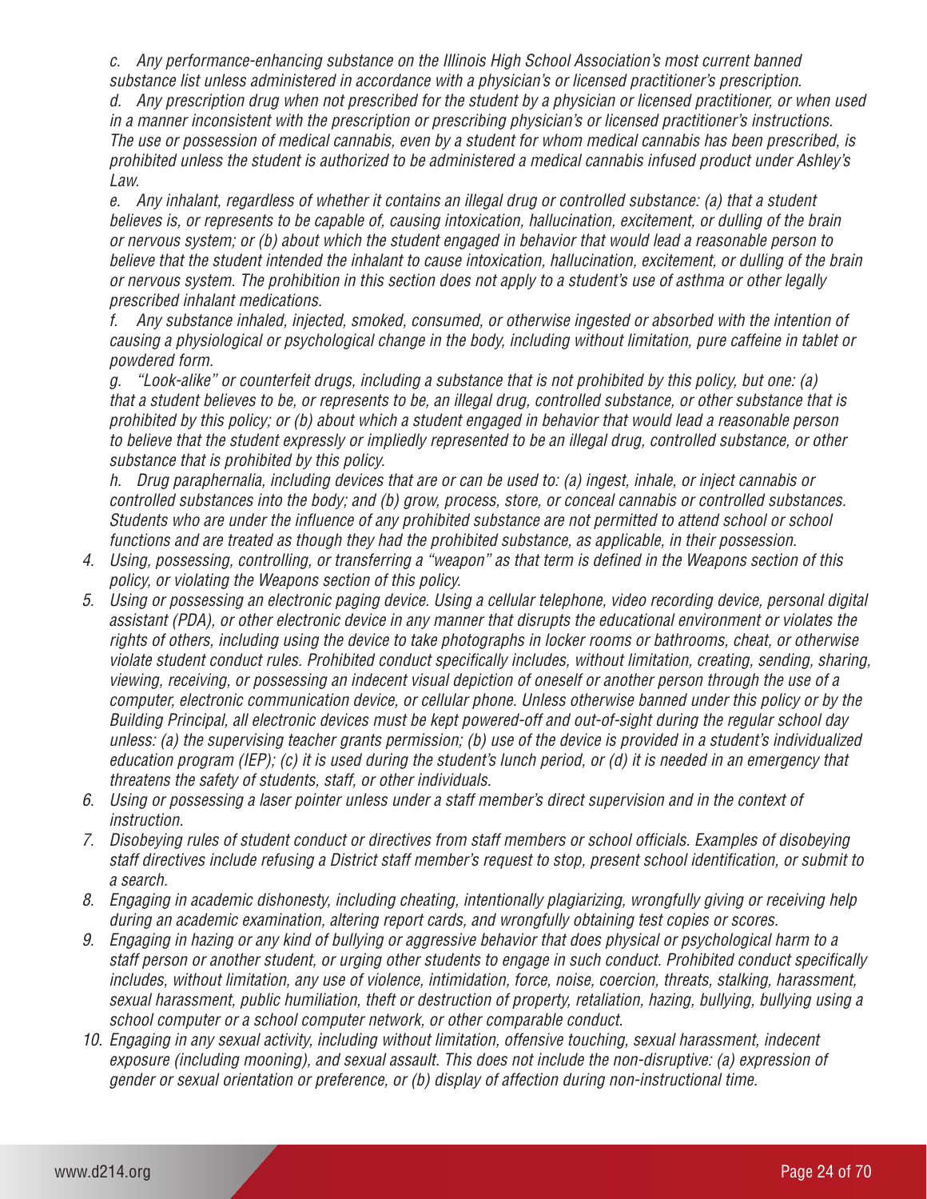*c. Any performance-enhancing substance on the Illinois High School Association's most current banned substance list unless administered in accordance with a physician's or licensed practitioner's prescription.*

*d. Any prescription drug when not prescribed for the student by a physician or licensed practitioner, or when used in a manner inconsistent with the prescription or prescribing physician's or licensed practitioner's instructions. The use or possession of medical cannabis, even by a student for whom medical cannabis has been prescribed, is prohibited unless the student is authorized to be administered a medical cannabis infused product under Ashley's Law.*

*e. Any inhalant, regardless of whether it contains an illegal drug or controlled substance: (a) that a student believes is, or represents to be capable of, causing intoxication, hallucination, excitement, or dulling of the brain or nervous system; or (b) about which the student engaged in behavior that would lead a reasonable person to believe that the student intended the inhalant to cause intoxication, hallucination, excitement, or dulling of the brain or nervous system. The prohibition in this section does not apply to a student's use of asthma or other legally prescribed inhalant medications.*

*f. Any substance inhaled, injected, smoked, consumed, or otherwise ingested or absorbed with the intention of causing a physiological or psychological change in the body, including without limitation, pure caffeine in tablet or powdered form.*

*g. "Look-alike" or counterfeit drugs, including a substance that is not prohibited by this policy, but one: (a) that a student believes to be, or represents to be, an illegal drug, controlled substance, or other substance that is prohibited by this policy; or (b) about which a student engaged in behavior that would lead a reasonable person to believe that the student expressly or impliedly represented to be an illegal drug, controlled substance, or other substance that is prohibited by this policy.*

*h. Drug paraphernalia, including devices that are or can be used to: (a) ingest, inhale, or inject cannabis or controlled substances into the body; and (b) grow, process, store, or conceal cannabis or controlled substances. Students who are under the influence of any prohibited substance are not permitted to attend school or school functions and are treated as though they had the prohibited substance, as applicable, in their possession.*

4. *Using, possessing, controlling, or transferring a "weapon" as that term is defined in the Weapons section of this policy, or violating the Weapons section of this policy.*
5. *Using or possessing an electronic paging device. Using a cellular telephone, video recording device, personal digital assistant (PDA), or other electronic device in any manner that disrupts the educational environment or violates the rights of others, including using the device to take photographs in locker rooms or bathrooms, cheat, or otherwise violate student conduct rules. Prohibited conduct specifically includes, without limitation, creating, sending, sharing, viewing, receiving, or possessing an indecent visual depiction of oneself or another person through the use of a computer, electronic communication device, or cellular phone. Unless otherwise banned under this policy or by the Building Principal, all electronic devices must be kept powered-off and out-of-sight during the regular school day unless: (a) the supervising teacher grants permission; (b) use of the device is provided in a student's individualized education program (IEP); (c) it is used during the student's lunch period, or (d) it is needed in an emergency that threatens the safety of students, staff, or other individuals.*
6. *Using or possessing a laser pointer unless under a staff member's direct supervision and in the context of instruction.*
7. *Disobeying rules of student conduct or directives from staff members or school officials. Examples of disobeying staff directives include refusing a District staff member's request to stop, present school identification, or submit to a search.*
8. *Engaging in academic dishonesty, including cheating, intentionally plagiarizing, wrongfully giving or receiving help during an academic examination, altering report cards, and wrongfully obtaining test copies or scores.*
9. *Engaging in hazing or any kind of bullying or aggressive behavior that does physical or psychological harm to a staff person or another student, or urging other students to engage in such conduct. Prohibited conduct specifically includes, without limitation, any use of violence, intimidation, force, noise, coercion, threats, stalking, harassment, sexual harassment, public humiliation, theft or destruction of property, retaliation, hazing, bullying, bullying using a school computer or a school computer network, or other comparable conduct.*
10. *Engaging in any sexual activity, including without limitation, offensive touching, sexual harassment, indecent exposure (including mooning), and sexual assault. This does not include the non-disruptive: (a) expression of gender or sexual orientation or preference, or (b) display of affection during non-instructional time.*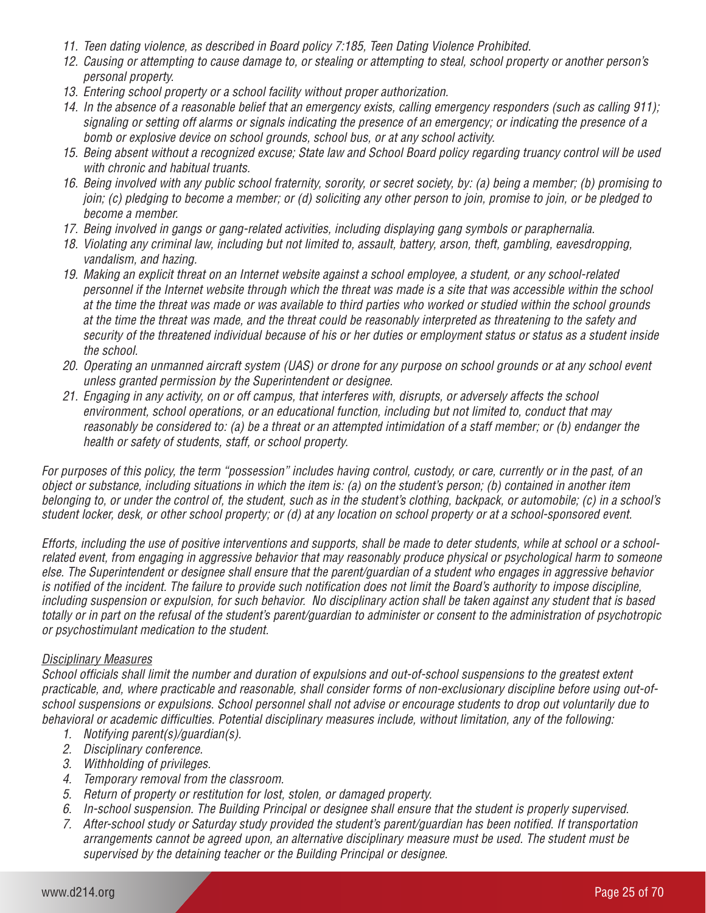11. *Teen dating violence, as described in Board policy 7:185, Teen Dating Violence Prohibited.*
12. *Causing or attempting to cause damage to, or stealing or attempting to steal, school property or another person's personal property.*
13. *Entering school property or a school facility without proper authorization.*
14. *In the absence of a reasonable belief that an emergency exists, calling emergency responders (such as calling 911); signaling or setting off alarms or signals indicating the presence of an emergency; or indicating the presence of a bomb or explosive device on school grounds, school bus, or at any school activity.*
15. *Being absent without a recognized excuse; State law and School Board policy regarding truancy control will be used with chronic and habitual truants.*
16. *Being involved with any public school fraternity, sorority, or secret society, by: (a) being a member; (b) promising to join; (c) pledging to become a member; or (d) soliciting any other person to join, promise to join, or be pledged to become a member.*
17. *Being involved in gangs or gang-related activities, including displaying gang symbols or paraphernalia.*
18. *Violating any criminal law, including but not limited to, assault, battery, arson, theft, gambling, eavesdropping, vandalism, and hazing.*
19. *Making an explicit threat on an Internet website against a school employee, a student, or any school-related personnel if the Internet website through which the threat was made is a site that was accessible within the school at the time the threat was made or was available to third parties who worked or studied within the school grounds at the time the threat was made, and the threat could be reasonably interpreted as threatening to the safety and security of the threatened individual because of his or her duties or employment status or status as a student inside the school.*
20. *Operating an unmanned aircraft system (UAS) or drone for any purpose on school grounds or at any school event unless granted permission by the Superintendent or designee.*
21. *Engaging in any activity, on or off campus, that interferes with, disrupts, or adversely affects the school environment, school operations, or an educational function, including but not limited to, conduct that may reasonably be considered to: (a) be a threat or an attempted intimidation of a staff member; or (b) endanger the health or safety of students, staff, or school property.*

*For purposes of this policy, the term "possession" includes having control, custody, or care, currently or in the past, of an object or substance, including situations in which the item is: (a) on the student's person; (b) contained in another item belonging to, or under the control of, the student, such as in the student's clothing, backpack, or automobile; (c) in a school's student locker, desk, or other school property; or (d) at any location on school property or at a school-sponsored event.*

*Efforts, including the use of positive interventions and supports, shall be made to deter students, while at school or a school-related event, from engaging in aggressive behavior that may reasonably produce physical or psychological harm to someone else. The Superintendent or designee shall ensure that the parent/guardian of a student who engages in aggressive behavior is notified of the incident. The failure to provide such notification does not limit the Board's authority to impose discipline, including suspension or expulsion, for such behavior. No disciplinary action shall be taken against any student that is based totally or in part on the refusal of the student's parent/guardian to administer or consent to the administration of psychotropic or psychostimulant medication to the student.*

*Disciplinary Measures*

*School officials shall limit the number and duration of expulsions and out-of-school suspensions to the greatest extent practicable, and, where practicable and reasonable, shall consider forms of non-exclusionary discipline before using out-of-school suspensions or expulsions. School personnel shall not advise or encourage students to drop out voluntarily due to behavioral or academic difficulties. Potential disciplinary measures include, without limitation, any of the following:*

1. *Notifying parent(s)/guardian(s).*
2. *Disciplinary conference.*
3. *Withholding of privileges.*
4. *Temporary removal from the classroom.*
5. *Return of property or restitution for lost, stolen, or damaged property.*
6. *In-school suspension. The Building Principal or designee shall ensure that the student is properly supervised.*
7. *After-school study or Saturday study provided the student's parent/guardian has been notified. If transportation arrangements cannot be agreed upon, an alternative disciplinary measure must be used. The student must be supervised by the detaining teacher or the Building Principal or designee.*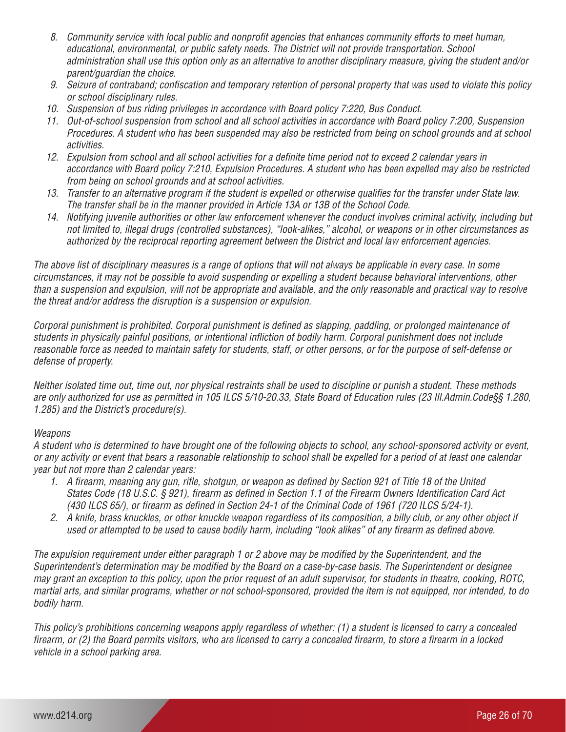8. *Community service with local public and nonprofit agencies that enhances community efforts to meet human, educational, environmental, or public safety needs. The District will not provide transportation. School administration shall use this option only as an alternative to another disciplinary measure, giving the student and/or parent/guardian the choice.*
9. *Seizure of contraband; confiscation and temporary retention of personal property that was used to violate this policy or school disciplinary rules.*
10. *Suspension of bus riding privileges in accordance with Board policy 7:220, Bus Conduct.*
11. *Out-of-school suspension from school and all school activities in accordance with Board policy 7:200, Suspension Procedures. A student who has been suspended may also be restricted from being on school grounds and at school activities.*
12. *Expulsion from school and all school activities for a definite time period not to exceed 2 calendar years in accordance with Board policy 7:210, Expulsion Procedures. A student who has been expelled may also be restricted from being on school grounds and at school activities.*
13. *Transfer to an alternative program if the student is expelled or otherwise qualifies for the transfer under State law. The transfer shall be in the manner provided in Article 13A or 13B of the School Code.*
14. *Notifying juvenile authorities or other law enforcement whenever the conduct involves criminal activity, including but not limited to, illegal drugs (controlled substances), "look-alikes," alcohol, or weapons or in other circumstances as authorized by the reciprocal reporting agreement between the District and local law enforcement agencies.*

*The above list of disciplinary measures is a range of options that will not always be applicable in every case. In some circumstances, it may not be possible to avoid suspending or expelling a student because behavioral interventions, other than a suspension and expulsion, will not be appropriate and available, and the only reasonable and practical way to resolve the threat and/or address the disruption is a suspension or expulsion.*

*Corporal punishment is prohibited. Corporal punishment is defined as slapping, paddling, or prolonged maintenance of students in physically painful positions, or intentional infliction of bodily harm. Corporal punishment does not include reasonable force as needed to maintain safety for students, staff, or other persons, or for the purpose of self-defense or defense of property.*

*Neither isolated time out, time out, nor physical restraints shall be used to discipline or punish a student. These methods are only authorized for use as permitted in 105 ILCS 5/10-20.33, State Board of Education rules (23 Ill.Admin.Code§§ 1.280, 1.285) and the District's procedure(s).*

*Weapons*

*A student who is determined to have brought one of the following objects to school, any school-sponsored activity or event, or any activity or event that bears a reasonable relationship to school shall be expelled for a period of at least one calendar year but not more than 2 calendar years:*

1. *A firearm, meaning any gun, rifle, shotgun, or weapon as defined by Section 921 of Title 18 of the United States Code (18 U.S.C. § 921), firearm as defined in Section 1.1 of the Firearm Owners Identification Card Act (430 ILCS 65/), or firearm as defined in Section 24-1 of the Criminal Code of 1961 (720 ILCS 5/24-1).*
2. *A knife, brass knuckles, or other knuckle weapon regardless of its composition, a billy club, or any other object if used or attempted to be used to cause bodily harm, including "look alikes" of any firearm as defined above.*

*The expulsion requirement under either paragraph 1 or 2 above may be modified by the Superintendent, and the Superintendent's determination may be modified by the Board on a case-by-case basis. The Superintendent or designee may grant an exception to this policy, upon the prior request of an adult supervisor, for students in theatre, cooking, ROTC, martial arts, and similar programs, whether or not school-sponsored, provided the item is not equipped, nor intended, to do bodily harm.*

*This policy's prohibitions concerning weapons apply regardless of whether: (1) a student is licensed to carry a concealed firearm, or (2) the Board permits visitors, who are licensed to carry a concealed firearm, to store a firearm in a locked vehicle in a school parking area.*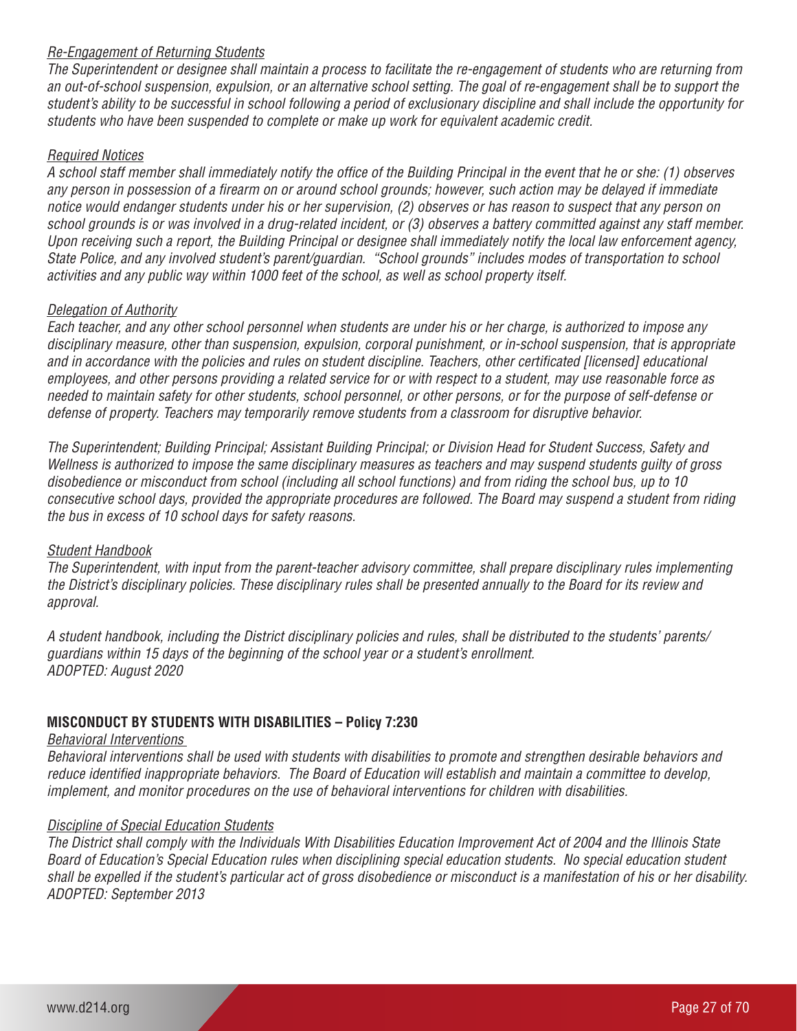*Re-Engagement of Returning Students*

*The Superintendent or designee shall maintain a process to facilitate the re-engagement of students who are returning from an out-of-school suspension, expulsion, or an alternative school setting. The goal of re-engagement shall be to support the student's ability to be successful in school following a period of exclusionary discipline and shall include the opportunity for students who have been suspended to complete or make up work for equivalent academic credit.*

*Required Notices*

*A school staff member shall immediately notify the office of the Building Principal in the event that he or she: (1) observes any person in possession of a firearm on or around school grounds; however, such action may be delayed if immediate notice would endanger students under his or her supervision, (2) observes or has reason to suspect that any person on school grounds is or was involved in a drug-related incident, or (3) observes a battery committed against any staff member. Upon receiving such a report, the Building Principal or designee shall immediately notify the local law enforcement agency, State Police, and any involved student's parent/guardian. "School grounds" includes modes of transportation to school activities and any public way within 1000 feet of the school, as well as school property itself.*

*Delegation of Authority*

*Each teacher, and any other school personnel when students are under his or her charge, is authorized to impose any disciplinary measure, other than suspension, expulsion, corporal punishment, or in-school suspension, that is appropriate and in accordance with the policies and rules on student discipline. Teachers, other certificated [licensed] educational employees, and other persons providing a related service for or with respect to a student, may use reasonable force as needed to maintain safety for other students, school personnel, or other persons, or for the purpose of self-defense or defense of property. Teachers may temporarily remove students from a classroom for disruptive behavior.*

*The Superintendent; Building Principal; Assistant Building Principal; or Division Head for Student Success, Safety and Wellness is authorized to impose the same disciplinary measures as teachers and may suspend students guilty of gross disobedience or misconduct from school (including all school functions) and from riding the school bus, up to 10 consecutive school days, provided the appropriate procedures are followed. The Board may suspend a student from riding the bus in excess of 10 school days for safety reasons.*

*Student Handbook*

*The Superintendent, with input from the parent-teacher advisory committee, shall prepare disciplinary rules implementing the District's disciplinary policies. These disciplinary rules shall be presented annually to the Board for its review and approval.*

*A student handbook, including the District disciplinary policies and rules, shall be distributed to the students' parents/guardians within 15 days of the beginning of the school year or a student's enrollment.*
*ADOPTED: August 2020*

**MISCONDUCT BY STUDENTS WITH DISABILITIES – Policy 7:230**

*Behavioral Interventions*

*Behavioral interventions shall be used with students with disabilities to promote and strengthen desirable behaviors and reduce identified inappropriate behaviors. The Board of Education will establish and maintain a committee to develop, implement, and monitor procedures on the use of behavioral interventions for children with disabilities.*

*Discipline of Special Education Students*

*The District shall comply with the Individuals With Disabilities Education Improvement Act of 2004 and the Illinois State Board of Education's Special Education rules when disciplining special education students. No special education student shall be expelled if the student's particular act of gross disobedience or misconduct is a manifestation of his or her disability.*
*ADOPTED: September 2013*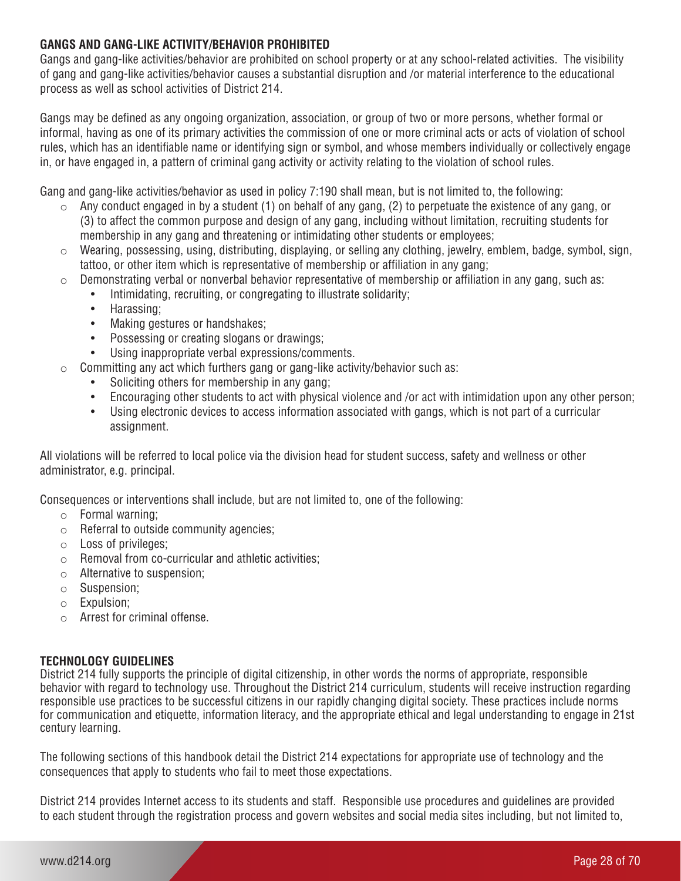**GANGS AND GANG-LIKE ACTIVITY/BEHAVIOR PROHIBITED**

Gangs and gang-like activities/behavior are prohibited on school property or at any school-related activities. The visibility of gang and gang-like activities/behavior causes a substantial disruption and /or material interference to the educational process as well as school activities of District 214.

Gangs may be defined as any ongoing organization, association, or group of two or more persons, whether formal or informal, having as one of its primary activities the commission of one or more criminal acts or acts of violation of school rules, which has an identifiable name or identifying sign or symbol, and whose members individually or collectively engage in, or have engaged in, a pattern of criminal gang activity or activity relating to the violation of school rules.

Gang and gang-like activities/behavior as used in policy 7:190 shall mean, but is not limited to, the following:

- Any conduct engaged in by a student (1) on behalf of any gang, (2) to perpetuate the existence of any gang, or (3) to affect the common purpose and design of any gang, including without limitation, recruiting students for membership in any gang and threatening or intimidating other students or employees;
- Wearing, possessing, using, distributing, displaying, or selling any clothing, jewelry, emblem, badge, symbol, sign, tattoo, or other item which is representative of membership or affiliation in any gang;
- Demonstrating verbal or nonverbal behavior representative of membership or affiliation in any gang, such as:
  - Intimidating, recruiting, or congregating to illustrate solidarity;
  - Harassing;
  - Making gestures or handshakes;
  - Possessing or creating slogans or drawings;
  - Using inappropriate verbal expressions/comments.
- Committing any act which furthers gang or gang-like activity/behavior such as:
  - Soliciting others for membership in any gang;
  - Encouraging other students to act with physical violence and /or act with intimidation upon any other person;
  - Using electronic devices to access information associated with gangs, which is not part of a curricular assignment.

All violations will be referred to local police via the division head for student success, safety and wellness or other administrator, e.g. principal.

Consequences or interventions shall include, but are not limited to, one of the following:

- Formal warning;
- Referral to outside community agencies;
- Loss of privileges;
- Removal from co-curricular and athletic activities;
- Alternative to suspension;
- Suspension;
- Expulsion;
- Arrest for criminal offense.

**TECHNOLOGY GUIDELINES**

District 214 fully supports the principle of digital citizenship, in other words the norms of appropriate, responsible behavior with regard to technology use. Throughout the District 214 curriculum, students will receive instruction regarding responsible use practices to be successful citizens in our rapidly changing digital society. These practices include norms for communication and etiquette, information literacy, and the appropriate ethical and legal understanding to engage in 21st century learning.

The following sections of this handbook detail the District 214 expectations for appropriate use of technology and the consequences that apply to students who fail to meet those expectations.

District 214 provides Internet access to its students and staff. Responsible use procedures and guidelines are provided to each student through the registration process and govern websites and social media sites including, but not limited to,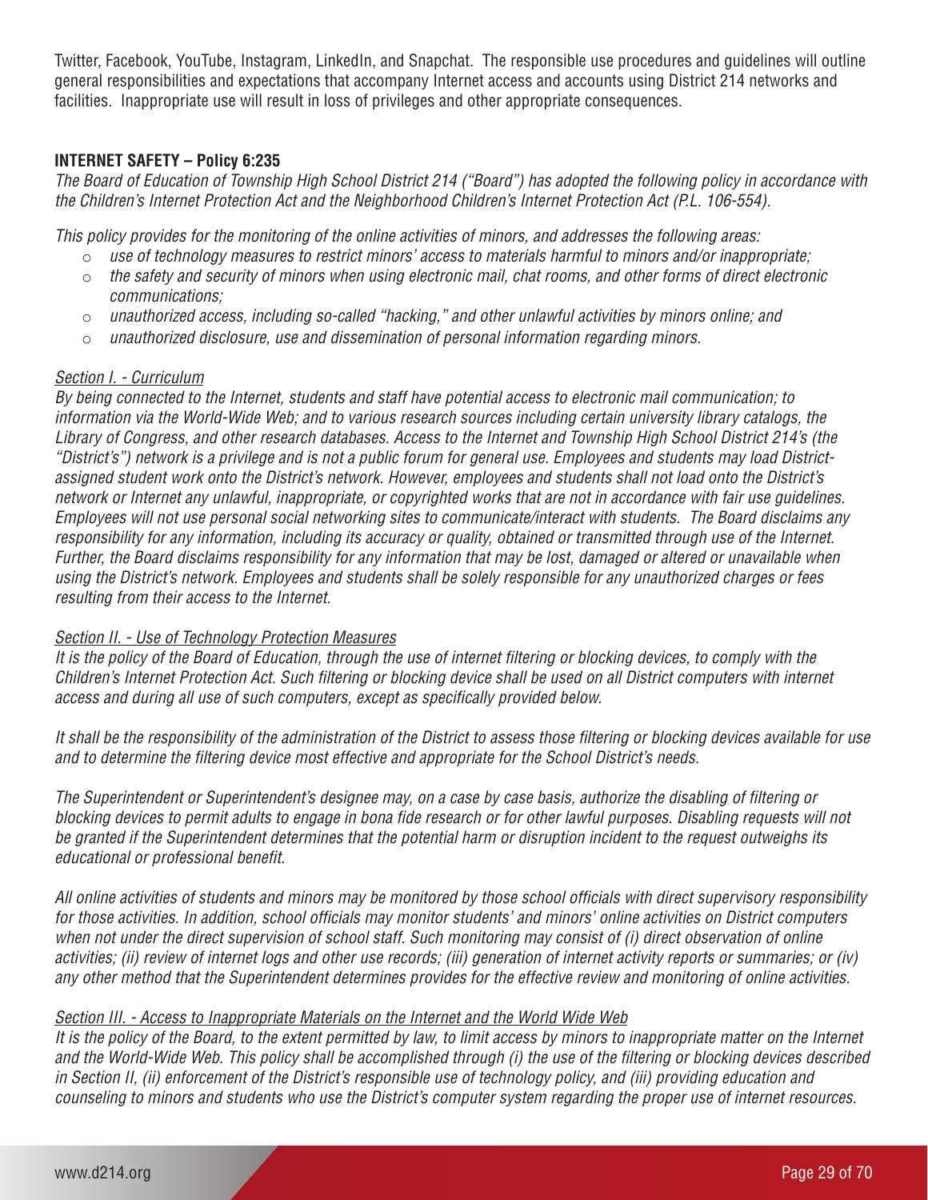Twitter, Facebook, YouTube, Instagram, LinkedIn, and Snapchat. The responsible use procedures and guidelines will outline general responsibilities and expectations that accompany Internet access and accounts using District 214 networks and facilities. Inappropriate use will result in loss of privileges and other appropriate consequences.

**INTERNET SAFETY – Policy 6:235**

*The Board of Education of Township High School District 214 ("Board") has adopted the following policy in accordance with the Children's Internet Protection Act and the Neighborhood Children's Internet Protection Act (P.L. 106-554).*

*This policy provides for the monitoring of the online activities of minors, and addresses the following areas:*

- *use of technology measures to restrict minors' access to materials harmful to minors and/or inappropriate;*
- *the safety and security of minors when using electronic mail, chat rooms, and other forms of direct electronic communications;*
- *unauthorized access, including so-called "hacking," and other unlawful activities by minors online; and*
- *unauthorized disclosure, use and dissemination of personal information regarding minors.*

*Section I. - Curriculum*

*By being connected to the Internet, students and staff have potential access to electronic mail communication; to information via the World-Wide Web; and to various research sources including certain university library catalogs, the Library of Congress, and other research databases. Access to the Internet and Township High School District 214's (the "District's") network is a privilege and is not a public forum for general use. Employees and students may load District-assigned student work onto the District's network. However, employees and students shall not load onto the District's network or Internet any unlawful, inappropriate, or copyrighted works that are not in accordance with fair use guidelines. Employees will not use personal social networking sites to communicate/interact with students. The Board disclaims any responsibility for any information, including its accuracy or quality, obtained or transmitted through use of the Internet. Further, the Board disclaims responsibility for any information that may be lost, damaged or altered or unavailable when using the District's network. Employees and students shall be solely responsible for any unauthorized charges or fees resulting from their access to the Internet.*

*Section II. - Use of Technology Protection Measures*

*It is the policy of the Board of Education, through the use of internet filtering or blocking devices, to comply with the Children's Internet Protection Act. Such filtering or blocking device shall be used on all District computers with internet access and during all use of such computers, except as specifically provided below.*

*It shall be the responsibility of the administration of the District to assess those filtering or blocking devices available for use and to determine the filtering device most effective and appropriate for the School District's needs.*

*The Superintendent or Superintendent's designee may, on a case by case basis, authorize the disabling of filtering or blocking devices to permit adults to engage in bona fide research or for other lawful purposes. Disabling requests will not be granted if the Superintendent determines that the potential harm or disruption incident to the request outweighs its educational or professional benefit.*

*All online activities of students and minors may be monitored by those school officials with direct supervisory responsibility for those activities. In addition, school officials may monitor students' and minors' online activities on District computers when not under the direct supervision of school staff. Such monitoring may consist of (i) direct observation of online activities; (ii) review of internet logs and other use records; (iii) generation of internet activity reports or summaries; or (iv) any other method that the Superintendent determines provides for the effective review and monitoring of online activities.*

*Section III. - Access to Inappropriate Materials on the Internet and the World Wide Web*

*It is the policy of the Board, to the extent permitted by law, to limit access by minors to inappropriate matter on the Internet and the World-Wide Web. This policy shall be accomplished through (i) the use of the filtering or blocking devices described in Section II, (ii) enforcement of the District's responsible use of technology policy, and (iii) providing education and counseling to minors and students who use the District's computer system regarding the proper use of internet resources.*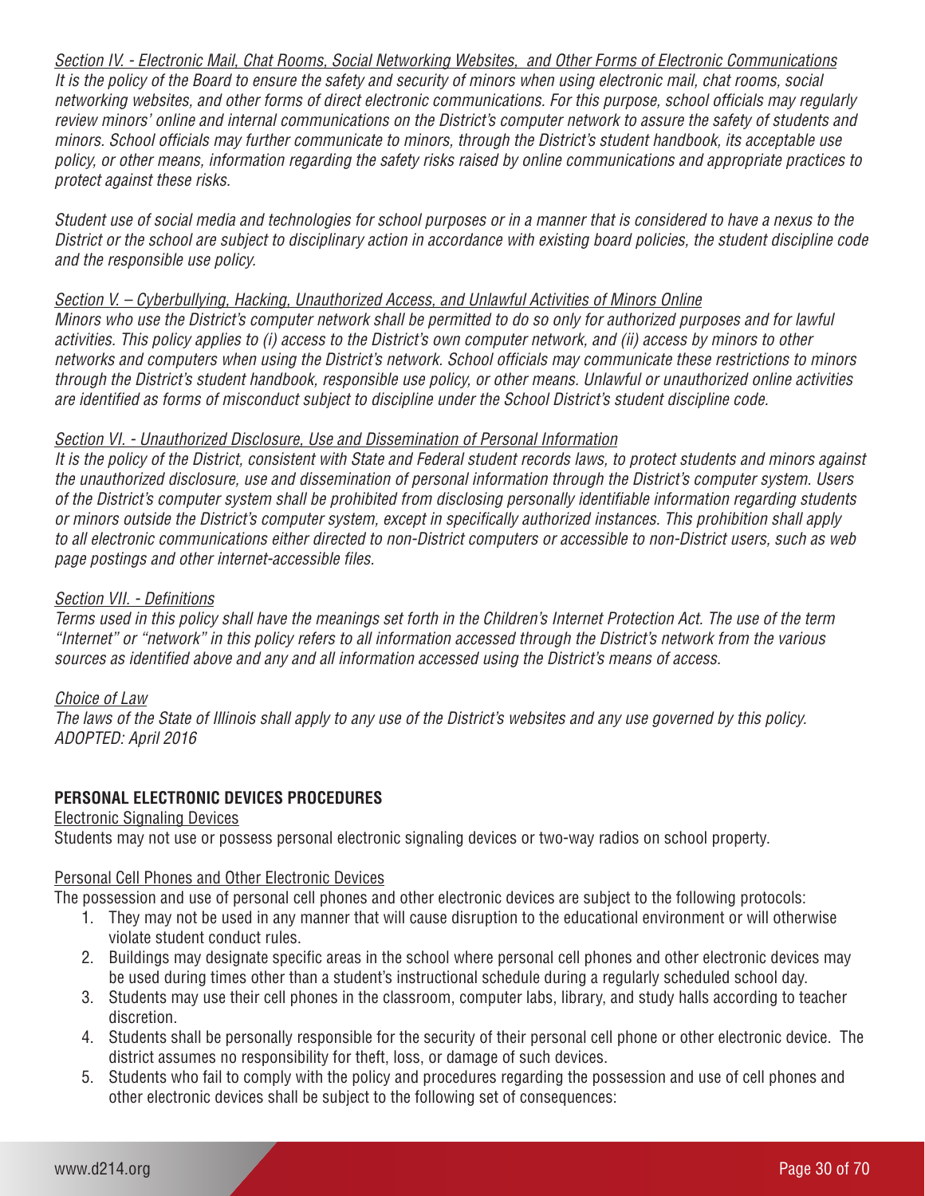*<u>Section IV. - Electronic Mail, Chat Rooms, Social Networking Websites, and Other Forms of Electronic Communications</u>*
*It is the policy of the Board to ensure the safety and security of minors when using electronic mail, chat rooms, social networking websites, and other forms of direct electronic communications. For this purpose, school officials may regularly review minors' online and internal communications on the District's computer network to assure the safety of students and minors. School officials may further communicate to minors, through the District's student handbook, its acceptable use policy, or other means, information regarding the safety risks raised by online communications and appropriate practices to protect against these risks.*

*Student use of social media and technologies for school purposes or in a manner that is considered to have a nexus to the District or the school are subject to disciplinary action in accordance with existing board policies, the student discipline code and the responsible use policy.*

*<u>Section V. – Cyberbullying, Hacking, Unauthorized Access, and Unlawful Activities of Minors Online</u>*
*Minors who use the District's computer network shall be permitted to do so only for authorized purposes and for lawful activities. This policy applies to (i) access to the District's own computer network, and (ii) access by minors to other networks and computers when using the District's network. School officials may communicate these restrictions to minors through the District's student handbook, responsible use policy, or other means. Unlawful or unauthorized online activities are identified as forms of misconduct subject to discipline under the School District's student discipline code.*

*<u>Section VI. - Unauthorized Disclosure, Use and Dissemination of Personal Information</u>*
*It is the policy of the District, consistent with State and Federal student records laws, to protect students and minors against the unauthorized disclosure, use and dissemination of personal information through the District's computer system. Users of the District's computer system shall be prohibited from disclosing personally identifiable information regarding students or minors outside the District's computer system, except in specifically authorized instances. This prohibition shall apply to all electronic communications either directed to non-District computers or accessible to non-District users, such as web page postings and other internet-accessible files.*

*<u>Section VII. - Definitions</u>*
*Terms used in this policy shall have the meanings set forth in the Children's Internet Protection Act. The use of the term "Internet" or "network" in this policy refers to all information accessed through the District's network from the various sources as identified above and any and all information accessed using the District's means of access.*

*<u>Choice of Law</u>*
*The laws of the State of Illinois shall apply to any use of the District's websites and any use governed by this policy.*
*ADOPTED: April 2016*

## PERSONAL ELECTRONIC DEVICES PROCEDURES

<u>Electronic Signaling Devices</u>
Students may not use or possess personal electronic signaling devices or two-way radios on school property.

<u>Personal Cell Phones and Other Electronic Devices</u>
The possession and use of personal cell phones and other electronic devices are subject to the following protocols:

1. They may not be used in any manner that will cause disruption to the educational environment or will otherwise violate student conduct rules.
2. Buildings may designate specific areas in the school where personal cell phones and other electronic devices may be used during times other than a student's instructional schedule during a regularly scheduled school day.
3. Students may use their cell phones in the classroom, computer labs, library, and study halls according to teacher discretion.
4. Students shall be personally responsible for the security of their personal cell phone or other electronic device. The district assumes no responsibility for theft, loss, or damage of such devices.
5. Students who fail to comply with the policy and procedures regarding the possession and use of cell phones and other electronic devices shall be subject to the following set of consequences: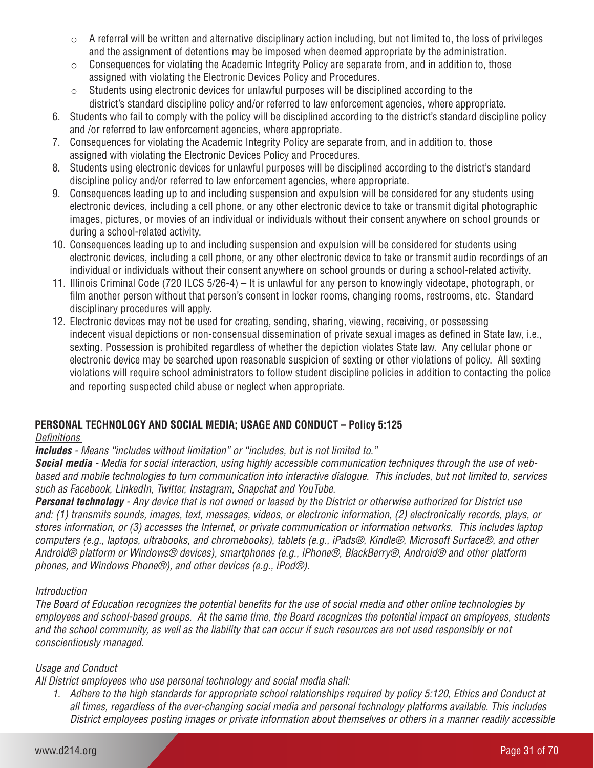- A referral will be written and alternative disciplinary action including, but not limited to, the loss of privileges and the assignment of detentions may be imposed when deemed appropriate by the administration.
  - Consequences for violating the Academic Integrity Policy are separate from, and in addition to, those assigned with violating the Electronic Devices Policy and Procedures.
  - Students using electronic devices for unlawful purposes will be disciplined according to the district's standard discipline policy and/or referred to law enforcement agencies, where appropriate.
6. Students who fail to comply with the policy will be disciplined according to the district's standard discipline policy and /or referred to law enforcement agencies, where appropriate.
7. Consequences for violating the Academic Integrity Policy are separate from, and in addition to, those assigned with violating the Electronic Devices Policy and Procedures.
8. Students using electronic devices for unlawful purposes will be disciplined according to the district's standard discipline policy and/or referred to law enforcement agencies, where appropriate.
9. Consequences leading up to and including suspension and expulsion will be considered for any students using electronic devices, including a cell phone, or any other electronic device to take or transmit digital photographic images, pictures, or movies of an individual or individuals without their consent anywhere on school grounds or during a school-related activity.
10. Consequences leading up to and including suspension and expulsion will be considered for students using electronic devices, including a cell phone, or any other electronic device to take or transmit audio recordings of an individual or individuals without their consent anywhere on school grounds or during a school-related activity.
11. Illinois Criminal Code (720 ILCS 5/26-4) – It is unlawful for any person to knowingly videotape, photograph, or film another person without that person's consent in locker rooms, changing rooms, restrooms, etc. Standard disciplinary procedures will apply.
12. Electronic devices may not be used for creating, sending, sharing, viewing, receiving, or possessing indecent visual depictions or non-consensual dissemination of private sexual images as defined in State law, i.e., sexting. Possession is prohibited regardless of whether the depiction violates State law. Any cellular phone or electronic device may be searched upon reasonable suspicion of sexting or other violations of policy. All sexting violations will require school administrators to follow student discipline policies in addition to contacting the police and reporting suspected child abuse or neglect when appropriate.

## PERSONAL TECHNOLOGY AND SOCIAL MEDIA; USAGE AND CONDUCT – Policy 5:125

*Definitions*

***Includes*** *- Means "includes without limitation" or "includes, but is not limited to."*

***Social media*** *- Media for social interaction, using highly accessible communication techniques through the use of web-based and mobile technologies to turn communication into interactive dialogue. This includes, but not limited to, services such as Facebook, LinkedIn, Twitter, Instagram, Snapchat and YouTube.*

***Personal technology*** *- Any device that is not owned or leased by the District or otherwise authorized for District use and: (1) transmits sounds, images, text, messages, videos, or electronic information, (2) electronically records, plays, or stores information, or (3) accesses the Internet, or private communication or information networks. This includes laptop computers (e.g., laptops, ultrabooks, and chromebooks), tablets (e.g., iPads®, Kindle®, Microsoft Surface®, and other Android® platform or Windows® devices), smartphones (e.g., iPhone®, BlackBerry®, Android® and other platform phones, and Windows Phone®), and other devices (e.g., iPod®).*

*Introduction*

*The Board of Education recognizes the potential benefits for the use of social media and other online technologies by employees and school-based groups. At the same time, the Board recognizes the potential impact on employees, students and the school community, as well as the liability that can occur if such resources are not used responsibly or not conscientiously managed.*

*Usage and Conduct*

*All District employees who use personal technology and social media shall:*

1. *Adhere to the high standards for appropriate school relationships required by policy 5:120, Ethics and Conduct at all times, regardless of the ever-changing social media and personal technology platforms available. This includes District employees posting images or private information about themselves or others in a manner readily accessible*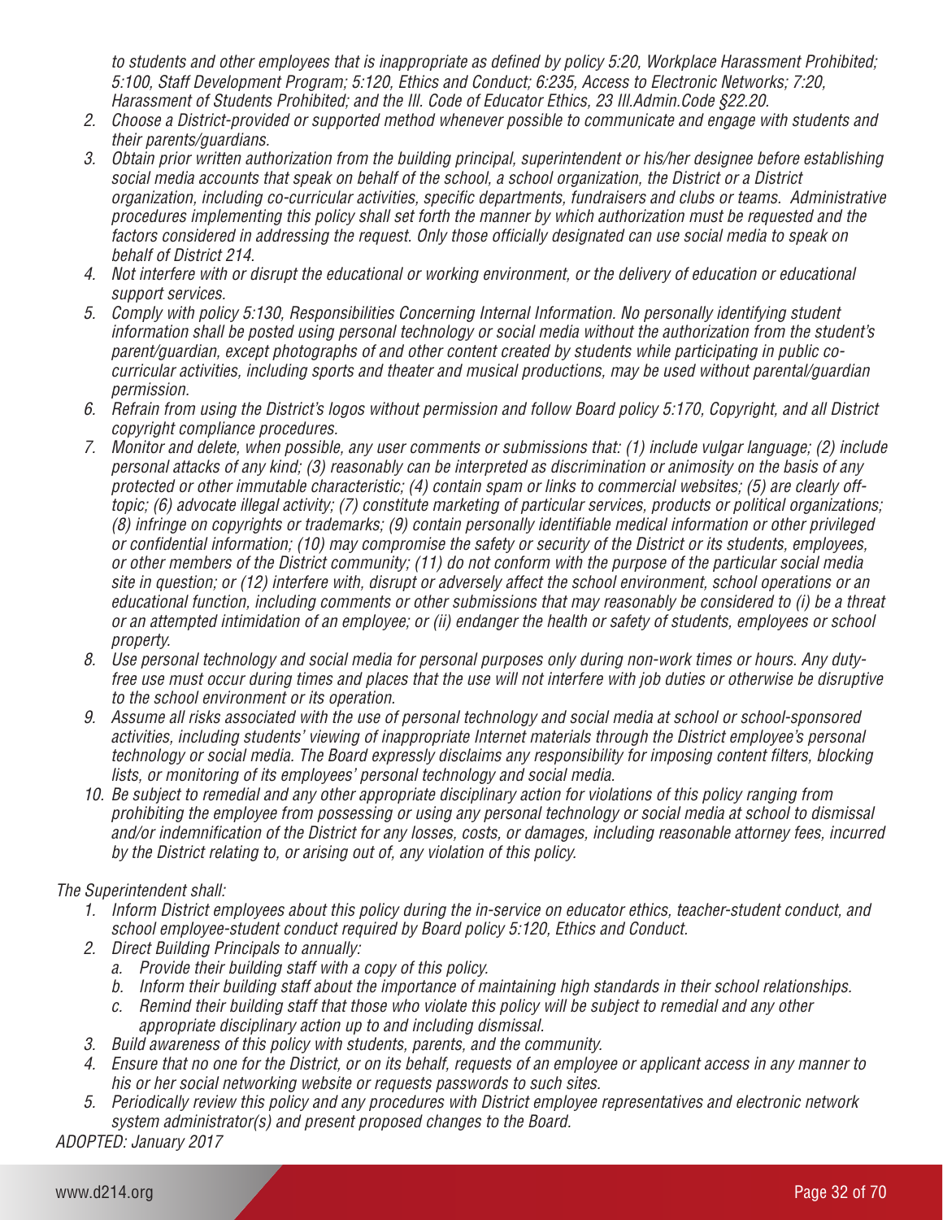*to students and other employees that is inappropriate as defined by policy 5:20, Workplace Harassment Prohibited; 5:100, Staff Development Program; 5:120, Ethics and Conduct; 6:235, Access to Electronic Networks; 7:20, Harassment of Students Prohibited; and the Ill. Code of Educator Ethics, 23 Ill.Admin.Code §22.20.*

2. *Choose a District-provided or supported method whenever possible to communicate and engage with students and their parents/guardians.*
3. *Obtain prior written authorization from the building principal, superintendent or his/her designee before establishing social media accounts that speak on behalf of the school, a school organization, the District or a District organization, including co-curricular activities, specific departments, fundraisers and clubs or teams. Administrative procedures implementing this policy shall set forth the manner by which authorization must be requested and the factors considered in addressing the request. Only those officially designated can use social media to speak on behalf of District 214.*
4. *Not interfere with or disrupt the educational or working environment, or the delivery of education or educational support services.*
5. *Comply with policy 5:130, Responsibilities Concerning Internal Information. No personally identifying student information shall be posted using personal technology or social media without the authorization from the student's parent/guardian, except photographs of and other content created by students while participating in public co-curricular activities, including sports and theater and musical productions, may be used without parental/guardian permission.*
6. *Refrain from using the District's logos without permission and follow Board policy 5:170, Copyright, and all District copyright compliance procedures.*
7. *Monitor and delete, when possible, any user comments or submissions that: (1) include vulgar language; (2) include personal attacks of any kind; (3) reasonably can be interpreted as discrimination or animosity on the basis of any protected or other immutable characteristic; (4) contain spam or links to commercial websites; (5) are clearly off-topic; (6) advocate illegal activity; (7) constitute marketing of particular services, products or political organizations; (8) infringe on copyrights or trademarks; (9) contain personally identifiable medical information or other privileged or confidential information; (10) may compromise the safety or security of the District or its students, employees, or other members of the District community; (11) do not conform with the purpose of the particular social media site in question; or (12) interfere with, disrupt or adversely affect the school environment, school operations or an educational function, including comments or other submissions that may reasonably be considered to (i) be a threat or an attempted intimidation of an employee; or (ii) endanger the health or safety of students, employees or school property.*
8. *Use personal technology and social media for personal purposes only during non-work times or hours. Any duty-free use must occur during times and places that the use will not interfere with job duties or otherwise be disruptive to the school environment or its operation.*
9. *Assume all risks associated with the use of personal technology and social media at school or school-sponsored activities, including students' viewing of inappropriate Internet materials through the District employee's personal technology or social media. The Board expressly disclaims any responsibility for imposing content filters, blocking lists, or monitoring of its employees' personal technology and social media.*
10. *Be subject to remedial and any other appropriate disciplinary action for violations of this policy ranging from prohibiting the employee from possessing or using any personal technology or social media at school to dismissal and/or indemnification of the District for any losses, costs, or damages, including reasonable attorney fees, incurred by the District relating to, or arising out of, any violation of this policy.*

*The Superintendent shall:*

1. *Inform District employees about this policy during the in-service on educator ethics, teacher-student conduct, and school employee-student conduct required by Board policy 5:120, Ethics and Conduct.*
2. *Direct Building Principals to annually:*
   a. *Provide their building staff with a copy of this policy.*
   b. *Inform their building staff about the importance of maintaining high standards in their school relationships.*
   c. *Remind their building staff that those who violate this policy will be subject to remedial and any other appropriate disciplinary action up to and including dismissal.*
3. *Build awareness of this policy with students, parents, and the community.*
4. *Ensure that no one for the District, or on its behalf, requests of an employee or applicant access in any manner to his or her social networking website or requests passwords to such sites.*
5. *Periodically review this policy and any procedures with District employee representatives and electronic network system administrator(s) and present proposed changes to the Board.*

*ADOPTED: January 2017*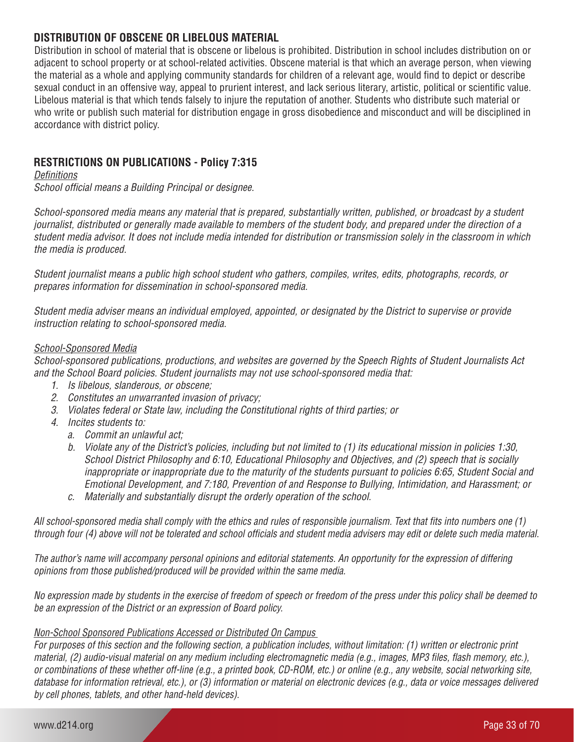## DISTRIBUTION OF OBSCENE OR LIBELOUS MATERIAL

Distribution in school of material that is obscene or libelous is prohibited. Distribution in school includes distribution on or adjacent to school property or at school-related activities. Obscene material is that which an average person, when viewing the material as a whole and applying community standards for children of a relevant age, would find to depict or describe sexual conduct in an offensive way, appeal to prurient interest, and lack serious literary, artistic, political or scientific value. Libelous material is that which tends falsely to injure the reputation of another. Students who distribute such material or who write or publish such material for distribution engage in gross disobedience and misconduct and will be disciplined in accordance with district policy.

## RESTRICTIONS ON PUBLICATIONS - Policy 7:315

*Definitions*

*School official means a Building Principal or designee.*

*School-sponsored media means any material that is prepared, substantially written, published, or broadcast by a student journalist, distributed or generally made available to members of the student body, and prepared under the direction of a student media advisor. It does not include media intended for distribution or transmission solely in the classroom in which the media is produced.*

*Student journalist means a public high school student who gathers, compiles, writes, edits, photographs, records, or prepares information for dissemination in school-sponsored media.*

*Student media adviser means an individual employed, appointed, or designated by the District to supervise or provide instruction relating to school-sponsored media.*

*School-Sponsored Media*

*School-sponsored publications, productions, and websites are governed by the Speech Rights of Student Journalists Act and the School Board policies. Student journalists may not use school-sponsored media that:*

1. *Is libelous, slanderous, or obscene;*
2. *Constitutes an unwarranted invasion of privacy;*
3. *Violates federal or State law, including the Constitutional rights of third parties; or*
4. *Incites students to:*
   a. *Commit an unlawful act;*
   b. *Violate any of the District's policies, including but not limited to (1) its educational mission in policies 1:30, School District Philosophy and 6:10, Educational Philosophy and Objectives, and (2) speech that is socially inappropriate or inappropriate due to the maturity of the students pursuant to policies 6:65, Student Social and Emotional Development, and 7:180, Prevention of and Response to Bullying, Intimidation, and Harassment; or*
   c. *Materially and substantially disrupt the orderly operation of the school.*

*All school-sponsored media shall comply with the ethics and rules of responsible journalism. Text that fits into numbers one (1) through four (4) above will not be tolerated and school officials and student media advisers may edit or delete such media material.*

*The author's name will accompany personal opinions and editorial statements. An opportunity for the expression of differing opinions from those published/produced will be provided within the same media.*

*No expression made by students in the exercise of freedom of speech or freedom of the press under this policy shall be deemed to be an expression of the District or an expression of Board policy.*

*Non-School Sponsored Publications Accessed or Distributed On Campus*

*For purposes of this section and the following section, a publication includes, without limitation: (1) written or electronic print material, (2) audio-visual material on any medium including electromagnetic media (e.g., images, MP3 files, flash memory, etc.), or combinations of these whether off-line (e.g., a printed book, CD-ROM, etc.) or online (e.g., any website, social networking site, database for information retrieval, etc.), or (3) information or material on electronic devices (e.g., data or voice messages delivered by cell phones, tablets, and other hand-held devices).*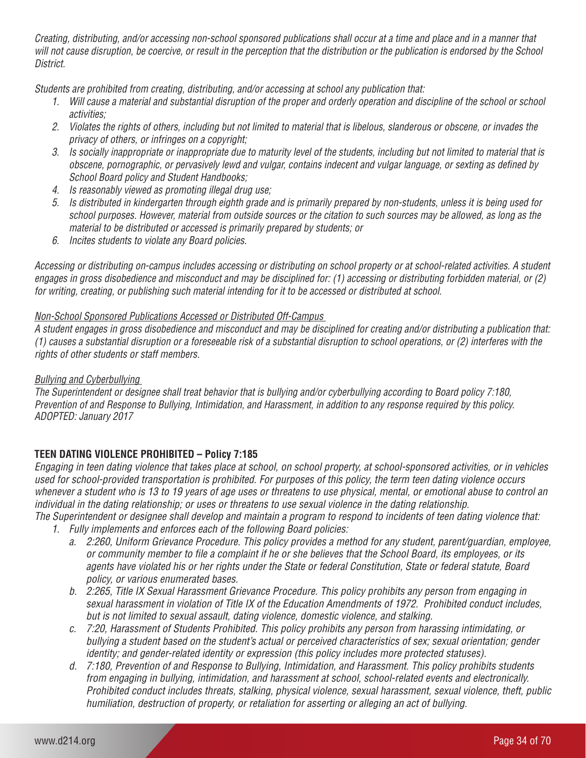*Creating, distributing, and/or accessing non-school sponsored publications shall occur at a time and place and in a manner that will not cause disruption, be coercive, or result in the perception that the distribution or the publication is endorsed by the School District.*

*Students are prohibited from creating, distributing, and/or accessing at school any publication that:*

1. *Will cause a material and substantial disruption of the proper and orderly operation and discipline of the school or school activities;*
2. *Violates the rights of others, including but not limited to material that is libelous, slanderous or obscene, or invades the privacy of others, or infringes on a copyright;*
3. *Is socially inappropriate or inappropriate due to maturity level of the students, including but not limited to material that is obscene, pornographic, or pervasively lewd and vulgar, contains indecent and vulgar language, or sexting as defined by School Board policy and Student Handbooks;*
4. *Is reasonably viewed as promoting illegal drug use;*
5. *Is distributed in kindergarten through eighth grade and is primarily prepared by non-students, unless it is being used for school purposes. However, material from outside sources or the citation to such sources may be allowed, as long as the material to be distributed or accessed is primarily prepared by students; or*
6. *Incites students to violate any Board policies.*

*Accessing or distributing on-campus includes accessing or distributing on school property or at school-related activities. A student engages in gross disobedience and misconduct and may be disciplined for: (1) accessing or distributing forbidden material, or (2) for writing, creating, or publishing such material intending for it to be accessed or distributed at school.*

*<u>Non-School Sponsored Publications Accessed or Distributed Off-Campus</u>*

*A student engages in gross disobedience and misconduct and may be disciplined for creating and/or distributing a publication that: (1) causes a substantial disruption or a foreseeable risk of a substantial disruption to school operations, or (2) interferes with the rights of other students or staff members.*

*<u>Bullying and Cyberbullying</u>*

*The Superintendent or designee shall treat behavior that is bullying and/or cyberbullying according to Board policy 7:180, Prevention of and Response to Bullying, Intimidation, and Harassment, in addition to any response required by this policy.*
*ADOPTED: January 2017*

**TEEN DATING VIOLENCE PROHIBITED – Policy 7:185**

*Engaging in teen dating violence that takes place at school, on school property, at school-sponsored activities, or in vehicles used for school-provided transportation is prohibited. For purposes of this policy, the term teen dating violence occurs whenever a student who is 13 to 19 years of age uses or threatens to use physical, mental, or emotional abuse to control an individual in the dating relationship; or uses or threatens to use sexual violence in the dating relationship.*
*The Superintendent or designee shall develop and maintain a program to respond to incidents of teen dating violence that:*

1. *Fully implements and enforces each of the following Board policies:*
   a. *2:260, Uniform Grievance Procedure. This policy provides a method for any student, parent/guardian, employee, or community member to file a complaint if he or she believes that the School Board, its employees, or its agents have violated his or her rights under the State or federal Constitution, State or federal statute, Board policy, or various enumerated bases.*
   b. *2:265, Title IX Sexual Harassment Grievance Procedure. This policy prohibits any person from engaging in sexual harassment in violation of Title IX of the Education Amendments of 1972. Prohibited conduct includes, but is not limited to sexual assault, dating violence, domestic violence, and stalking.*
   c. *7:20, Harassment of Students Prohibited. This policy prohibits any person from harassing intimidating, or bullying a student based on the student's actual or perceived characteristics of sex; sexual orientation; gender identity; and gender-related identity or expression (this policy includes more protected statuses).*
   d. *7:180, Prevention of and Response to Bullying, Intimidation, and Harassment. This policy prohibits students from engaging in bullying, intimidation, and harassment at school, school-related events and electronically. Prohibited conduct includes threats, stalking, physical violence, sexual harassment, sexual violence, theft, public humiliation, destruction of property, or retaliation for asserting or alleging an act of bullying.*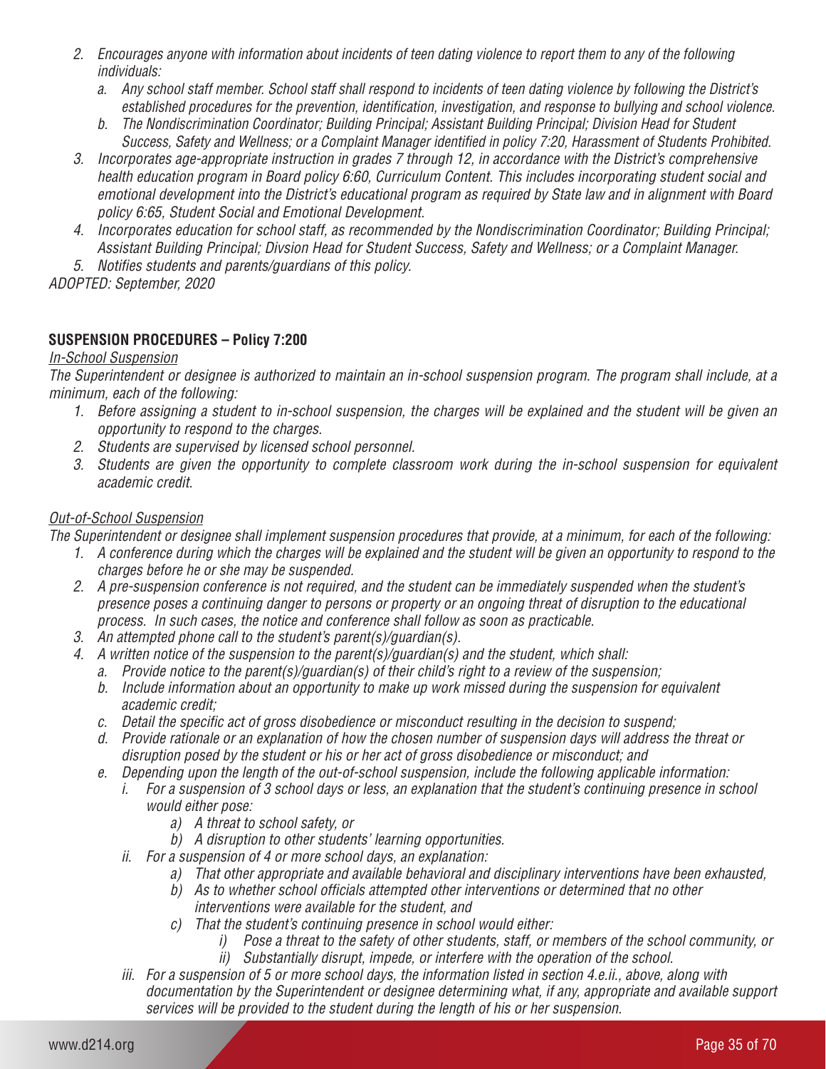2. *Encourages anyone with information about incidents of teen dating violence to report them to any of the following individuals:*
   a. *Any school staff member. School staff shall respond to incidents of teen dating violence by following the District's established procedures for the prevention, identification, investigation, and response to bullying and school violence.*
   b. *The Nondiscrimination Coordinator; Building Principal; Assistant Building Principal; Division Head for Student Success, Safety and Wellness; or a Complaint Manager identified in policy 7:20, Harassment of Students Prohibited.*
3. *Incorporates age-appropriate instruction in grades 7 through 12, in accordance with the District's comprehensive health education program in Board policy 6:60, Curriculum Content. This includes incorporating student social and emotional development into the District's educational program as required by State law and in alignment with Board policy 6:65, Student Social and Emotional Development.*
4. *Incorporates education for school staff, as recommended by the Nondiscrimination Coordinator; Building Principal; Assistant Building Principal; Divsion Head for Student Success, Safety and Wellness; or a Complaint Manager.*
5. *Notifies students and parents/guardians of this policy.*

*ADOPTED: September, 2020*

**SUSPENSION PROCEDURES – Policy 7:200**

*In-School Suspension*

*The Superintendent or designee is authorized to maintain an in-school suspension program. The program shall include, at a minimum, each of the following:*

1. *Before assigning a student to in-school suspension, the charges will be explained and the student will be given an opportunity to respond to the charges.*
2. *Students are supervised by licensed school personnel.*
3. *Students are given the opportunity to complete classroom work during the in-school suspension for equivalent academic credit.*

*Out-of-School Suspension*

*The Superintendent or designee shall implement suspension procedures that provide, at a minimum, for each of the following:*

1. *A conference during which the charges will be explained and the student will be given an opportunity to respond to the charges before he or she may be suspended.*
2. *A pre-suspension conference is not required, and the student can be immediately suspended when the student's presence poses a continuing danger to persons or property or an ongoing threat of disruption to the educational process. In such cases, the notice and conference shall follow as soon as practicable.*
3. *An attempted phone call to the student's parent(s)/guardian(s).*
4. *A written notice of the suspension to the parent(s)/guardian(s) and the student, which shall:*
   a. *Provide notice to the parent(s)/guardian(s) of their child's right to a review of the suspension;*
   b. *Include information about an opportunity to make up work missed during the suspension for equivalent academic credit;*
   c. *Detail the specific act of gross disobedience or misconduct resulting in the decision to suspend;*
   d. *Provide rationale or an explanation of how the chosen number of suspension days will address the threat or disruption posed by the student or his or her act of gross disobedience or misconduct; and*
   e. *Depending upon the length of the out-of-school suspension, include the following applicable information:*
      i. *For a suspension of 3 school days or less, an explanation that the student's continuing presence in school would either pose:*
         a) *A threat to school safety, or*
         b) *A disruption to other students' learning opportunities.*
      ii. *For a suspension of 4 or more school days, an explanation:*
         a) *That other appropriate and available behavioral and disciplinary interventions have been exhausted,*
         b) *As to whether school officials attempted other interventions or determined that no other interventions were available for the student, and*
         c) *That the student's continuing presence in school would either:*
            i) *Pose a threat to the safety of other students, staff, or members of the school community, or*
            ii) *Substantially disrupt, impede, or interfere with the operation of the school.*
      iii. *For a suspension of 5 or more school days, the information listed in section 4.e.ii., above, along with documentation by the Superintendent or designee determining what, if any, appropriate and available support services will be provided to the student during the length of his or her suspension.*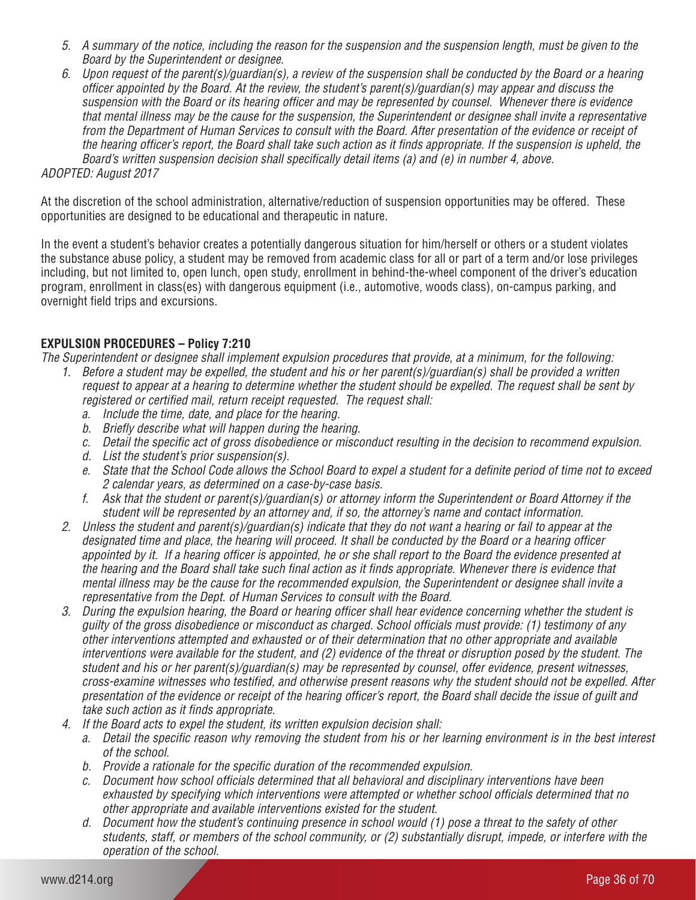*5. A summary of the notice, including the reason for the suspension and the suspension length, must be given to the Board by the Superintendent or designee.*

*6. Upon request of the parent(s)/guardian(s), a review of the suspension shall be conducted by the Board or a hearing officer appointed by the Board. At the review, the student's parent(s)/guardian(s) may appear and discuss the suspension with the Board or its hearing officer and may be represented by counsel. Whenever there is evidence that mental illness may be the cause for the suspension, the Superintendent or designee shall invite a representative from the Department of Human Services to consult with the Board. After presentation of the evidence or receipt of the hearing officer's report, the Board shall take such action as it finds appropriate. If the suspension is upheld, the Board's written suspension decision shall specifically detail items (a) and (e) in number 4, above.*

*ADOPTED: August 2017*

At the discretion of the school administration, alternative/reduction of suspension opportunities may be offered. These opportunities are designed to be educational and therapeutic in nature.

In the event a student's behavior creates a potentially dangerous situation for him/herself or others or a student violates the substance abuse policy, a student may be removed from academic class for all or part of a term and/or lose privileges including, but not limited to, open lunch, open study, enrollment in behind-the-wheel component of the driver's education program, enrollment in class(es) with dangerous equipment (i.e., automotive, woods class), on-campus parking, and overnight field trips and excursions.

**EXPULSION PROCEDURES – Policy 7:210**

*The Superintendent or designee shall implement expulsion procedures that provide, at a minimum, for the following:*

1. *Before a student may be expelled, the student and his or her parent(s)/guardian(s) shall be provided a written request to appear at a hearing to determine whether the student should be expelled. The request shall be sent by registered or certified mail, return receipt requested. The request shall:*
   a. *Include the time, date, and place for the hearing.*
   b. *Briefly describe what will happen during the hearing.*
   c. *Detail the specific act of gross disobedience or misconduct resulting in the decision to recommend expulsion.*
   d. *List the student's prior suspension(s).*
   e. *State that the School Code allows the School Board to expel a student for a definite period of time not to exceed 2 calendar years, as determined on a case-by-case basis.*
   f. *Ask that the student or parent(s)/guardian(s) or attorney inform the Superintendent or Board Attorney if the student will be represented by an attorney and, if so, the attorney's name and contact information.*
2. *Unless the student and parent(s)/guardian(s) indicate that they do not want a hearing or fail to appear at the designated time and place, the hearing will proceed. It shall be conducted by the Board or a hearing officer appointed by it. If a hearing officer is appointed, he or she shall report to the Board the evidence presented at the hearing and the Board shall take such final action as it finds appropriate. Whenever there is evidence that mental illness may be the cause for the recommended expulsion, the Superintendent or designee shall invite a representative from the Dept. of Human Services to consult with the Board.*
3. *During the expulsion hearing, the Board or hearing officer shall hear evidence concerning whether the student is guilty of the gross disobedience or misconduct as charged. School officials must provide: (1) testimony of any other interventions attempted and exhausted or of their determination that no other appropriate and available interventions were available for the student, and (2) evidence of the threat or disruption posed by the student. The student and his or her parent(s)/guardian(s) may be represented by counsel, offer evidence, present witnesses, cross-examine witnesses who testified, and otherwise present reasons why the student should not be expelled. After presentation of the evidence or receipt of the hearing officer's report, the Board shall decide the issue of guilt and take such action as it finds appropriate.*
4. *If the Board acts to expel the student, its written expulsion decision shall:*
   a. *Detail the specific reason why removing the student from his or her learning environment is in the best interest of the school.*
   b. *Provide a rationale for the specific duration of the recommended expulsion.*
   c. *Document how school officials determined that all behavioral and disciplinary interventions have been exhausted by specifying which interventions were attempted or whether school officials determined that no other appropriate and available interventions existed for the student.*
   d. *Document how the student's continuing presence in school would (1) pose a threat to the safety of other students, staff, or members of the school community, or (2) substantially disrupt, impede, or interfere with the operation of the school.*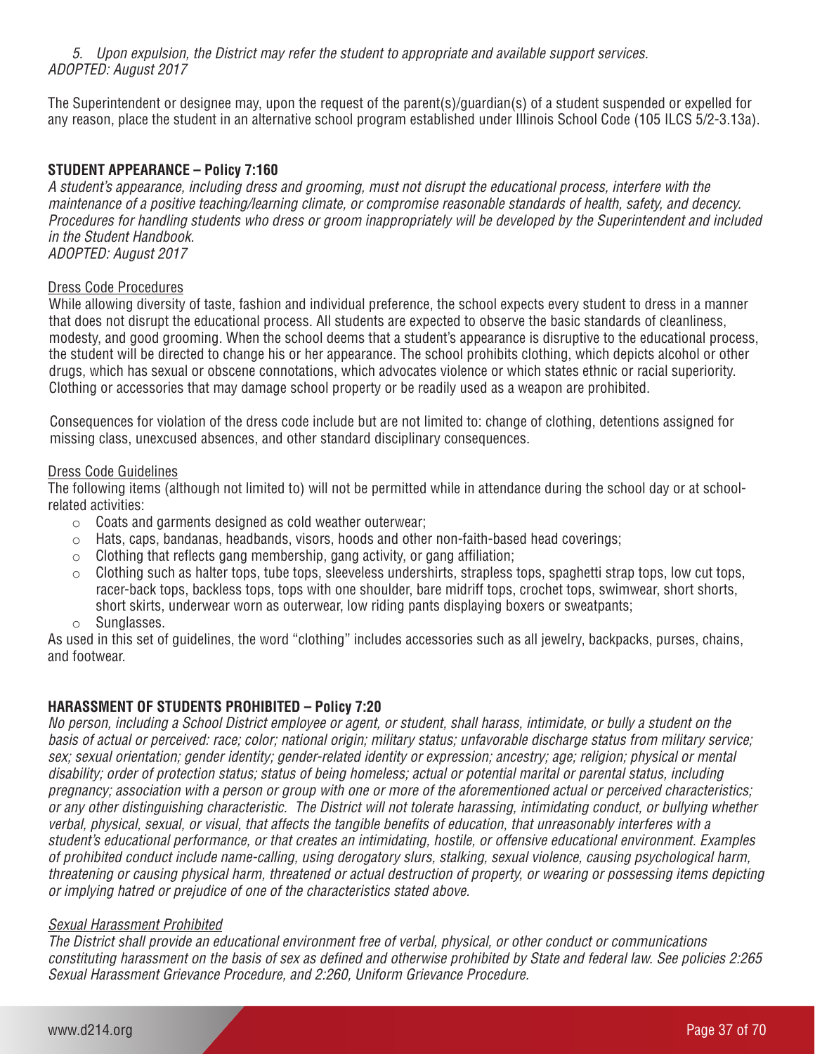*5. Upon expulsion, the District may refer the student to appropriate and available support services.*
*ADOPTED: August 2017*

The Superintendent or designee may, upon the request of the parent(s)/guardian(s) of a student suspended or expelled for any reason, place the student in an alternative school program established under Illinois School Code (105 ILCS 5/2-3.13a).

## STUDENT APPEARANCE – Policy 7:160

*A student's appearance, including dress and grooming, must not disrupt the educational process, interfere with the maintenance of a positive teaching/learning climate, or compromise reasonable standards of health, safety, and decency. Procedures for handling students who dress or groom inappropriately will be developed by the Superintendent and included in the Student Handbook.*
*ADOPTED: August 2017*

<u>Dress Code Procedures</u>

While allowing diversity of taste, fashion and individual preference, the school expects every student to dress in a manner that does not disrupt the educational process. All students are expected to observe the basic standards of cleanliness, modesty, and good grooming. When the school deems that a student's appearance is disruptive to the educational process, the student will be directed to change his or her appearance. The school prohibits clothing, which depicts alcohol or other drugs, which has sexual or obscene connotations, which advocates violence or which states ethnic or racial superiority. Clothing or accessories that may damage school property or be readily used as a weapon are prohibited.

Consequences for violation of the dress code include but are not limited to: change of clothing, detentions assigned for missing class, unexcused absences, and other standard disciplinary consequences.

<u>Dress Code Guidelines</u>

The following items (although not limited to) will not be permitted while in attendance during the school day or at school-related activities:

- Coats and garments designed as cold weather outerwear;
- Hats, caps, bandanas, headbands, visors, hoods and other non-faith-based head coverings;
- Clothing that reflects gang membership, gang activity, or gang affiliation;
- Clothing such as halter tops, tube tops, sleeveless undershirts, strapless tops, spaghetti strap tops, low cut tops, racer-back tops, backless tops, tops with one shoulder, bare midriff tops, crochet tops, swimwear, short shorts, short skirts, underwear worn as outerwear, low riding pants displaying boxers or sweatpants;
- Sunglasses.

As used in this set of guidelines, the word "clothing" includes accessories such as all jewelry, backpacks, purses, chains, and footwear.

## HARASSMENT OF STUDENTS PROHIBITED – Policy 7:20

*No person, including a School District employee or agent, or student, shall harass, intimidate, or bully a student on the basis of actual or perceived: race; color; national origin; military status; unfavorable discharge status from military service; sex; sexual orientation; gender identity; gender-related identity or expression; ancestry; age; religion; physical or mental disability; order of protection status; status of being homeless; actual or potential marital or parental status, including pregnancy; association with a person or group with one or more of the aforementioned actual or perceived characteristics; or any other distinguishing characteristic. The District will not tolerate harassing, intimidating conduct, or bullying whether verbal, physical, sexual, or visual, that affects the tangible benefits of education, that unreasonably interferes with a student's educational performance, or that creates an intimidating, hostile, or offensive educational environment. Examples of prohibited conduct include name-calling, using derogatory slurs, stalking, sexual violence, causing psychological harm, threatening or causing physical harm, threatened or actual destruction of property, or wearing or possessing items depicting or implying hatred or prejudice of one of the characteristics stated above.*

*<u>Sexual Harassment Prohibited</u>*

*The District shall provide an educational environment free of verbal, physical, or other conduct or communications constituting harassment on the basis of sex as defined and otherwise prohibited by State and federal law. See policies 2:265 Sexual Harassment Grievance Procedure, and 2:260, Uniform Grievance Procedure.*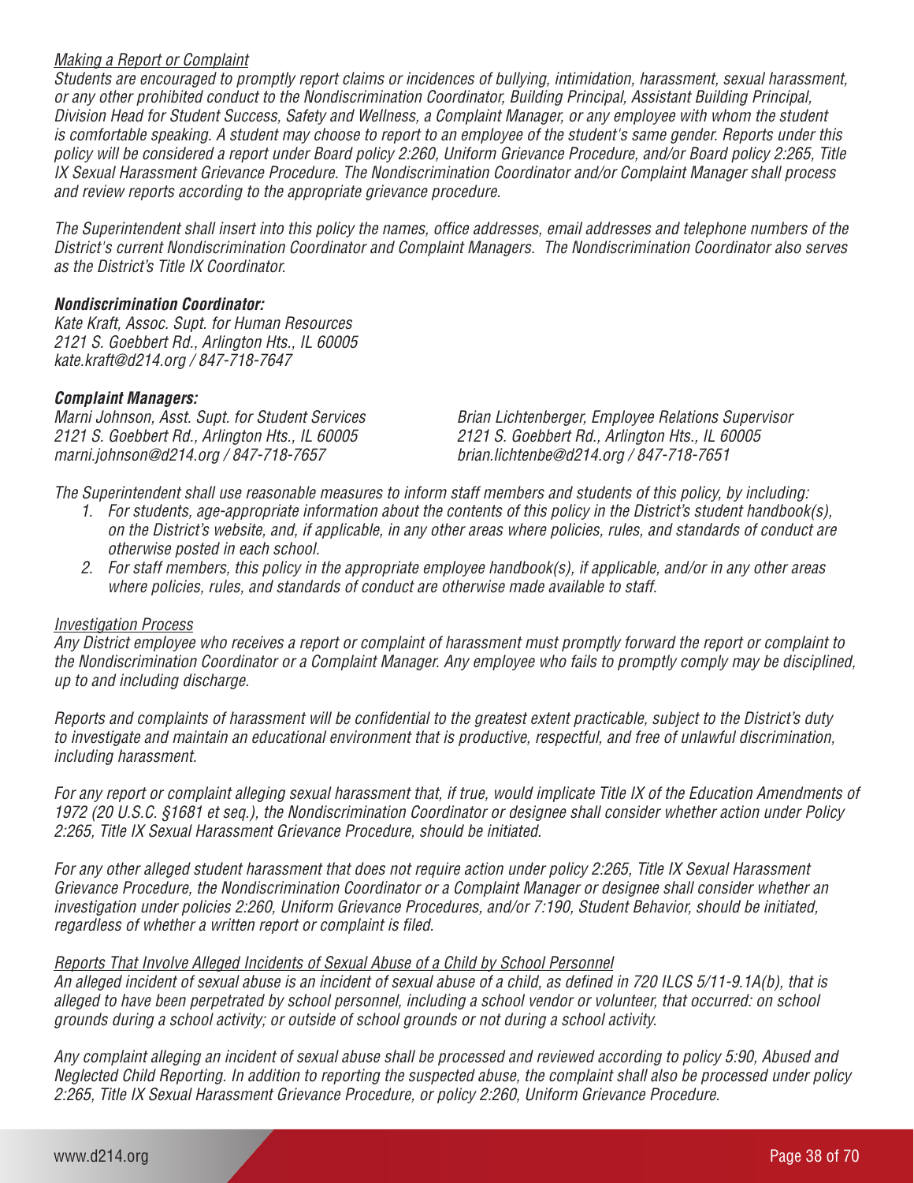*Making a Report or Complaint*

*Students are encouraged to promptly report claims or incidences of bullying, intimidation, harassment, sexual harassment, or any other prohibited conduct to the Nondiscrimination Coordinator, Building Principal, Assistant Building Principal, Division Head for Student Success, Safety and Wellness, a Complaint Manager, or any employee with whom the student is comfortable speaking. A student may choose to report to an employee of the student's same gender. Reports under this policy will be considered a report under Board policy 2:260, Uniform Grievance Procedure, and/or Board policy 2:265, Title IX Sexual Harassment Grievance Procedure. The Nondiscrimination Coordinator and/or Complaint Manager shall process and review reports according to the appropriate grievance procedure.*

*The Superintendent shall insert into this policy the names, office addresses, email addresses and telephone numbers of the District's current Nondiscrimination Coordinator and Complaint Managers. The Nondiscrimination Coordinator also serves as the District's Title IX Coordinator.*

***Nondiscrimination Coordinator:***

*Kate Kraft, Assoc. Supt. for Human Resources*
*2121 S. Goebbert Rd., Arlington Hts., IL 60005*
*kate.kraft@d214.org / 847-718-7647*

***Complaint Managers:***

*Marni Johnson, Asst. Supt. for Student Services*
*2121 S. Goebbert Rd., Arlington Hts., IL 60005*
*marni.johnson@d214.org / 847-718-7657*

*Brian Lichtenberger, Employee Relations Supervisor*
*2121 S. Goebbert Rd., Arlington Hts., IL 60005*
*brian.lichtenbe@d214.org / 847-718-7651*

*The Superintendent shall use reasonable measures to inform staff members and students of this policy, by including:*

1. *For students, age-appropriate information about the contents of this policy in the District's student handbook(s), on the District's website, and, if applicable, in any other areas where policies, rules, and standards of conduct are otherwise posted in each school.*
2. *For staff members, this policy in the appropriate employee handbook(s), if applicable, and/or in any other areas where policies, rules, and standards of conduct are otherwise made available to staff.*

*Investigation Process*

*Any District employee who receives a report or complaint of harassment must promptly forward the report or complaint to the Nondiscrimination Coordinator or a Complaint Manager. Any employee who fails to promptly comply may be disciplined, up to and including discharge.*

*Reports and complaints of harassment will be confidential to the greatest extent practicable, subject to the District's duty to investigate and maintain an educational environment that is productive, respectful, and free of unlawful discrimination, including harassment.*

*For any report or complaint alleging sexual harassment that, if true, would implicate Title IX of the Education Amendments of 1972 (20 U.S.C. §1681 et seq.), the Nondiscrimination Coordinator or designee shall consider whether action under Policy 2:265, Title IX Sexual Harassment Grievance Procedure, should be initiated.*

*For any other alleged student harassment that does not require action under policy 2:265, Title IX Sexual Harassment Grievance Procedure, the Nondiscrimination Coordinator or a Complaint Manager or designee shall consider whether an investigation under policies 2:260, Uniform Grievance Procedures, and/or 7:190, Student Behavior, should be initiated, regardless of whether a written report or complaint is filed.*

*Reports That Involve Alleged Incidents of Sexual Abuse of a Child by School Personnel*

*An alleged incident of sexual abuse is an incident of sexual abuse of a child, as defined in 720 ILCS 5/11-9.1A(b), that is alleged to have been perpetrated by school personnel, including a school vendor or volunteer, that occurred: on school grounds during a school activity; or outside of school grounds or not during a school activity.*

*Any complaint alleging an incident of sexual abuse shall be processed and reviewed according to policy 5:90, Abused and Neglected Child Reporting. In addition to reporting the suspected abuse, the complaint shall also be processed under policy 2:265, Title IX Sexual Harassment Grievance Procedure, or policy 2:260, Uniform Grievance Procedure.*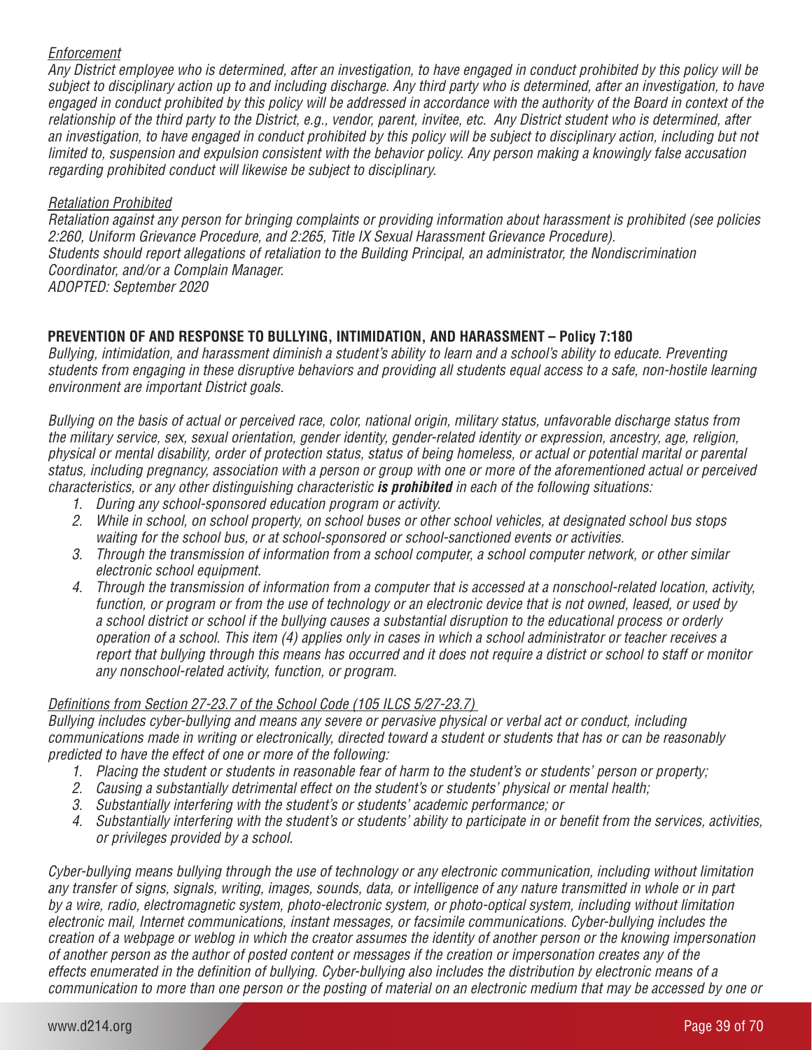*Enforcement*

*Any District employee who is determined, after an investigation, to have engaged in conduct prohibited by this policy will be subject to disciplinary action up to and including discharge. Any third party who is determined, after an investigation, to have engaged in conduct prohibited by this policy will be addressed in accordance with the authority of the Board in context of the relationship of the third party to the District, e.g., vendor, parent, invitee, etc. Any District student who is determined, after an investigation, to have engaged in conduct prohibited by this policy will be subject to disciplinary action, including but not limited to, suspension and expulsion consistent with the behavior policy. Any person making a knowingly false accusation regarding prohibited conduct will likewise be subject to disciplinary.*

*Retaliation Prohibited*

*Retaliation against any person for bringing complaints or providing information about harassment is prohibited (see policies 2:260, Uniform Grievance Procedure, and 2:265, Title IX Sexual Harassment Grievance Procedure).*
*Students should report allegations of retaliation to the Building Principal, an administrator, the Nondiscrimination Coordinator, and/or a Complain Manager.*
*ADOPTED: September 2020*

## PREVENTION OF AND RESPONSE TO BULLYING, INTIMIDATION, AND HARASSMENT – Policy 7:180

*Bullying, intimidation, and harassment diminish a student's ability to learn and a school's ability to educate. Preventing students from engaging in these disruptive behaviors and providing all students equal access to a safe, non-hostile learning environment are important District goals.*

*Bullying on the basis of actual or perceived race, color, national origin, military status, unfavorable discharge status from the military service, sex, sexual orientation, gender identity, gender-related identity or expression, ancestry, age, religion, physical or mental disability, order of protection status, status of being homeless, or actual or potential marital or parental status, including pregnancy, association with a person or group with one or more of the aforementioned actual or perceived characteristics, or any other distinguishing characteristic* ***is prohibited*** *in each of the following situations:*

1. *During any school-sponsored education program or activity.*
2. *While in school, on school property, on school buses or other school vehicles, at designated school bus stops waiting for the school bus, or at school-sponsored or school-sanctioned events or activities.*
3. *Through the transmission of information from a school computer, a school computer network, or other similar electronic school equipment.*
4. *Through the transmission of information from a computer that is accessed at a nonschool-related location, activity, function, or program or from the use of technology or an electronic device that is not owned, leased, or used by a school district or school if the bullying causes a substantial disruption to the educational process or orderly operation of a school. This item (4) applies only in cases in which a school administrator or teacher receives a report that bullying through this means has occurred and it does not require a district or school to staff or monitor any nonschool-related activity, function, or program.*

*Definitions from Section 27-23.7 of the School Code (105 ILCS 5/27-23.7)*

*Bullying includes cyber-bullying and means any severe or pervasive physical or verbal act or conduct, including communications made in writing or electronically, directed toward a student or students that has or can be reasonably predicted to have the effect of one or more of the following:*

1. *Placing the student or students in reasonable fear of harm to the student's or students' person or property;*
2. *Causing a substantially detrimental effect on the student's or students' physical or mental health;*
3. *Substantially interfering with the student's or students' academic performance; or*
4. *Substantially interfering with the student's or students' ability to participate in or benefit from the services, activities, or privileges provided by a school.*

*Cyber-bullying means bullying through the use of technology or any electronic communication, including without limitation any transfer of signs, signals, writing, images, sounds, data, or intelligence of any nature transmitted in whole or in part by a wire, radio, electromagnetic system, photo-electronic system, or photo-optical system, including without limitation electronic mail, Internet communications, instant messages, or facsimile communications. Cyber-bullying includes the creation of a webpage or weblog in which the creator assumes the identity of another person or the knowing impersonation of another person as the author of posted content or messages if the creation or impersonation creates any of the effects enumerated in the definition of bullying. Cyber-bullying also includes the distribution by electronic means of a communication to more than one person or the posting of material on an electronic medium that may be accessed by one or*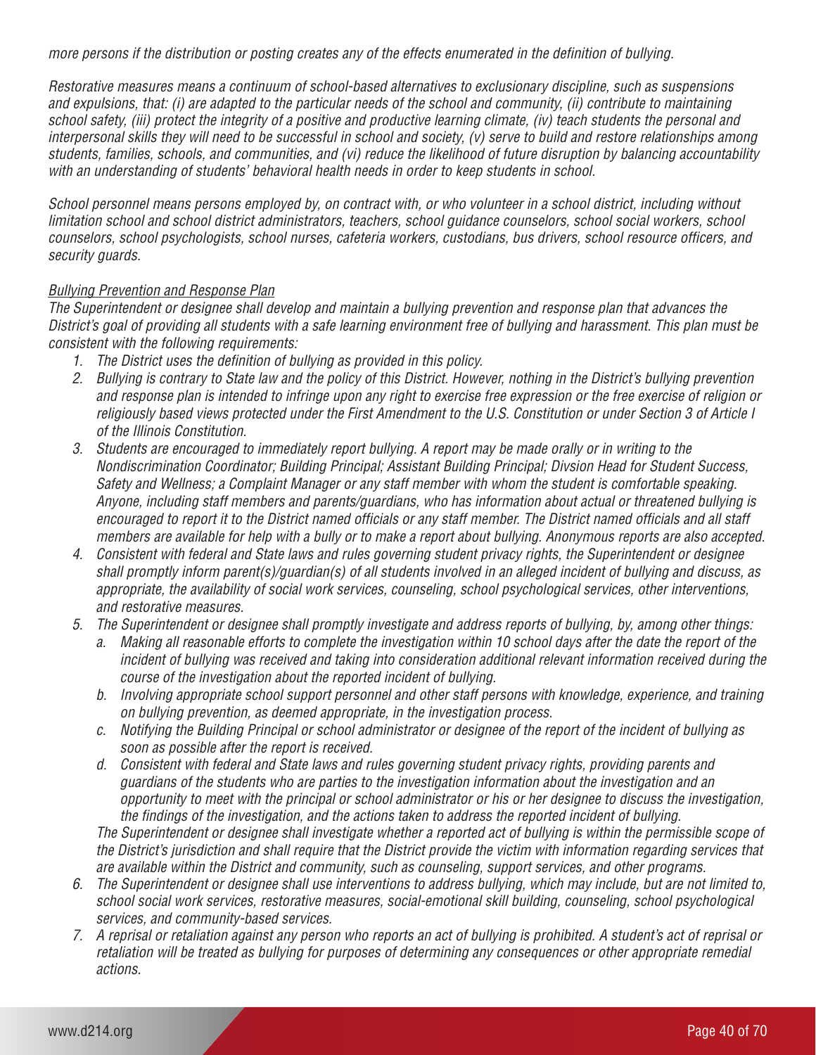*more persons if the distribution or posting creates any of the effects enumerated in the definition of bullying.*

*Restorative measures means a continuum of school-based alternatives to exclusionary discipline, such as suspensions and expulsions, that: (i) are adapted to the particular needs of the school and community, (ii) contribute to maintaining school safety, (iii) protect the integrity of a positive and productive learning climate, (iv) teach students the personal and interpersonal skills they will need to be successful in school and society, (v) serve to build and restore relationships among students, families, schools, and communities, and (vi) reduce the likelihood of future disruption by balancing accountability with an understanding of students' behavioral health needs in order to keep students in school.*

*School personnel means persons employed by, on contract with, or who volunteer in a school district, including without limitation school and school district administrators, teachers, school guidance counselors, school social workers, school counselors, school psychologists, school nurses, cafeteria workers, custodians, bus drivers, school resource officers, and security guards.*

*<u>Bullying Prevention and Response Plan</u>*

*The Superintendent or designee shall develop and maintain a bullying prevention and response plan that advances the District's goal of providing all students with a safe learning environment free of bullying and harassment. This plan must be consistent with the following requirements:*

1. *The District uses the definition of bullying as provided in this policy.*
2. *Bullying is contrary to State law and the policy of this District. However, nothing in the District's bullying prevention and response plan is intended to infringe upon any right to exercise free expression or the free exercise of religion or religiously based views protected under the First Amendment to the U.S. Constitution or under Section 3 of Article I of the Illinois Constitution.*
3. *Students are encouraged to immediately report bullying. A report may be made orally or in writing to the Nondiscrimination Coordinator; Building Principal; Assistant Building Principal; Divsion Head for Student Success, Safety and Wellness; a Complaint Manager or any staff member with whom the student is comfortable speaking. Anyone, including staff members and parents/guardians, who has information about actual or threatened bullying is encouraged to report it to the District named officials or any staff member. The District named officials and all staff members are available for help with a bully or to make a report about bullying. Anonymous reports are also accepted.*
4. *Consistent with federal and State laws and rules governing student privacy rights, the Superintendent or designee shall promptly inform parent(s)/guardian(s) of all students involved in an alleged incident of bullying and discuss, as appropriate, the availability of social work services, counseling, school psychological services, other interventions, and restorative measures.*
5. *The Superintendent or designee shall promptly investigate and address reports of bullying, by, among other things:*
   a. *Making all reasonable efforts to complete the investigation within 10 school days after the date the report of the incident of bullying was received and taking into consideration additional relevant information received during the course of the investigation about the reported incident of bullying.*
   b. *Involving appropriate school support personnel and other staff persons with knowledge, experience, and training on bullying prevention, as deemed appropriate, in the investigation process.*
   c. *Notifying the Building Principal or school administrator or designee of the report of the incident of bullying as soon as possible after the report is received.*
   d. *Consistent with federal and State laws and rules governing student privacy rights, providing parents and guardians of the students who are parties to the investigation information about the investigation and an opportunity to meet with the principal or school administrator or his or her designee to discuss the investigation, the findings of the investigation, and the actions taken to address the reported incident of bullying.*

   *The Superintendent or designee shall investigate whether a reported act of bullying is within the permissible scope of the District's jurisdiction and shall require that the District provide the victim with information regarding services that are available within the District and community, such as counseling, support services, and other programs.*
6. *The Superintendent or designee shall use interventions to address bullying, which may include, but are not limited to, school social work services, restorative measures, social-emotional skill building, counseling, school psychological services, and community-based services.*
7. *A reprisal or retaliation against any person who reports an act of bullying is prohibited. A student's act of reprisal or retaliation will be treated as bullying for purposes of determining any consequences or other appropriate remedial actions.*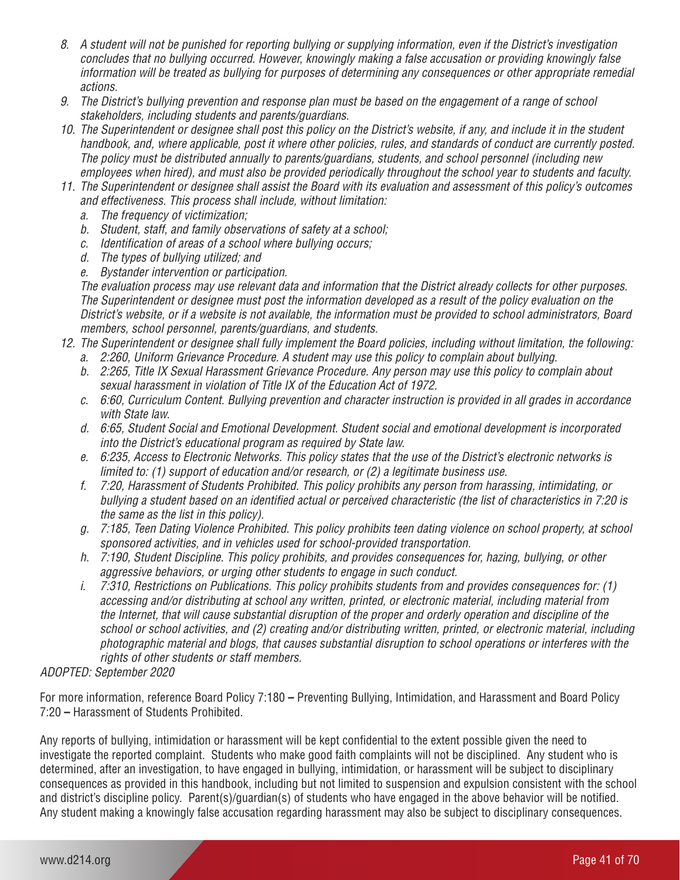8. *A student will not be punished for reporting bullying or supplying information, even if the District's investigation concludes that no bullying occurred. However, knowingly making a false accusation or providing knowingly false information will be treated as bullying for purposes of determining any consequences or other appropriate remedial actions.*
9. *The District's bullying prevention and response plan must be based on the engagement of a range of school stakeholders, including students and parents/guardians.*
10. *The Superintendent or designee shall post this policy on the District's website, if any, and include it in the student handbook, and, where applicable, post it where other policies, rules, and standards of conduct are currently posted. The policy must be distributed annually to parents/guardians, students, and school personnel (including new employees when hired), and must also be provided periodically throughout the school year to students and faculty.*
11. *The Superintendent or designee shall assist the Board with its evaluation and assessment of this policy's outcomes and effectiveness. This process shall include, without limitation:*
    a. *The frequency of victimization;*
    b. *Student, staff, and family observations of safety at a school;*
    c. *Identification of areas of a school where bullying occurs;*
    d. *The types of bullying utilized; and*
    e. *Bystander intervention or participation.*

    *The evaluation process may use relevant data and information that the District already collects for other purposes. The Superintendent or designee must post the information developed as a result of the policy evaluation on the District's website, or if a website is not available, the information must be provided to school administrators, Board members, school personnel, parents/guardians, and students.*
12. *The Superintendent or designee shall fully implement the Board policies, including without limitation, the following:*
    a. *2:260, Uniform Grievance Procedure. A student may use this policy to complain about bullying.*
    b. *2:265, Title IX Sexual Harassment Grievance Procedure. Any person may use this policy to complain about sexual harassment in violation of Title IX of the Education Act of 1972.*
    c. *6:60, Curriculum Content. Bullying prevention and character instruction is provided in all grades in accordance with State law.*
    d. *6:65, Student Social and Emotional Development. Student social and emotional development is incorporated into the District's educational program as required by State law.*
    e. *6:235, Access to Electronic Networks. This policy states that the use of the District's electronic networks is limited to: (1) support of education and/or research, or (2) a legitimate business use.*
    f. *7:20, Harassment of Students Prohibited. This policy prohibits any person from harassing, intimidating, or bullying a student based on an identified actual or perceived characteristic (the list of characteristics in 7:20 is the same as the list in this policy).*
    g. *7:185, Teen Dating Violence Prohibited. This policy prohibits teen dating violence on school property, at school sponsored activities, and in vehicles used for school-provided transportation.*
    h. *7:190, Student Discipline. This policy prohibits, and provides consequences for, hazing, bullying, or other aggressive behaviors, or urging other students to engage in such conduct.*
    i. *7:310, Restrictions on Publications. This policy prohibits students from and provides consequences for: (1) accessing and/or distributing at school any written, printed, or electronic material, including material from the Internet, that will cause substantial disruption of the proper and orderly operation and discipline of the school or school activities, and (2) creating and/or distributing written, printed, or electronic material, including photographic material and blogs, that causes substantial disruption to school operations or interferes with the rights of other students or staff members.*

*ADOPTED: September 2020*

For more information, reference Board Policy 7:180 **–** Preventing Bullying, Intimidation, and Harassment and Board Policy 7:20 **–** Harassment of Students Prohibited.

Any reports of bullying, intimidation or harassment will be kept confidential to the extent possible given the need to investigate the reported complaint. Students who make good faith complaints will not be disciplined. Any student who is determined, after an investigation, to have engaged in bullying, intimidation, or harassment will be subject to disciplinary consequences as provided in this handbook, including but not limited to suspension and expulsion consistent with the school and district's discipline policy. Parent(s)/guardian(s) of students who have engaged in the above behavior will be notified. Any student making a knowingly false accusation regarding harassment may also be subject to disciplinary consequences.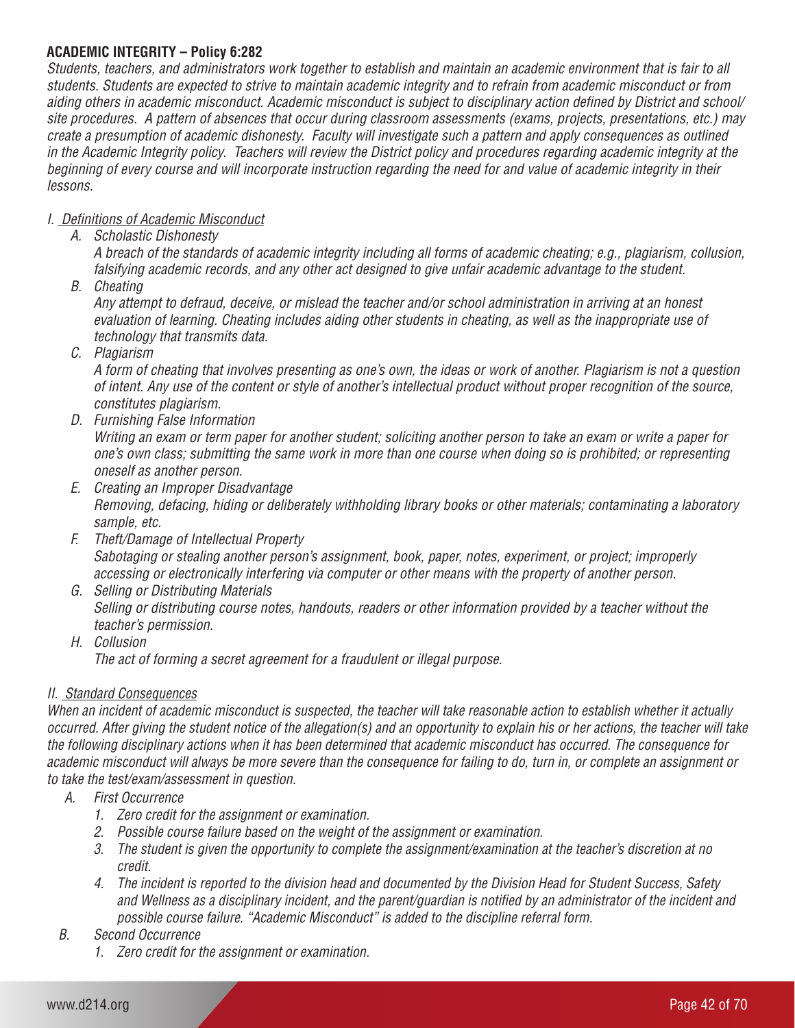**ACADEMIC INTEGRITY – Policy 6:282**

*Students, teachers, and administrators work together to establish and maintain an academic environment that is fair to all students. Students are expected to strive to maintain academic integrity and to refrain from academic misconduct or from aiding others in academic misconduct. Academic misconduct is subject to disciplinary action defined by District and school/site procedures. A pattern of absences that occur during classroom assessments (exams, projects, presentations, etc.) may create a presumption of academic dishonesty. Faculty will investigate such a pattern and apply consequences as outlined in the Academic Integrity policy. Teachers will review the District policy and procedures regarding academic integrity at the beginning of every course and will incorporate instruction regarding the need for and value of academic integrity in their lessons.*

*I. <u>Definitions of Academic Misconduct</u>*

- *A. Scholastic Dishonesty*
  *A breach of the standards of academic integrity including all forms of academic cheating; e.g., plagiarism, collusion, falsifying academic records, and any other act designed to give unfair academic advantage to the student.*
- *B. Cheating*
  *Any attempt to defraud, deceive, or mislead the teacher and/or school administration in arriving at an honest evaluation of learning. Cheating includes aiding other students in cheating, as well as the inappropriate use of technology that transmits data.*
- *C. Plagiarism*
  *A form of cheating that involves presenting as one's own, the ideas or work of another. Plagiarism is not a question of intent. Any use of the content or style of another's intellectual product without proper recognition of the source, constitutes plagiarism.*
- *D. Furnishing False Information*
  *Writing an exam or term paper for another student; soliciting another person to take an exam or write a paper for one's own class; submitting the same work in more than one course when doing so is prohibited; or representing oneself as another person.*
- *E. Creating an Improper Disadvantage*
  *Removing, defacing, hiding or deliberately withholding library books or other materials; contaminating a laboratory sample, etc.*
- *F. Theft/Damage of Intellectual Property*
  *Sabotaging or stealing another person's assignment, book, paper, notes, experiment, or project; improperly accessing or electronically interfering via computer or other means with the property of another person.*
- *G. Selling or Distributing Materials*
  *Selling or distributing course notes, handouts, readers or other information provided by a teacher without the teacher's permission.*
- *H. Collusion*
  *The act of forming a secret agreement for a fraudulent or illegal purpose.*

*II. <u>Standard Consequences</u>*

*When an incident of academic misconduct is suspected, the teacher will take reasonable action to establish whether it actually occurred. After giving the student notice of the allegation(s) and an opportunity to explain his or her actions, the teacher will take the following disciplinary actions when it has been determined that academic misconduct has occurred. The consequence for academic misconduct will always be more severe than the consequence for failing to do, turn in, or complete an assignment or to take the test/exam/assessment in question.*

- *A. First Occurrence*
  1. *Zero credit for the assignment or examination.*
  2. *Possible course failure based on the weight of the assignment or examination.*
  3. *The student is given the opportunity to complete the assignment/examination at the teacher's discretion at no credit.*
  4. *The incident is reported to the division head and documented by the Division Head for Student Success, Safety and Wellness as a disciplinary incident, and the parent/guardian is notified by an administrator of the incident and possible course failure. "Academic Misconduct" is added to the discipline referral form.*
- *B. Second Occurrence*
  1. *Zero credit for the assignment or examination.*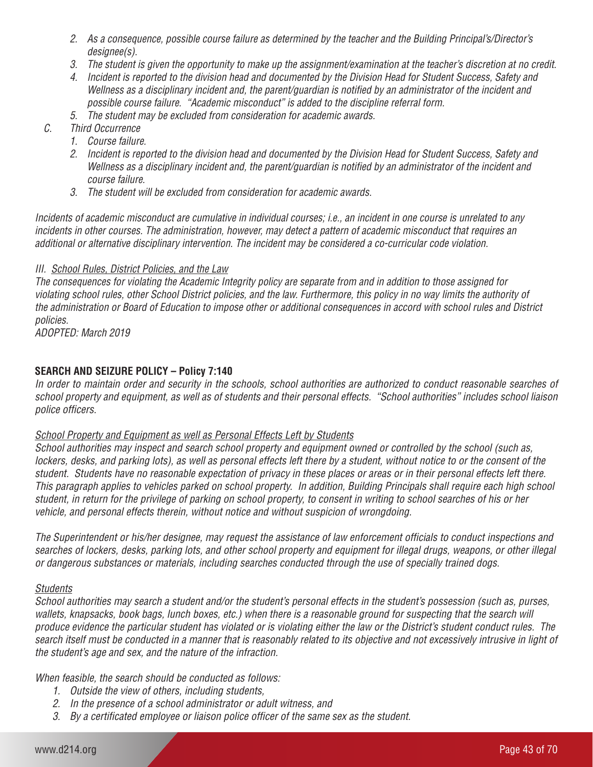2. *As a consequence, possible course failure as determined by the teacher and the Building Principal's/Director's designee(s).*
3. *The student is given the opportunity to make up the assignment/examination at the teacher's discretion at no credit.*
4. *Incident is reported to the division head and documented by the Division Head for Student Success, Safety and Wellness as a disciplinary incident and, the parent/guardian is notified by an administrator of the incident and possible course failure. "Academic misconduct" is added to the discipline referral form.*
5. *The student may be excluded from consideration for academic awards.*

C. *Third Occurrence*
1. *Course failure.*
2. *Incident is reported to the division head and documented by the Division Head for Student Success, Safety and Wellness as a disciplinary incident and, the parent/guardian is notified by an administrator of the incident and course failure.*
3. *The student will be excluded from consideration for academic awards.*

*Incidents of academic misconduct are cumulative in individual courses; i.e., an incident in one course is unrelated to any incidents in other courses. The administration, however, may detect a pattern of academic misconduct that requires an additional or alternative disciplinary intervention. The incident may be considered a co-curricular code violation.*

*III. School Rules, District Policies, and the Law*

*The consequences for violating the Academic Integrity policy are separate from and in addition to those assigned for violating school rules, other School District policies, and the law. Furthermore, this policy in no way limits the authority of the administration or Board of Education to impose other or additional consequences in accord with school rules and District policies.*

*ADOPTED: March 2019*

**SEARCH AND SEIZURE POLICY – Policy 7:140**

*In order to maintain order and security in the schools, school authorities are authorized to conduct reasonable searches of school property and equipment, as well as of students and their personal effects. "School authorities" includes school liaison police officers.*

*School Property and Equipment as well as Personal Effects Left by Students*

*School authorities may inspect and search school property and equipment owned or controlled by the school (such as, lockers, desks, and parking lots), as well as personal effects left there by a student, without notice to or the consent of the student. Students have no reasonable expectation of privacy in these places or areas or in their personal effects left there. This paragraph applies to vehicles parked on school property. In addition, Building Principals shall require each high school student, in return for the privilege of parking on school property, to consent in writing to school searches of his or her vehicle, and personal effects therein, without notice and without suspicion of wrongdoing.*

*The Superintendent or his/her designee, may request the assistance of law enforcement officials to conduct inspections and searches of lockers, desks, parking lots, and other school property and equipment for illegal drugs, weapons, or other illegal or dangerous substances or materials, including searches conducted through the use of specially trained dogs.*

*Students*

*School authorities may search a student and/or the student's personal effects in the student's possession (such as, purses, wallets, knapsacks, book bags, lunch boxes, etc.) when there is a reasonable ground for suspecting that the search will produce evidence the particular student has violated or is violating either the law or the District's student conduct rules. The search itself must be conducted in a manner that is reasonably related to its objective and not excessively intrusive in light of the student's age and sex, and the nature of the infraction.*

*When feasible, the search should be conducted as follows:*
1. *Outside the view of others, including students,*
2. *In the presence of a school administrator or adult witness, and*
3. *By a certificated employee or liaison police officer of the same sex as the student.*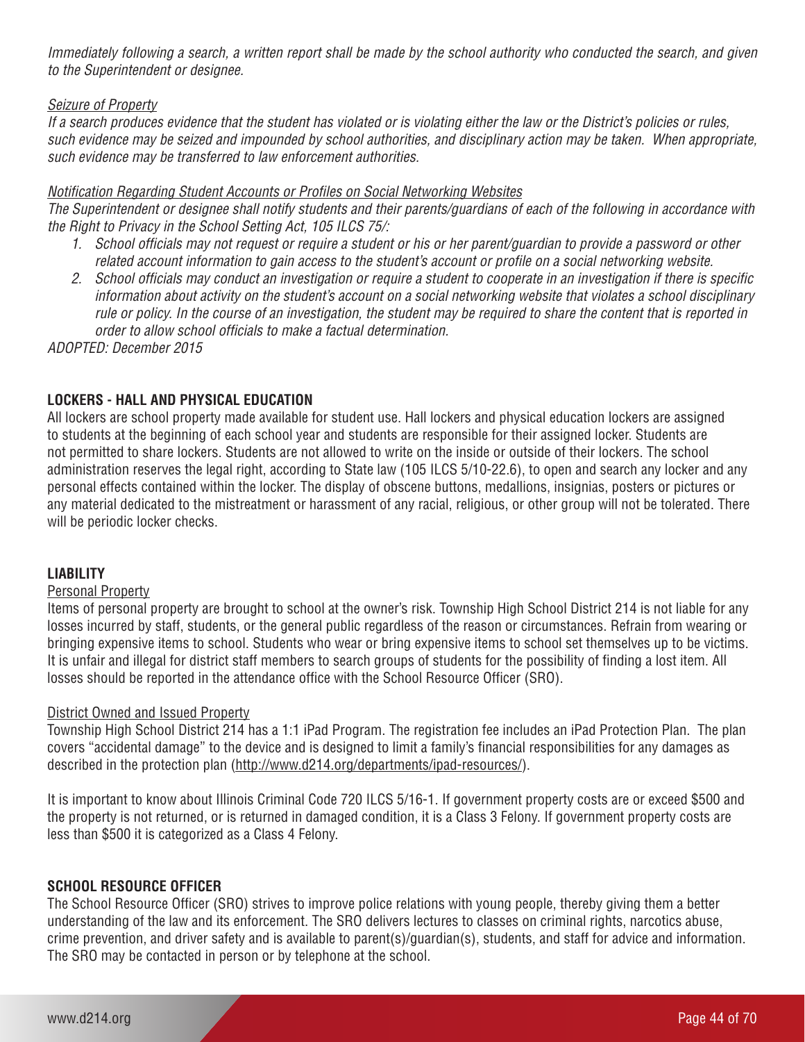*Immediately following a search, a written report shall be made by the school authority who conducted the search, and given to the Superintendent or designee.*

*Seizure of Property*

*If a search produces evidence that the student has violated or is violating either the law or the District's policies or rules, such evidence may be seized and impounded by school authorities, and disciplinary action may be taken. When appropriate, such evidence may be transferred to law enforcement authorities.*

*Notification Regarding Student Accounts or Profiles on Social Networking Websites*

*The Superintendent or designee shall notify students and their parents/guardians of each of the following in accordance with the Right to Privacy in the School Setting Act, 105 ILCS 75/:*

1. *School officials may not request or require a student or his or her parent/guardian to provide a password or other related account information to gain access to the student's account or profile on a social networking website.*
2. *School officials may conduct an investigation or require a student to cooperate in an investigation if there is specific information about activity on the student's account on a social networking website that violates a school disciplinary rule or policy. In the course of an investigation, the student may be required to share the content that is reported in order to allow school officials to make a factual determination.*

*ADOPTED: December 2015*

## LOCKERS - HALL AND PHYSICAL EDUCATION

All lockers are school property made available for student use. Hall lockers and physical education lockers are assigned to students at the beginning of each school year and students are responsible for their assigned locker. Students are not permitted to share lockers. Students are not allowed to write on the inside or outside of their lockers. The school administration reserves the legal right, according to State law (105 ILCS 5/10-22.6), to open and search any locker and any personal effects contained within the locker. The display of obscene buttons, medallions, insignias, posters or pictures or any material dedicated to the mistreatment or harassment of any racial, religious, or other group will not be tolerated. There will be periodic locker checks.

## LIABILITY

Personal Property

Items of personal property are brought to school at the owner's risk. Township High School District 214 is not liable for any losses incurred by staff, students, or the general public regardless of the reason or circumstances. Refrain from wearing or bringing expensive items to school. Students who wear or bring expensive items to school set themselves up to be victims. It is unfair and illegal for district staff members to search groups of students for the possibility of finding a lost item. All losses should be reported in the attendance office with the School Resource Officer (SRO).

District Owned and Issued Property

Township High School District 214 has a 1:1 iPad Program. The registration fee includes an iPad Protection Plan. The plan covers "accidental damage" to the device and is designed to limit a family's financial responsibilities for any damages as described in the protection plan (http://www.d214.org/departments/ipad-resources/).

It is important to know about Illinois Criminal Code 720 ILCS 5/16-1. If government property costs are or exceed $500 and the property is not returned, or is returned in damaged condition, it is a Class 3 Felony. If government property costs are less than $500 it is categorized as a Class 4 Felony.

## SCHOOL RESOURCE OFFICER

The School Resource Officer (SRO) strives to improve police relations with young people, thereby giving them a better understanding of the law and its enforcement. The SRO delivers lectures to classes on criminal rights, narcotics abuse, crime prevention, and driver safety and is available to parent(s)/guardian(s), students, and staff for advice and information. The SRO may be contacted in person or by telephone at the school.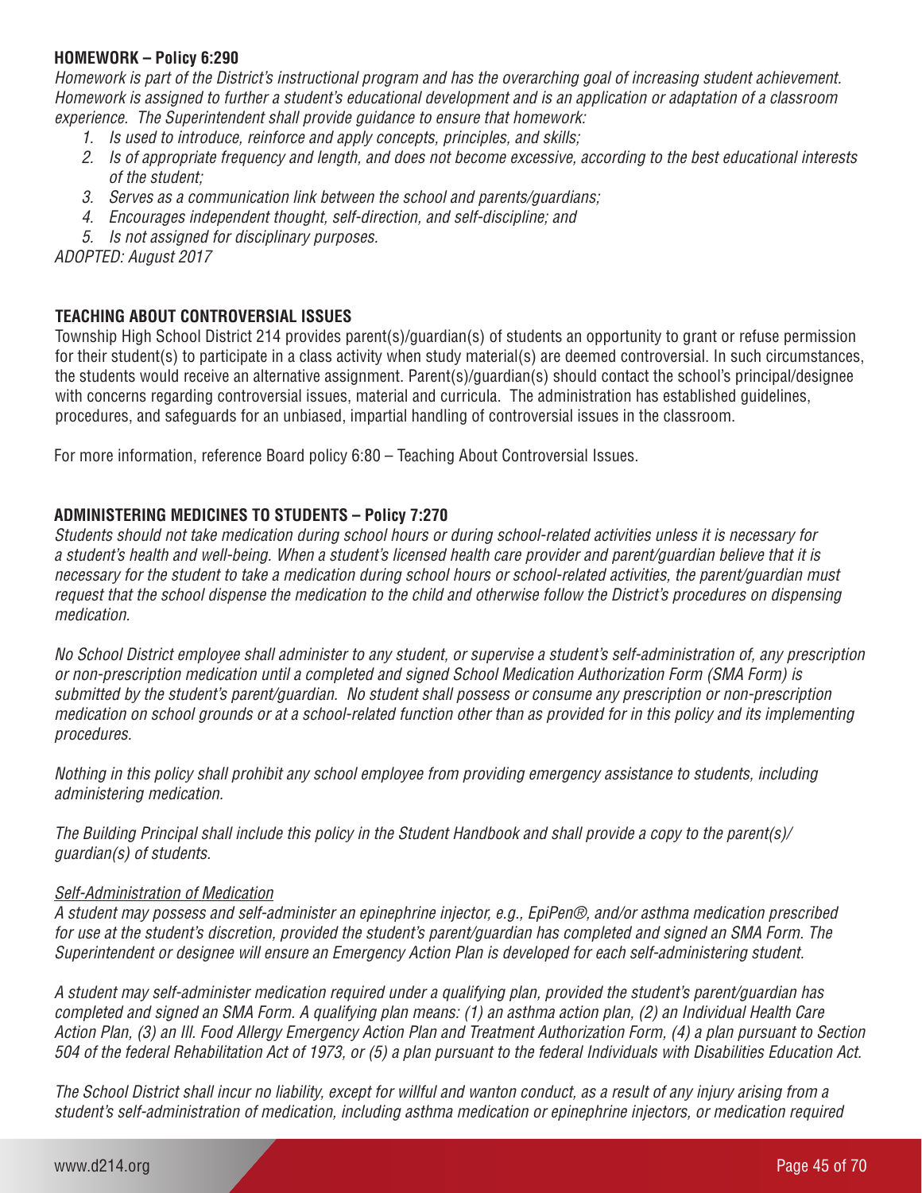**HOMEWORK – Policy 6:290**

*Homework is part of the District's instructional program and has the overarching goal of increasing student achievement. Homework is assigned to further a student's educational development and is an application or adaptation of a classroom experience. The Superintendent shall provide guidance to ensure that homework:*

1. *Is used to introduce, reinforce and apply concepts, principles, and skills;*
2. *Is of appropriate frequency and length, and does not become excessive, according to the best educational interests of the student;*
3. *Serves as a communication link between the school and parents/guardians;*
4. *Encourages independent thought, self-direction, and self-discipline; and*
5. *Is not assigned for disciplinary purposes.*

*ADOPTED: August 2017*

**TEACHING ABOUT CONTROVERSIAL ISSUES**

Township High School District 214 provides parent(s)/guardian(s) of students an opportunity to grant or refuse permission for their student(s) to participate in a class activity when study material(s) are deemed controversial. In such circumstances, the students would receive an alternative assignment. Parent(s)/guardian(s) should contact the school's principal/designee with concerns regarding controversial issues, material and curricula. The administration has established guidelines, procedures, and safeguards for an unbiased, impartial handling of controversial issues in the classroom.

For more information, reference Board policy 6:80 – Teaching About Controversial Issues.

**ADMINISTERING MEDICINES TO STUDENTS – Policy 7:270**

*Students should not take medication during school hours or during school-related activities unless it is necessary for a student's health and well-being. When a student's licensed health care provider and parent/guardian believe that it is necessary for the student to take a medication during school hours or school-related activities, the parent/guardian must request that the school dispense the medication to the child and otherwise follow the District's procedures on dispensing medication.*

*No School District employee shall administer to any student, or supervise a student's self-administration of, any prescription or non-prescription medication until a completed and signed School Medication Authorization Form (SMA Form) is submitted by the student's parent/guardian. No student shall possess or consume any prescription or non-prescription medication on school grounds or at a school-related function other than as provided for in this policy and its implementing procedures.*

*Nothing in this policy shall prohibit any school employee from providing emergency assistance to students, including administering medication.*

*The Building Principal shall include this policy in the Student Handbook and shall provide a copy to the parent(s)/ guardian(s) of students.*

*Self-Administration of Medication*

*A student may possess and self-administer an epinephrine injector, e.g., EpiPen®, and/or asthma medication prescribed for use at the student's discretion, provided the student's parent/guardian has completed and signed an SMA Form. The Superintendent or designee will ensure an Emergency Action Plan is developed for each self-administering student.*

*A student may self-administer medication required under a qualifying plan, provided the student's parent/guardian has completed and signed an SMA Form. A qualifying plan means: (1) an asthma action plan, (2) an Individual Health Care Action Plan, (3) an Ill. Food Allergy Emergency Action Plan and Treatment Authorization Form, (4) a plan pursuant to Section 504 of the federal Rehabilitation Act of 1973, or (5) a plan pursuant to the federal Individuals with Disabilities Education Act.*

*The School District shall incur no liability, except for willful and wanton conduct, as a result of any injury arising from a student's self-administration of medication, including asthma medication or epinephrine injectors, or medication required*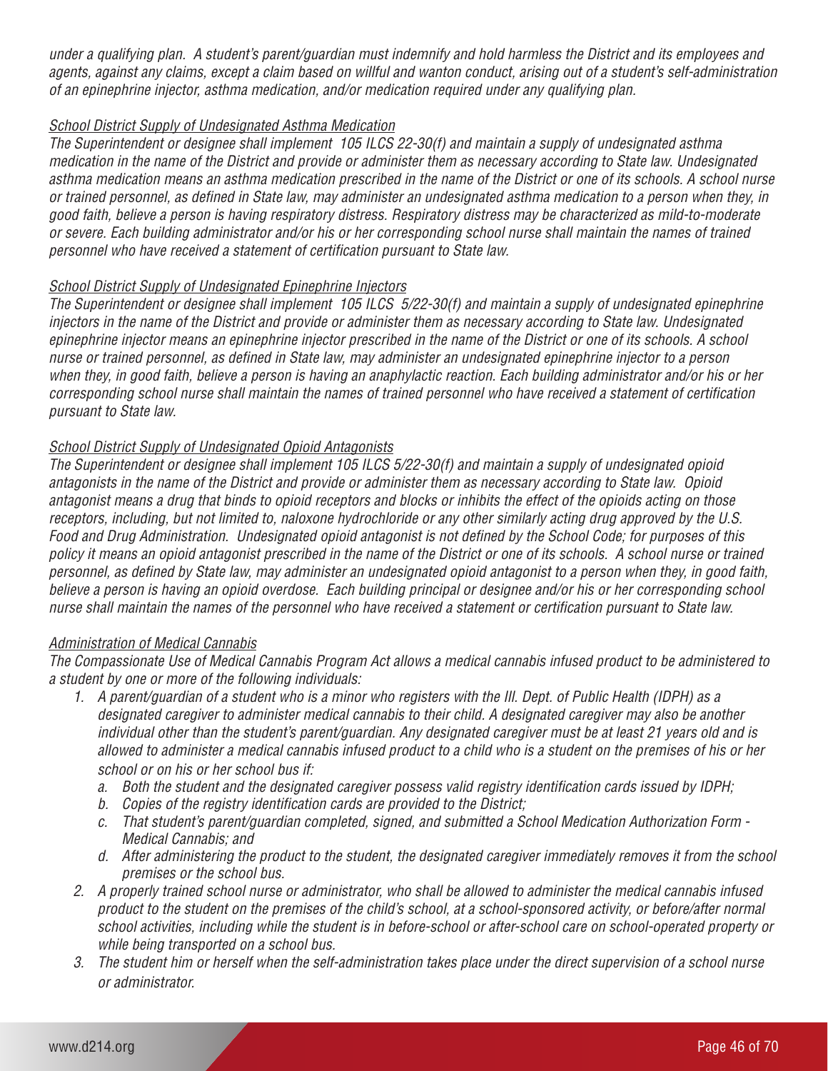*under a qualifying plan. A student's parent/guardian must indemnify and hold harmless the District and its employees and agents, against any claims, except a claim based on willful and wanton conduct, arising out of a student's self-administration of an epinephrine injector, asthma medication, and/or medication required under any qualifying plan.*

*School District Supply of Undesignated Asthma Medication*

*The Superintendent or designee shall implement 105 ILCS 22-30(f) and maintain a supply of undesignated asthma medication in the name of the District and provide or administer them as necessary according to State law. Undesignated asthma medication means an asthma medication prescribed in the name of the District or one of its schools. A school nurse or trained personnel, as defined in State law, may administer an undesignated asthma medication to a person when they, in good faith, believe a person is having respiratory distress. Respiratory distress may be characterized as mild-to-moderate or severe. Each building administrator and/or his or her corresponding school nurse shall maintain the names of trained personnel who have received a statement of certification pursuant to State law.*

*School District Supply of Undesignated Epinephrine Injectors*

*The Superintendent or designee shall implement 105 ILCS 5/22-30(f) and maintain a supply of undesignated epinephrine injectors in the name of the District and provide or administer them as necessary according to State law. Undesignated epinephrine injector means an epinephrine injector prescribed in the name of the District or one of its schools. A school nurse or trained personnel, as defined in State law, may administer an undesignated epinephrine injector to a person when they, in good faith, believe a person is having an anaphylactic reaction. Each building administrator and/or his or her corresponding school nurse shall maintain the names of trained personnel who have received a statement of certification pursuant to State law.*

*School District Supply of Undesignated Opioid Antagonists*

*The Superintendent or designee shall implement 105 ILCS 5/22-30(f) and maintain a supply of undesignated opioid antagonists in the name of the District and provide or administer them as necessary according to State law. Opioid antagonist means a drug that binds to opioid receptors and blocks or inhibits the effect of the opioids acting on those receptors, including, but not limited to, naloxone hydrochloride or any other similarly acting drug approved by the U.S. Food and Drug Administration. Undesignated opioid antagonist is not defined by the School Code; for purposes of this policy it means an opioid antagonist prescribed in the name of the District or one of its schools. A school nurse or trained personnel, as defined by State law, may administer an undesignated opioid antagonist to a person when they, in good faith, believe a person is having an opioid overdose. Each building principal or designee and/or his or her corresponding school nurse shall maintain the names of the personnel who have received a statement or certification pursuant to State law.*

*Administration of Medical Cannabis*

*The Compassionate Use of Medical Cannabis Program Act allows a medical cannabis infused product to be administered to a student by one or more of the following individuals:*

1. *A parent/guardian of a student who is a minor who registers with the Ill. Dept. of Public Health (IDPH) as a designated caregiver to administer medical cannabis to their child. A designated caregiver may also be another individual other than the student's parent/guardian. Any designated caregiver must be at least 21 years old and is allowed to administer a medical cannabis infused product to a child who is a student on the premises of his or her school or on his or her school bus if:*
   a. *Both the student and the designated caregiver possess valid registry identification cards issued by IDPH;*
   b. *Copies of the registry identification cards are provided to the District;*
   c. *That student's parent/guardian completed, signed, and submitted a School Medication Authorization Form - Medical Cannabis; and*
   d. *After administering the product to the student, the designated caregiver immediately removes it from the school premises or the school bus.*
2. *A properly trained school nurse or administrator, who shall be allowed to administer the medical cannabis infused product to the student on the premises of the child's school, at a school-sponsored activity, or before/after normal school activities, including while the student is in before-school or after-school care on school-operated property or while being transported on a school bus.*
3. *The student him or herself when the self-administration takes place under the direct supervision of a school nurse or administrator.*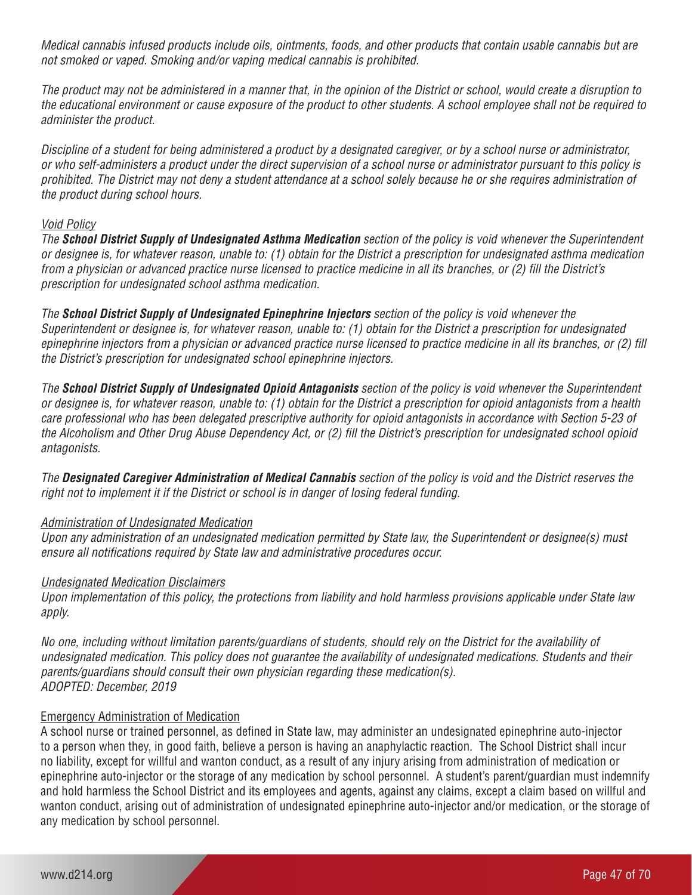*Medical cannabis infused products include oils, ointments, foods, and other products that contain usable cannabis but are not smoked or vaped. Smoking and/or vaping medical cannabis is prohibited.*

*The product may not be administered in a manner that, in the opinion of the District or school, would create a disruption to the educational environment or cause exposure of the product to other students. A school employee shall not be required to administer the product.*

*Discipline of a student for being administered a product by a designated caregiver, or by a school nurse or administrator, or who self-administers a product under the direct supervision of a school nurse or administrator pursuant to this policy is prohibited. The District may not deny a student attendance at a school solely because he or she requires administration of the product during school hours.*

*Void Policy*

*The* ***School District Supply of Undesignated Asthma Medication*** *section of the policy is void whenever the Superintendent or designee is, for whatever reason, unable to: (1) obtain for the District a prescription for undesignated asthma medication from a physician or advanced practice nurse licensed to practice medicine in all its branches, or (2) fill the District's prescription for undesignated school asthma medication.*

*The* ***School District Supply of Undesignated Epinephrine Injectors*** *section of the policy is void whenever the Superintendent or designee is, for whatever reason, unable to: (1) obtain for the District a prescription for undesignated epinephrine injectors from a physician or advanced practice nurse licensed to practice medicine in all its branches, or (2) fill the District's prescription for undesignated school epinephrine injectors.*

*The* ***School District Supply of Undesignated Opioid Antagonists*** *section of the policy is void whenever the Superintendent or designee is, for whatever reason, unable to: (1) obtain for the District a prescription for opioid antagonists from a health care professional who has been delegated prescriptive authority for opioid antagonists in accordance with Section 5-23 of the Alcoholism and Other Drug Abuse Dependency Act, or (2) fill the District's prescription for undesignated school opioid antagonists.*

*The* ***Designated Caregiver Administration of Medical Cannabis*** *section of the policy is void and the District reserves the right not to implement it if the District or school is in danger of losing federal funding.*

*Administration of Undesignated Medication*

*Upon any administration of an undesignated medication permitted by State law, the Superintendent or designee(s) must ensure all notifications required by State law and administrative procedures occur.*

*Undesignated Medication Disclaimers*

*Upon implementation of this policy, the protections from liability and hold harmless provisions applicable under State law apply.*

*No one, including without limitation parents/guardians of students, should rely on the District for the availability of undesignated medication. This policy does not guarantee the availability of undesignated medications. Students and their parents/guardians should consult their own physician regarding these medication(s).*
*ADOPTED: December, 2019*

Emergency Administration of Medication

A school nurse or trained personnel, as defined in State law, may administer an undesignated epinephrine auto-injector to a person when they, in good faith, believe a person is having an anaphylactic reaction. The School District shall incur no liability, except for willful and wanton conduct, as a result of any injury arising from administration of medication or epinephrine auto-injector or the storage of any medication by school personnel. A student's parent/guardian must indemnify and hold harmless the School District and its employees and agents, against any claims, except a claim based on willful and wanton conduct, arising out of administration of undesignated epinephrine auto-injector and/or medication, or the storage of any medication by school personnel.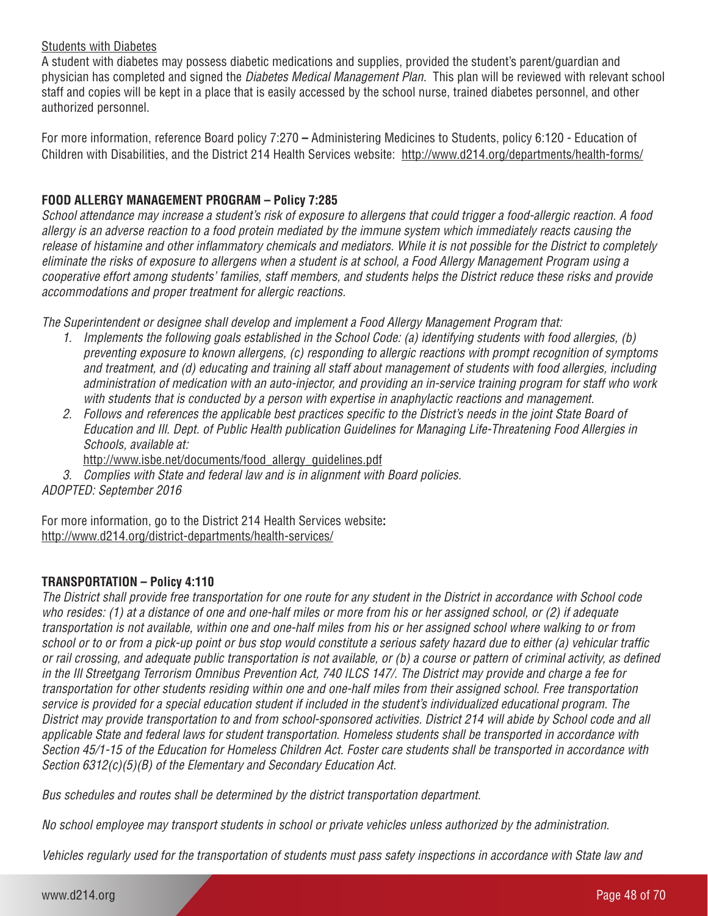Students with Diabetes

A student with diabetes may possess diabetic medications and supplies, provided the student's parent/guardian and physician has completed and signed the *Diabetes Medical Management Plan.* This plan will be reviewed with relevant school staff and copies will be kept in a place that is easily accessed by the school nurse, trained diabetes personnel, and other authorized personnel.

For more information, reference Board policy 7:270 **–** Administering Medicines to Students, policy 6:120 - Education of Children with Disabilities, and the District 214 Health Services website: http://www.d214.org/departments/health-forms/

**FOOD ALLERGY MANAGEMENT PROGRAM – Policy 7:285**

*School attendance may increase a student's risk of exposure to allergens that could trigger a food-allergic reaction. A food allergy is an adverse reaction to a food protein mediated by the immune system which immediately reacts causing the release of histamine and other inflammatory chemicals and mediators. While it is not possible for the District to completely eliminate the risks of exposure to allergens when a student is at school, a Food Allergy Management Program using a cooperative effort among students' families, staff members, and students helps the District reduce these risks and provide accommodations and proper treatment for allergic reactions.*

*The Superintendent or designee shall develop and implement a Food Allergy Management Program that:*

1. *Implements the following goals established in the School Code: (a) identifying students with food allergies, (b) preventing exposure to known allergens, (c) responding to allergic reactions with prompt recognition of symptoms and treatment, and (d) educating and training all staff about management of students with food allergies, including administration of medication with an auto-injector, and providing an in-service training program for staff who work with students that is conducted by a person with expertise in anaphylactic reactions and management.*
2. *Follows and references the applicable best practices specific to the District's needs in the joint State Board of Education and Ill. Dept. of Public Health publication Guidelines for Managing Life-Threatening Food Allergies in Schools, available at:* http://www.isbe.net/documents/food_allergy_guidelines.pdf
3. *Complies with State and federal law and is in alignment with Board policies.*

*ADOPTED: September 2016*

For more information, go to the District 214 Health Services website**:**
http://www.d214.org/district-departments/health-services/

**TRANSPORTATION – Policy 4:110**

*The District shall provide free transportation for one route for any student in the District in accordance with School code who resides: (1) at a distance of one and one-half miles or more from his or her assigned school, or (2) if adequate transportation is not available, within one and one-half miles from his or her assigned school where walking to or from school or to or from a pick-up point or bus stop would constitute a serious safety hazard due to either (a) vehicular traffic or rail crossing, and adequate public transportation is not available, or (b) a course or pattern of criminal activity, as defined in the Ill Streetgang Terrorism Omnibus Prevention Act, 740 ILCS 147/. The District may provide and charge a fee for transportation for other students residing within one and one-half miles from their assigned school. Free transportation service is provided for a special education student if included in the student's individualized educational program. The District may provide transportation to and from school-sponsored activities. District 214 will abide by School code and all applicable State and federal laws for student transportation. Homeless students shall be transported in accordance with Section 45/1-15 of the Education for Homeless Children Act. Foster care students shall be transported in accordance with Section 6312(c)(5)(B) of the Elementary and Secondary Education Act.*

*Bus schedules and routes shall be determined by the district transportation department.*

*No school employee may transport students in school or private vehicles unless authorized by the administration.*

*Vehicles regularly used for the transportation of students must pass safety inspections in accordance with State law and*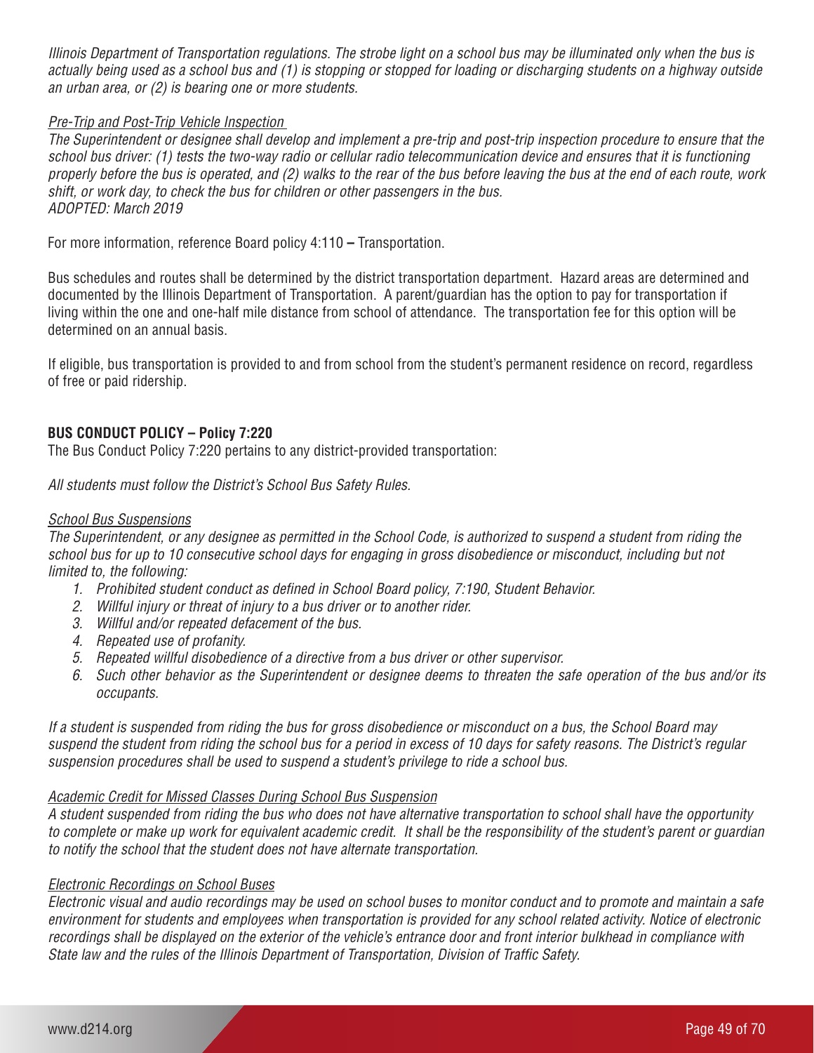*Illinois Department of Transportation regulations. The strobe light on a school bus may be illuminated only when the bus is actually being used as a school bus and (1) is stopping or stopped for loading or discharging students on a highway outside an urban area, or (2) is bearing one or more students.*

*Pre-Trip and Post-Trip Vehicle Inspection*

*The Superintendent or designee shall develop and implement a pre-trip and post-trip inspection procedure to ensure that the school bus driver: (1) tests the two-way radio or cellular radio telecommunication device and ensures that it is functioning properly before the bus is operated, and (2) walks to the rear of the bus before leaving the bus at the end of each route, work shift, or work day, to check the bus for children or other passengers in the bus.*
*ADOPTED: March 2019*

For more information, reference Board policy 4:110 **–** Transportation.

Bus schedules and routes shall be determined by the district transportation department. Hazard areas are determined and documented by the Illinois Department of Transportation. A parent/guardian has the option to pay for transportation if living within the one and one-half mile distance from school of attendance. The transportation fee for this option will be determined on an annual basis.

If eligible, bus transportation is provided to and from school from the student's permanent residence on record, regardless of free or paid ridership.

**BUS CONDUCT POLICY – Policy 7:220**

The Bus Conduct Policy 7:220 pertains to any district-provided transportation:

*All students must follow the District's School Bus Safety Rules.*

*School Bus Suspensions*

*The Superintendent, or any designee as permitted in the School Code, is authorized to suspend a student from riding the school bus for up to 10 consecutive school days for engaging in gross disobedience or misconduct, including but not limited to, the following:*

1. *Prohibited student conduct as defined in School Board policy, 7:190, Student Behavior.*
2. *Willful injury or threat of injury to a bus driver or to another rider.*
3. *Willful and/or repeated defacement of the bus.*
4. *Repeated use of profanity.*
5. *Repeated willful disobedience of a directive from a bus driver or other supervisor.*
6. *Such other behavior as the Superintendent or designee deems to threaten the safe operation of the bus and/or its occupants.*

*If a student is suspended from riding the bus for gross disobedience or misconduct on a bus, the School Board may suspend the student from riding the school bus for a period in excess of 10 days for safety reasons. The District's regular suspension procedures shall be used to suspend a student's privilege to ride a school bus.*

*Academic Credit for Missed Classes During School Bus Suspension*

*A student suspended from riding the bus who does not have alternative transportation to school shall have the opportunity to complete or make up work for equivalent academic credit. It shall be the responsibility of the student's parent or guardian to notify the school that the student does not have alternate transportation.*

*Electronic Recordings on School Buses*

*Electronic visual and audio recordings may be used on school buses to monitor conduct and to promote and maintain a safe environment for students and employees when transportation is provided for any school related activity. Notice of electronic recordings shall be displayed on the exterior of the vehicle's entrance door and front interior bulkhead in compliance with State law and the rules of the Illinois Department of Transportation, Division of Traffic Safety.*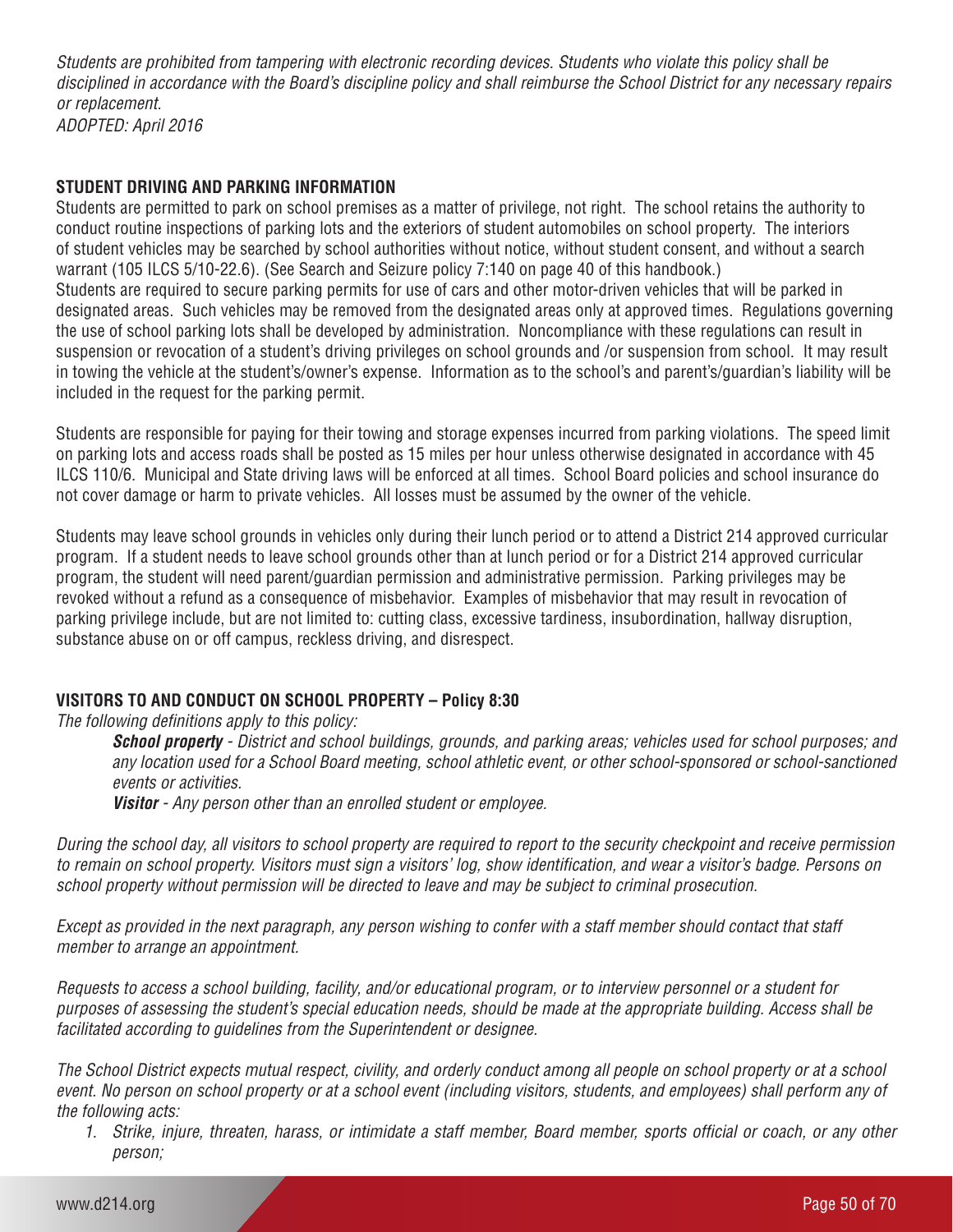*Students are prohibited from tampering with electronic recording devices. Students who violate this policy shall be disciplined in accordance with the Board's discipline policy and shall reimburse the School District for any necessary repairs or replacement.*
*ADOPTED: April 2016*

## STUDENT DRIVING AND PARKING INFORMATION

Students are permitted to park on school premises as a matter of privilege, not right. The school retains the authority to conduct routine inspections of parking lots and the exteriors of student automobiles on school property. The interiors of student vehicles may be searched by school authorities without notice, without student consent, and without a search warrant (105 ILCS 5/10-22.6). (See Search and Seizure policy 7:140 on page 40 of this handbook.)
Students are required to secure parking permits for use of cars and other motor-driven vehicles that will be parked in designated areas. Such vehicles may be removed from the designated areas only at approved times. Regulations governing the use of school parking lots shall be developed by administration. Noncompliance with these regulations can result in suspension or revocation of a student's driving privileges on school grounds and /or suspension from school. It may result in towing the vehicle at the student's/owner's expense. Information as to the school's and parent's/guardian's liability will be included in the request for the parking permit.

Students are responsible for paying for their towing and storage expenses incurred from parking violations. The speed limit on parking lots and access roads shall be posted as 15 miles per hour unless otherwise designated in accordance with 45 ILCS 110/6. Municipal and State driving laws will be enforced at all times. School Board policies and school insurance do not cover damage or harm to private vehicles. All losses must be assumed by the owner of the vehicle.

Students may leave school grounds in vehicles only during their lunch period or to attend a District 214 approved curricular program. If a student needs to leave school grounds other than at lunch period or for a District 214 approved curricular program, the student will need parent/guardian permission and administrative permission. Parking privileges may be revoked without a refund as a consequence of misbehavior. Examples of misbehavior that may result in revocation of parking privilege include, but are not limited to: cutting class, excessive tardiness, insubordination, hallway disruption, substance abuse on or off campus, reckless driving, and disrespect.

## VISITORS TO AND CONDUCT ON SCHOOL PROPERTY – Policy 8:30

*The following definitions apply to this policy:*

> ***School property*** *- District and school buildings, grounds, and parking areas; vehicles used for school purposes; and any location used for a School Board meeting, school athletic event, or other school-sponsored or school-sanctioned events or activities.*
>
> ***Visitor*** *- Any person other than an enrolled student or employee.*

*During the school day, all visitors to school property are required to report to the security checkpoint and receive permission to remain on school property. Visitors must sign a visitors' log, show identification, and wear a visitor's badge. Persons on school property without permission will be directed to leave and may be subject to criminal prosecution.*

*Except as provided in the next paragraph, any person wishing to confer with a staff member should contact that staff member to arrange an appointment.*

*Requests to access a school building, facility, and/or educational program, or to interview personnel or a student for purposes of assessing the student's special education needs, should be made at the appropriate building. Access shall be facilitated according to guidelines from the Superintendent or designee.*

*The School District expects mutual respect, civility, and orderly conduct among all people on school property or at a school event. No person on school property or at a school event (including visitors, students, and employees) shall perform any of the following acts:*

1. *Strike, injure, threaten, harass, or intimidate a staff member, Board member, sports official or coach, or any other person;*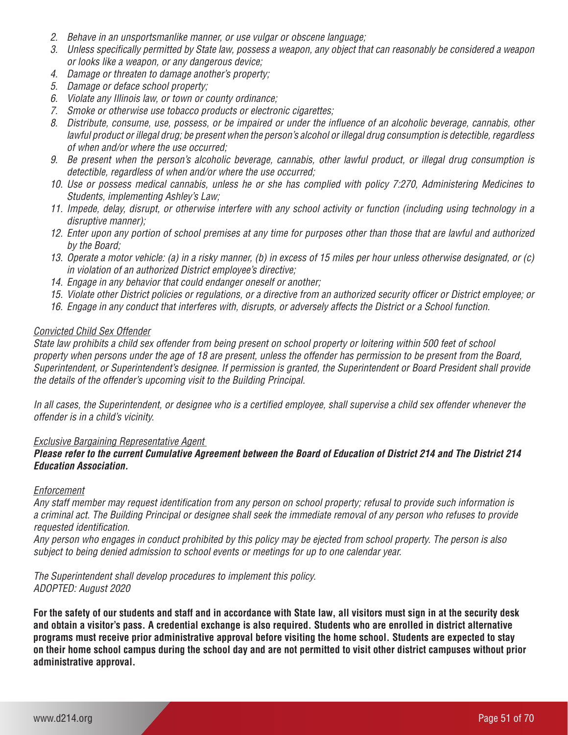2. *Behave in an unsportsmanlike manner, or use vulgar or obscene language;*
3. *Unless specifically permitted by State law, possess a weapon, any object that can reasonably be considered a weapon or looks like a weapon, or any dangerous device;*
4. *Damage or threaten to damage another's property;*
5. *Damage or deface school property;*
6. *Violate any Illinois law, or town or county ordinance;*
7. *Smoke or otherwise use tobacco products or electronic cigarettes;*
8. *Distribute, consume, use, possess, or be impaired or under the influence of an alcoholic beverage, cannabis, other lawful product or illegal drug; be present when the person's alcohol or illegal drug consumption is detectible, regardless of when and/or where the use occurred;*
9. *Be present when the person's alcoholic beverage, cannabis, other lawful product, or illegal drug consumption is detectible, regardless of when and/or where the use occurred;*
10. *Use or possess medical cannabis, unless he or she has complied with policy 7:270, Administering Medicines to Students, implementing Ashley's Law;*
11. *Impede, delay, disrupt, or otherwise interfere with any school activity or function (including using technology in a disruptive manner);*
12. *Enter upon any portion of school premises at any time for purposes other than those that are lawful and authorized by the Board;*
13. *Operate a motor vehicle: (a) in a risky manner, (b) in excess of 15 miles per hour unless otherwise designated, or (c) in violation of an authorized District employee's directive;*
14. *Engage in any behavior that could endanger oneself or another;*
15. *Violate other District policies or regulations, or a directive from an authorized security officer or District employee; or*
16. *Engage in any conduct that interferes with, disrupts, or adversely affects the District or a School function.*

*Convicted Child Sex Offender*

*State law prohibits a child sex offender from being present on school property or loitering within 500 feet of school property when persons under the age of 18 are present, unless the offender has permission to be present from the Board, Superintendent, or Superintendent's designee. If permission is granted, the Superintendent or Board President shall provide the details of the offender's upcoming visit to the Building Principal.*

*In all cases, the Superintendent, or designee who is a certified employee, shall supervise a child sex offender whenever the offender is in a child's vicinity.*

*Exclusive Bargaining Representative Agent*

***Please refer to the current Cumulative Agreement between the Board of Education of District 214 and The District 214 Education Association.***

*Enforcement*

*Any staff member may request identification from any person on school property; refusal to provide such information is a criminal act. The Building Principal or designee shall seek the immediate removal of any person who refuses to provide requested identification.*

*Any person who engages in conduct prohibited by this policy may be ejected from school property. The person is also subject to being denied admission to school events or meetings for up to one calendar year.*

*The Superintendent shall develop procedures to implement this policy.*

*ADOPTED: August 2020*

**For the safety of our students and staff and in accordance with State law, all visitors must sign in at the security desk and obtain a visitor's pass. A credential exchange is also required. Students who are enrolled in district alternative programs must receive prior administrative approval before visiting the home school. Students are expected to stay on their home school campus during the school day and are not permitted to visit other district campuses without prior administrative approval.**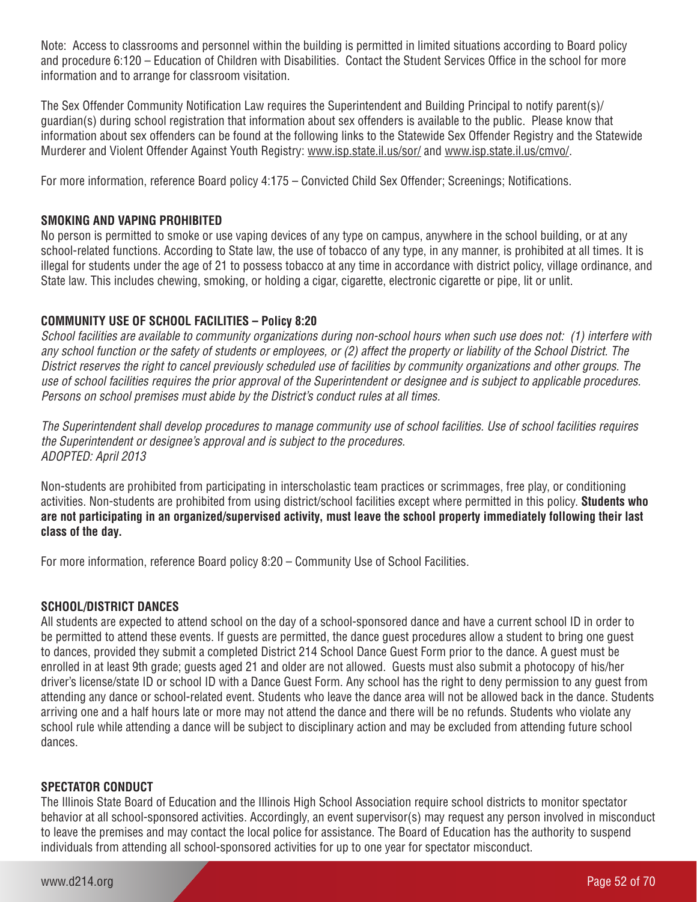Note: Access to classrooms and personnel within the building is permitted in limited situations according to Board policy and procedure 6:120 – Education of Children with Disabilities. Contact the Student Services Office in the school for more information and to arrange for classroom visitation.

The Sex Offender Community Notification Law requires the Superintendent and Building Principal to notify parent(s)/guardian(s) during school registration that information about sex offenders is available to the public. Please know that information about sex offenders can be found at the following links to the Statewide Sex Offender Registry and the Statewide Murderer and Violent Offender Against Youth Registry: www.isp.state.il.us/sor/ and www.isp.state.il.us/cmvo/.

For more information, reference Board policy 4:175 – Convicted Child Sex Offender; Screenings; Notifications.

## SMOKING AND VAPING PROHIBITED

No person is permitted to smoke or use vaping devices of any type on campus, anywhere in the school building, or at any school-related functions. According to State law, the use of tobacco of any type, in any manner, is prohibited at all times. It is illegal for students under the age of 21 to possess tobacco at any time in accordance with district policy, village ordinance, and State law. This includes chewing, smoking, or holding a cigar, cigarette, electronic cigarette or pipe, lit or unlit.

## COMMUNITY USE OF SCHOOL FACILITIES – Policy 8:20

*School facilities are available to community organizations during non-school hours when such use does not: (1) interfere with any school function or the safety of students or employees, or (2) affect the property or liability of the School District. The District reserves the right to cancel previously scheduled use of facilities by community organizations and other groups. The use of school facilities requires the prior approval of the Superintendent or designee and is subject to applicable procedures. Persons on school premises must abide by the District's conduct rules at all times.*

*The Superintendent shall develop procedures to manage community use of school facilities. Use of school facilities requires the Superintendent or designee's approval and is subject to the procedures.*
*ADOPTED: April 2013*

Non-students are prohibited from participating in interscholastic team practices or scrimmages, free play, or conditioning activities. Non-students are prohibited from using district/school facilities except where permitted in this policy. **Students who are not participating in an organized/supervised activity, must leave the school property immediately following their last class of the day.**

For more information, reference Board policy 8:20 – Community Use of School Facilities.

## SCHOOL/DISTRICT DANCES

All students are expected to attend school on the day of a school-sponsored dance and have a current school ID in order to be permitted to attend these events. If guests are permitted, the dance guest procedures allow a student to bring one guest to dances, provided they submit a completed District 214 School Dance Guest Form prior to the dance. A guest must be enrolled in at least 9th grade; guests aged 21 and older are not allowed. Guests must also submit a photocopy of his/her driver's license/state ID or school ID with a Dance Guest Form. Any school has the right to deny permission to any guest from attending any dance or school-related event. Students who leave the dance area will not be allowed back in the dance. Students arriving one and a half hours late or more may not attend the dance and there will be no refunds. Students who violate any school rule while attending a dance will be subject to disciplinary action and may be excluded from attending future school dances.

## SPECTATOR CONDUCT

The Illinois State Board of Education and the Illinois High School Association require school districts to monitor spectator behavior at all school-sponsored activities. Accordingly, an event supervisor(s) may request any person involved in misconduct to leave the premises and may contact the local police for assistance. The Board of Education has the authority to suspend individuals from attending all school-sponsored activities for up to one year for spectator misconduct.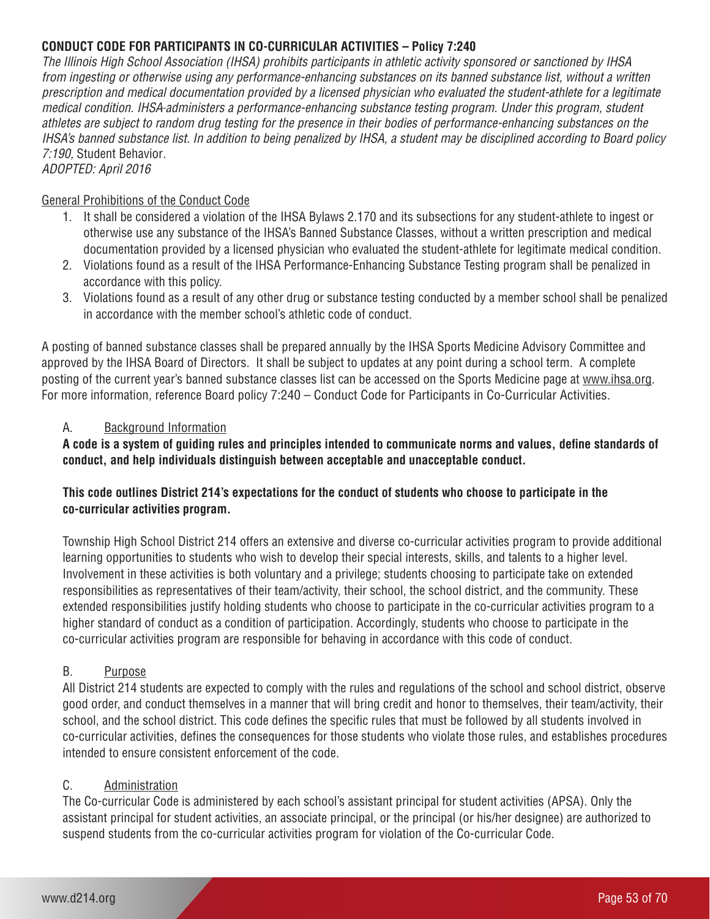**CONDUCT CODE FOR PARTICIPANTS IN CO-CURRICULAR ACTIVITIES – Policy 7:240**

*The Illinois High School Association (IHSA) prohibits participants in athletic activity sponsored or sanctioned by IHSA from ingesting or otherwise using any performance-enhancing substances on its banned substance list, without a written prescription and medical documentation provided by a licensed physician who evaluated the student-athlete for a legitimate medical condition. IHSA administers a performance-enhancing substance testing program. Under this program, student athletes are subject to random drug testing for the presence in their bodies of performance-enhancing substances on the IHSA's banned substance list. In addition to being penalized by IHSA, a student may be disciplined according to Board policy 7:190,* Student Behavior.

*ADOPTED: April 2016*

General Prohibitions of the Conduct Code

1. It shall be considered a violation of the IHSA Bylaws 2.170 and its subsections for any student-athlete to ingest or otherwise use any substance of the IHSA's Banned Substance Classes, without a written prescription and medical documentation provided by a licensed physician who evaluated the student-athlete for legitimate medical condition.
2. Violations found as a result of the IHSA Performance-Enhancing Substance Testing program shall be penalized in accordance with this policy.
3. Violations found as a result of any other drug or substance testing conducted by a member school shall be penalized in accordance with the member school's athletic code of conduct.

A posting of banned substance classes shall be prepared annually by the IHSA Sports Medicine Advisory Committee and approved by the IHSA Board of Directors. It shall be subject to updates at any point during a school term. A complete posting of the current year's banned substance classes list can be accessed on the Sports Medicine page at www.ihsa.org. For more information, reference Board policy 7:240 – Conduct Code for Participants in Co-Curricular Activities.

A. Background Information

**A code is a system of guiding rules and principles intended to communicate norms and values, define standards of conduct, and help individuals distinguish between acceptable and unacceptable conduct.**

**This code outlines District 214's expectations for the conduct of students who choose to participate in the co-curricular activities program.**

Township High School District 214 offers an extensive and diverse co-curricular activities program to provide additional learning opportunities to students who wish to develop their special interests, skills, and talents to a higher level. Involvement in these activities is both voluntary and a privilege; students choosing to participate take on extended responsibilities as representatives of their team/activity, their school, the school district, and the community. These extended responsibilities justify holding students who choose to participate in the co-curricular activities program to a higher standard of conduct as a condition of participation. Accordingly, students who choose to participate in the co-curricular activities program are responsible for behaving in accordance with this code of conduct.

B. Purpose

All District 214 students are expected to comply with the rules and regulations of the school and school district, observe good order, and conduct themselves in a manner that will bring credit and honor to themselves, their team/activity, their school, and the school district. This code defines the specific rules that must be followed by all students involved in co-curricular activities, defines the consequences for those students who violate those rules, and establishes procedures intended to ensure consistent enforcement of the code.

C. Administration

The Co-curricular Code is administered by each school's assistant principal for student activities (APSA). Only the assistant principal for student activities, an associate principal, or the principal (or his/her designee) are authorized to suspend students from the co-curricular activities program for violation of the Co-curricular Code.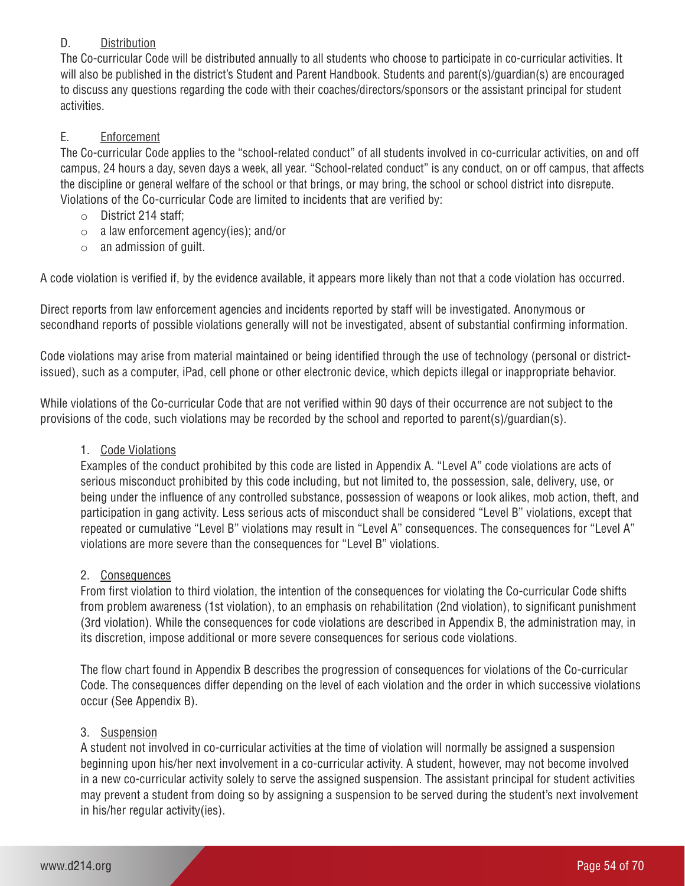### D. Distribution

The Co-curricular Code will be distributed annually to all students who choose to participate in co-curricular activities. It will also be published in the district's Student and Parent Handbook. Students and parent(s)/guardian(s) are encouraged to discuss any questions regarding the code with their coaches/directors/sponsors or the assistant principal for student activities.

### E. Enforcement

The Co-curricular Code applies to the "school-related conduct" of all students involved in co-curricular activities, on and off campus, 24 hours a day, seven days a week, all year. "School-related conduct" is any conduct, on or off campus, that affects the discipline or general welfare of the school or that brings, or may bring, the school or school district into disrepute. Violations of the Co-curricular Code are limited to incidents that are verified by:

- District 214 staff;
- a law enforcement agency(ies); and/or
- an admission of guilt.

A code violation is verified if, by the evidence available, it appears more likely than not that a code violation has occurred.

Direct reports from law enforcement agencies and incidents reported by staff will be investigated. Anonymous or secondhand reports of possible violations generally will not be investigated, absent of substantial confirming information.

Code violations may arise from material maintained or being identified through the use of technology (personal or district-issued), such as a computer, iPad, cell phone or other electronic device, which depicts illegal or inappropriate behavior.

While violations of the Co-curricular Code that are not verified within 90 days of their occurrence are not subject to the provisions of the code, such violations may be recorded by the school and reported to parent(s)/guardian(s).

1. Code Violations

   Examples of the conduct prohibited by this code are listed in Appendix A. "Level A" code violations are acts of serious misconduct prohibited by this code including, but not limited to, the possession, sale, delivery, use, or being under the influence of any controlled substance, possession of weapons or look alikes, mob action, theft, and participation in gang activity. Less serious acts of misconduct shall be considered "Level B" violations, except that repeated or cumulative "Level B" violations may result in "Level A" consequences. The consequences for "Level A" violations are more severe than the consequences for "Level B" violations.

2. Consequences

   From first violation to third violation, the intention of the consequences for violating the Co-curricular Code shifts from problem awareness (1st violation), to an emphasis on rehabilitation (2nd violation), to significant punishment (3rd violation). While the consequences for code violations are described in Appendix B, the administration may, in its discretion, impose additional or more severe consequences for serious code violations.

   The flow chart found in Appendix B describes the progression of consequences for violations of the Co-curricular Code. The consequences differ depending on the level of each violation and the order in which successive violations occur (See Appendix B).

3. Suspension

   A student not involved in co-curricular activities at the time of violation will normally be assigned a suspension beginning upon his/her next involvement in a co-curricular activity. A student, however, may not become involved in a new co-curricular activity solely to serve the assigned suspension. The assistant principal for student activities may prevent a student from doing so by assigning a suspension to be served during the student's next involvement in his/her regular activity(ies).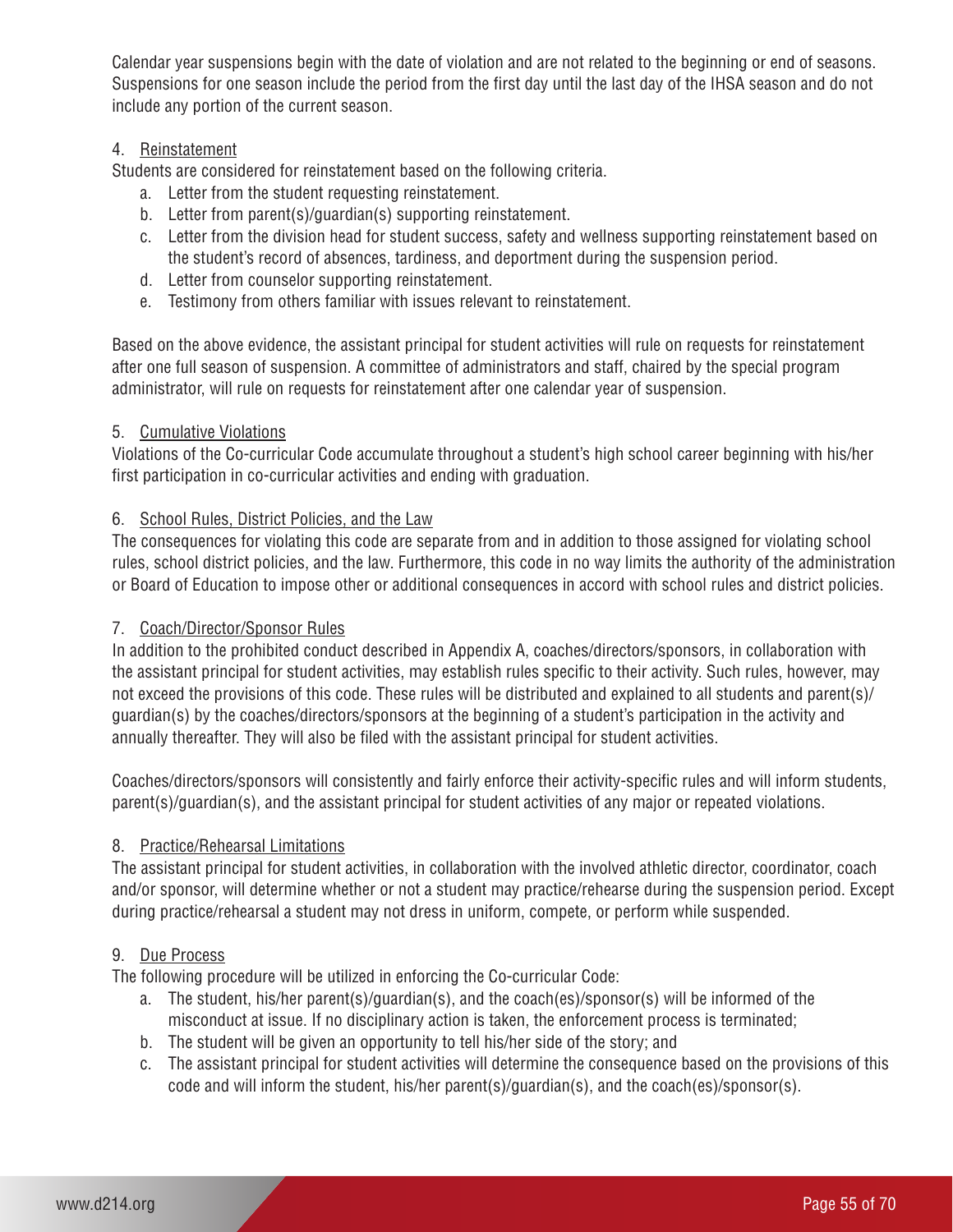Calendar year suspensions begin with the date of violation and are not related to the beginning or end of seasons. Suspensions for one season include the period from the first day until the last day of the IHSA season and do not include any portion of the current season.

4. Reinstatement

Students are considered for reinstatement based on the following criteria.

   a. Letter from the student requesting reinstatement.
   b. Letter from parent(s)/guardian(s) supporting reinstatement.
   c. Letter from the division head for student success, safety and wellness supporting reinstatement based on the student's record of absences, tardiness, and deportment during the suspension period.
   d. Letter from counselor supporting reinstatement.
   e. Testimony from others familiar with issues relevant to reinstatement.

Based on the above evidence, the assistant principal for student activities will rule on requests for reinstatement after one full season of suspension. A committee of administrators and staff, chaired by the special program administrator, will rule on requests for reinstatement after one calendar year of suspension.

5. Cumulative Violations

Violations of the Co-curricular Code accumulate throughout a student's high school career beginning with his/her first participation in co-curricular activities and ending with graduation.

6. School Rules, District Policies, and the Law

The consequences for violating this code are separate from and in addition to those assigned for violating school rules, school district policies, and the law. Furthermore, this code in no way limits the authority of the administration or Board of Education to impose other or additional consequences in accord with school rules and district policies.

7. Coach/Director/Sponsor Rules

In addition to the prohibited conduct described in Appendix A, coaches/directors/sponsors, in collaboration with the assistant principal for student activities, may establish rules specific to their activity. Such rules, however, may not exceed the provisions of this code. These rules will be distributed and explained to all students and parent(s)/guardian(s) by the coaches/directors/sponsors at the beginning of a student's participation in the activity and annually thereafter. They will also be filed with the assistant principal for student activities.

Coaches/directors/sponsors will consistently and fairly enforce their activity-specific rules and will inform students, parent(s)/guardian(s), and the assistant principal for student activities of any major or repeated violations.

8. Practice/Rehearsal Limitations

The assistant principal for student activities, in collaboration with the involved athletic director, coordinator, coach and/or sponsor, will determine whether or not a student may practice/rehearse during the suspension period. Except during practice/rehearsal a student may not dress in uniform, compete, or perform while suspended.

9. Due Process

The following procedure will be utilized in enforcing the Co-curricular Code:

   a. The student, his/her parent(s)/guardian(s), and the coach(es)/sponsor(s) will be informed of the misconduct at issue. If no disciplinary action is taken, the enforcement process is terminated;
   b. The student will be given an opportunity to tell his/her side of the story; and
   c. The assistant principal for student activities will determine the consequence based on the provisions of this code and will inform the student, his/her parent(s)/guardian(s), and the coach(es)/sponsor(s).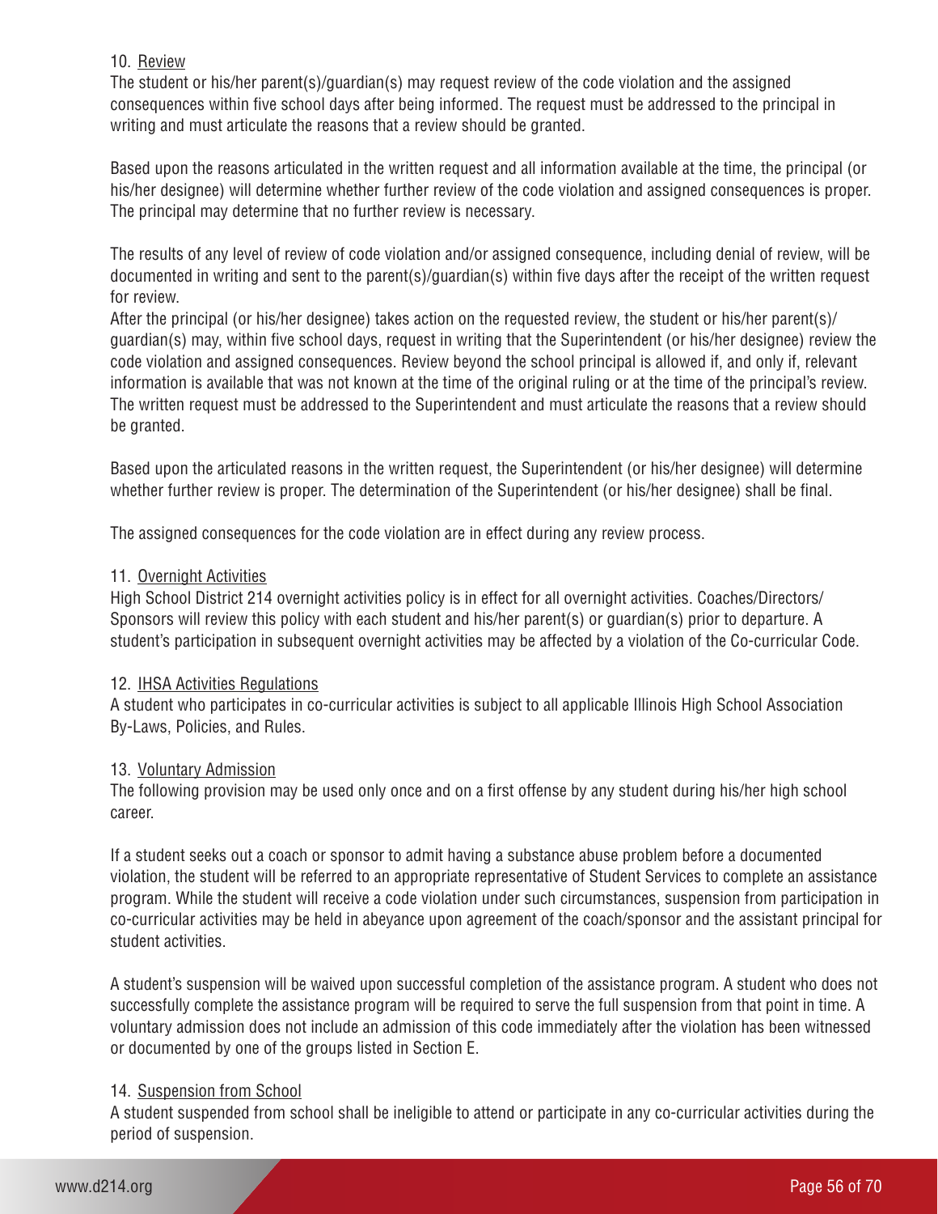10. <u>Review</u>

The student or his/her parent(s)/guardian(s) may request review of the code violation and the assigned consequences within five school days after being informed. The request must be addressed to the principal in writing and must articulate the reasons that a review should be granted.

Based upon the reasons articulated in the written request and all information available at the time, the principal (or his/her designee) will determine whether further review of the code violation and assigned consequences is proper. The principal may determine that no further review is necessary.

The results of any level of review of code violation and/or assigned consequence, including denial of review, will be documented in writing and sent to the parent(s)/guardian(s) within five days after the receipt of the written request for review.

After the principal (or his/her designee) takes action on the requested review, the student or his/her parent(s)/guardian(s) may, within five school days, request in writing that the Superintendent (or his/her designee) review the code violation and assigned consequences. Review beyond the school principal is allowed if, and only if, relevant information is available that was not known at the time of the original ruling or at the time of the principal's review. The written request must be addressed to the Superintendent and must articulate the reasons that a review should be granted.

Based upon the articulated reasons in the written request, the Superintendent (or his/her designee) will determine whether further review is proper. The determination of the Superintendent (or his/her designee) shall be final.

The assigned consequences for the code violation are in effect during any review process.

11. <u>Overnight Activities</u>

High School District 214 overnight activities policy is in effect for all overnight activities. Coaches/Directors/Sponsors will review this policy with each student and his/her parent(s) or guardian(s) prior to departure. A student's participation in subsequent overnight activities may be affected by a violation of the Co-curricular Code.

12. <u>IHSA Activities Regulations</u>

A student who participates in co-curricular activities is subject to all applicable Illinois High School Association By-Laws, Policies, and Rules.

13. <u>Voluntary Admission</u>

The following provision may be used only once and on a first offense by any student during his/her high school career.

If a student seeks out a coach or sponsor to admit having a substance abuse problem before a documented violation, the student will be referred to an appropriate representative of Student Services to complete an assistance program. While the student will receive a code violation under such circumstances, suspension from participation in co-curricular activities may be held in abeyance upon agreement of the coach/sponsor and the assistant principal for student activities.

A student's suspension will be waived upon successful completion of the assistance program. A student who does not successfully complete the assistance program will be required to serve the full suspension from that point in time. A voluntary admission does not include an admission of this code immediately after the violation has been witnessed or documented by one of the groups listed in Section E.

14. <u>Suspension from School</u>

A student suspended from school shall be ineligible to attend or participate in any co-curricular activities during the period of suspension.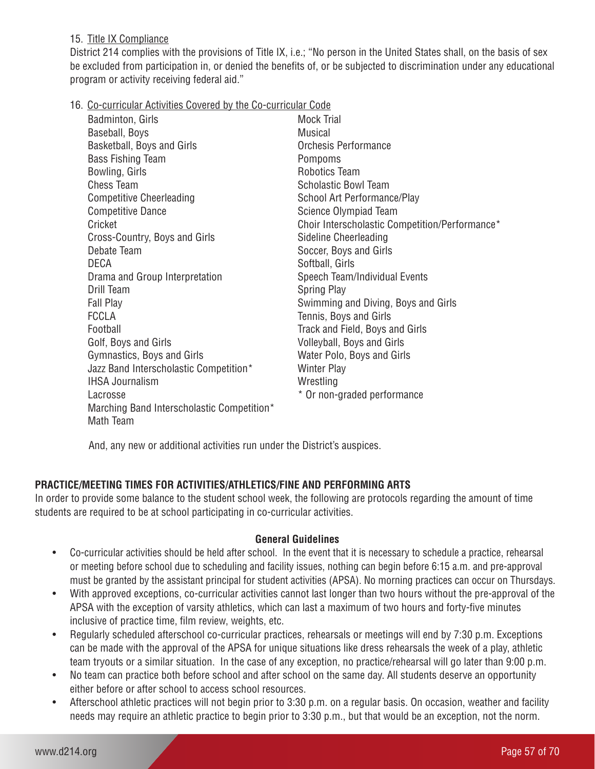15. Title IX Compliance

District 214 complies with the provisions of Title IX, i.e.; "No person in the United States shall, on the basis of sex be excluded from participation in, or denied the benefits of, or be subjected to discrimination under any educational program or activity receiving federal aid."

16. Co-curricular Activities Covered by the Co-curricular Code

- Badminton, Girls
- Baseball, Boys
- Basketball, Boys and Girls
- Bass Fishing Team
- Bowling, Girls
- Chess Team
- Competitive Cheerleading
- Competitive Dance
- Cricket
- Cross-Country, Boys and Girls
- Debate Team
- DECA
- Drama and Group Interpretation
- Drill Team
- Fall Play
- FCCLA
- Football
- Golf, Boys and Girls
- Gymnastics, Boys and Girls
- Jazz Band Interscholastic Competition*
- IHSA Journalism
- Lacrosse
- Marching Band Interscholastic Competition*
- Math Team
- Mock Trial
- Musical
- Orchesis Performance
- Pompoms
- Robotics Team
- Scholastic Bowl Team
- School Art Performance/Play
- Science Olympiad Team
- Choir Interscholastic Competition/Performance*
- Sideline Cheerleading
- Soccer, Boys and Girls
- Softball, Girls
- Speech Team/Individual Events
- Spring Play
- Swimming and Diving, Boys and Girls
- Tennis, Boys and Girls
- Track and Field, Boys and Girls
- Volleyball, Boys and Girls
- Water Polo, Boys and Girls
- Winter Play
- Wrestling

\* Or non-graded performance

And, any new or additional activities run under the District's auspices.

## PRACTICE/MEETING TIMES FOR ACTIVITIES/ATHLETICS/FINE AND PERFORMING ARTS

In order to provide some balance to the student school week, the following are protocols regarding the amount of time students are required to be at school participating in co-curricular activities.

### General Guidelines

- Co-curricular activities should be held after school. In the event that it is necessary to schedule a practice, rehearsal or meeting before school due to scheduling and facility issues, nothing can begin before 6:15 a.m. and pre-approval must be granted by the assistant principal for student activities (APSA). No morning practices can occur on Thursdays.
- With approved exceptions, co-curricular activities cannot last longer than two hours without the pre-approval of the APSA with the exception of varsity athletics, which can last a maximum of two hours and forty-five minutes inclusive of practice time, film review, weights, etc.
- Regularly scheduled afterschool co-curricular practices, rehearsals or meetings will end by 7:30 p.m. Exceptions can be made with the approval of the APSA for unique situations like dress rehearsals the week of a play, athletic team tryouts or a similar situation. In the case of any exception, no practice/rehearsal will go later than 9:00 p.m.
- No team can practice both before school and after school on the same day. All students deserve an opportunity either before or after school to access school resources.
- Afterschool athletic practices will not begin prior to 3:30 p.m. on a regular basis. On occasion, weather and facility needs may require an athletic practice to begin prior to 3:30 p.m., but that would be an exception, not the norm.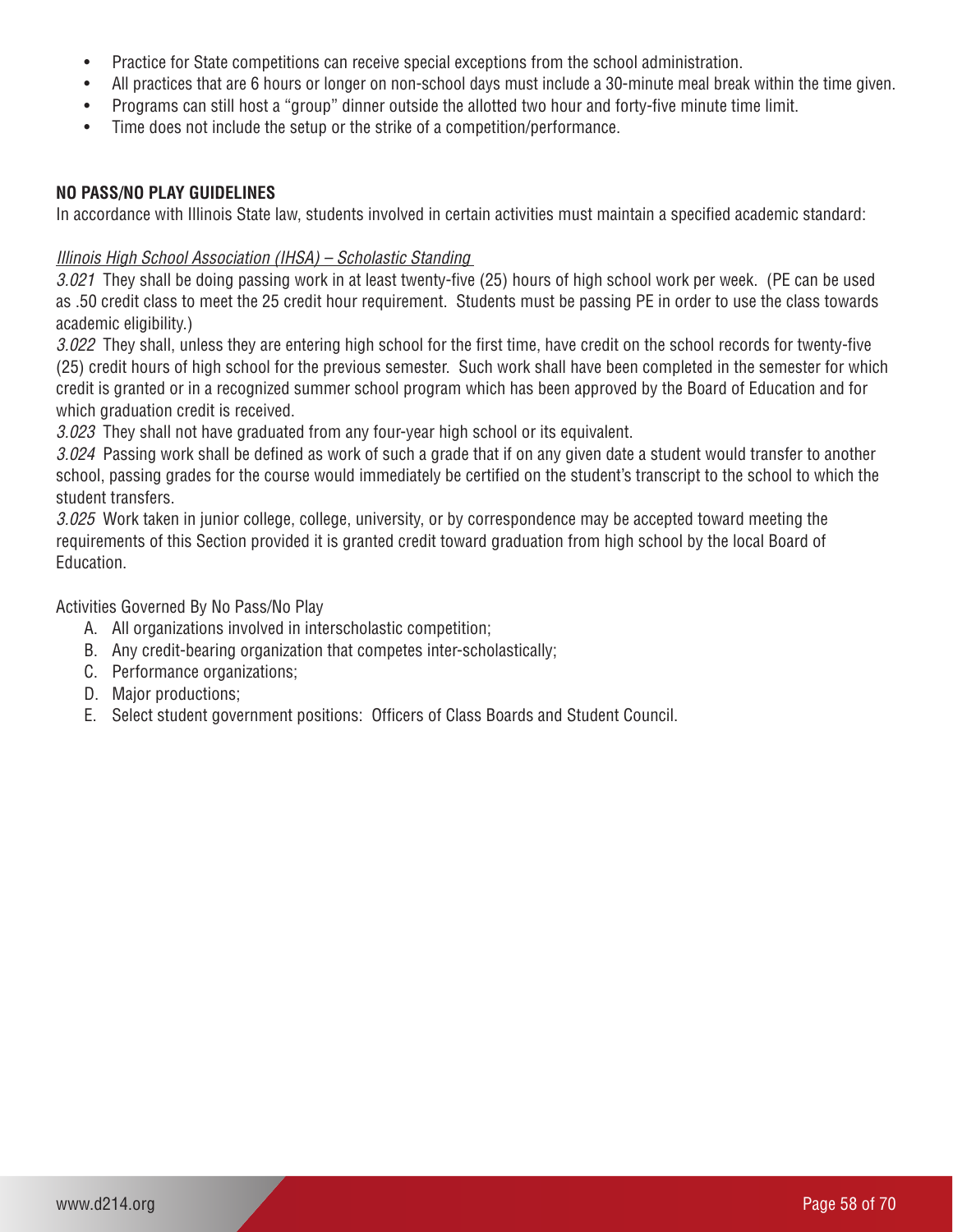- Practice for State competitions can receive special exceptions from the school administration.
- All practices that are 6 hours or longer on non-school days must include a 30-minute meal break within the time given.
- Programs can still host a "group" dinner outside the allotted two hour and forty-five minute time limit.
- Time does not include the setup or the strike of a competition/performance.

**NO PASS/NO PLAY GUIDELINES**

In accordance with Illinois State law, students involved in certain activities must maintain a specified academic standard:

*Illinois High School Association (IHSA) – Scholastic Standing*

*3.021* They shall be doing passing work in at least twenty-five (25) hours of high school work per week. (PE can be used as .50 credit class to meet the 25 credit hour requirement. Students must be passing PE in order to use the class towards academic eligibility.)

*3.022* They shall, unless they are entering high school for the first time, have credit on the school records for twenty-five (25) credit hours of high school for the previous semester. Such work shall have been completed in the semester for which credit is granted or in a recognized summer school program which has been approved by the Board of Education and for which graduation credit is received.

*3.023* They shall not have graduated from any four-year high school or its equivalent.

*3.024* Passing work shall be defined as work of such a grade that if on any given date a student would transfer to another school, passing grades for the course would immediately be certified on the student's transcript to the school to which the student transfers.

*3.025* Work taken in junior college, college, university, or by correspondence may be accepted toward meeting the requirements of this Section provided it is granted credit toward graduation from high school by the local Board of Education.

Activities Governed By No Pass/No Play

A. All organizations involved in interscholastic competition;
B. Any credit-bearing organization that competes inter-scholastically;
C. Performance organizations;
D. Major productions;
E. Select student government positions: Officers of Class Boards and Student Council.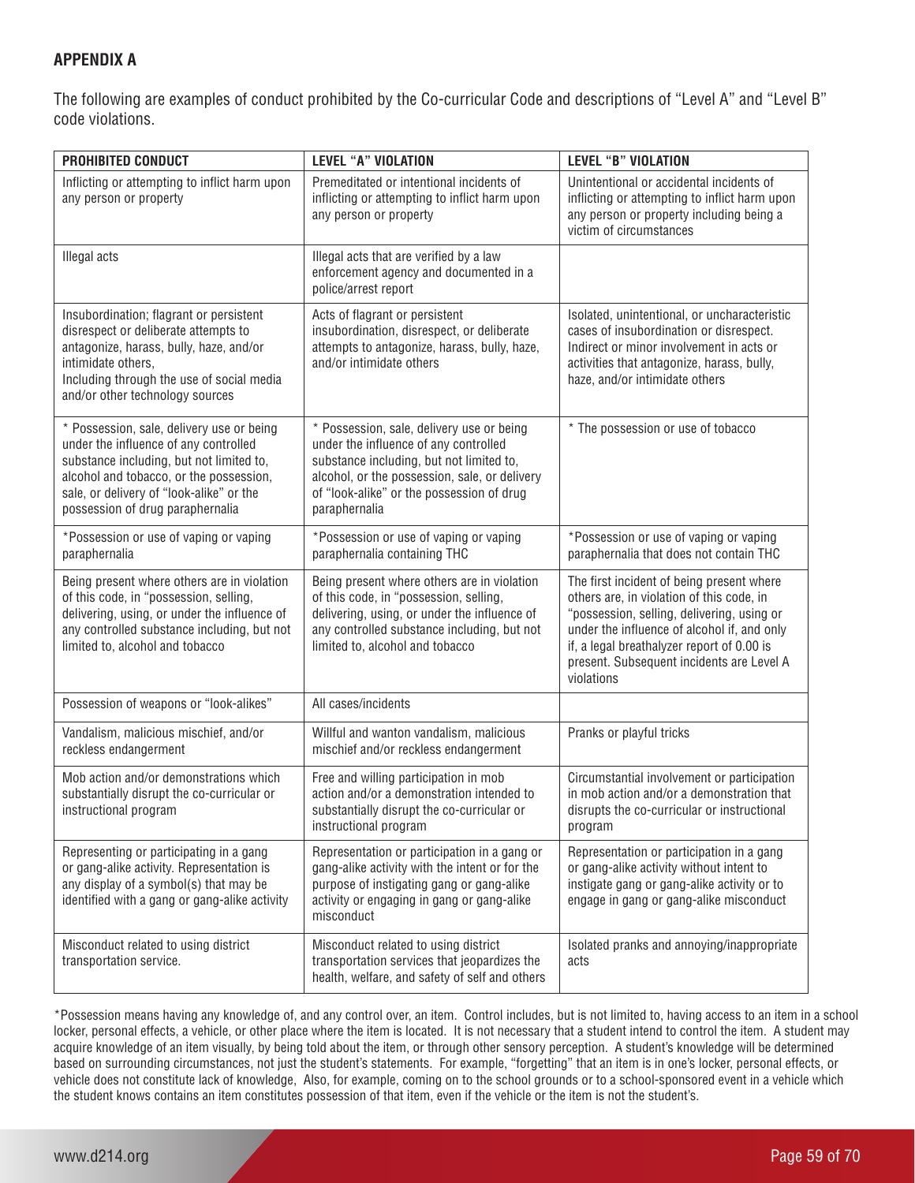**APPENDIX A**

The following are examples of conduct prohibited by the Co-curricular Code and descriptions of "Level A" and "Level B" code violations.

| PROHIBITED CONDUCT | LEVEL "A" VIOLATION | LEVEL "B" VIOLATION |
|---|---|---|
| Inflicting or attempting to inflict harm upon any person or property | Premeditated or intentional incidents of inflicting or attempting to inflict harm upon any person or property | Unintentional or accidental incidents of inflicting or attempting to inflict harm upon any person or property including being a victim of circumstances |
| Illegal acts | Illegal acts that are verified by a law enforcement agency and documented in a police/arrest report | |
| Insubordination; flagrant or persistent disrespect or deliberate attempts to antagonize, harass, bully, haze, and/or intimidate others, Including through the use of social media and/or other technology sources | Acts of flagrant or persistent insubordination, disrespect, or deliberate attempts to antagonize, harass, bully, haze, and/or intimidate others | Isolated, unintentional, or uncharacteristic cases of insubordination or disrespect. Indirect or minor involvement in acts or activities that antagonize, harass, bully, haze, and/or intimidate others |
| * Possession, sale, delivery use or being under the influence of any controlled substance including, but not limited to, alcohol and tobacco, or the possession, sale, or delivery of "look-alike" or the possession of drug paraphernalia | * Possession, sale, delivery use or being under the influence of any controlled substance including, but not limited to, alcohol, or the possession, sale, or delivery of "look-alike" or the possession of drug paraphernalia | * The possession or use of tobacco |
| *Possession or use of vaping or vaping paraphernalia | *Possession or use of vaping or vaping paraphernalia containing THC | *Possession or use of vaping or vaping paraphernalia that does not contain THC |
| Being present where others are in violation of this code, in "possession, selling, delivering, using, or under the influence of any controlled substance including, but not limited to, alcohol and tobacco | Being present where others are in violation of this code, in "possession, selling, delivering, using, or under the influence of any controlled substance including, but not limited to, alcohol and tobacco | The first incident of being present where others are, in violation of this code, in "possession, selling, delivering, using or under the influence of alcohol if, and only if, a legal breathalyzer report of 0.00 is present. Subsequent incidents are Level A violations |
| Possession of weapons or "look-alikes" | All cases/incidents | |
| Vandalism, malicious mischief, and/or reckless endangerment | Willful and wanton vandalism, malicious mischief and/or reckless endangerment | Pranks or playful tricks |
| Mob action and/or demonstrations which substantially disrupt the co-curricular or instructional program | Free and willing participation in mob action and/or a demonstration intended to substantially disrupt the co-curricular or instructional program | Circumstantial involvement or participation in mob action and/or a demonstration that disrupts the co-curricular or instructional program |
| Representing or participating in a gang or gang-alike activity. Representation is any display of a symbol(s) that may be identified with a gang or gang-alike activity | Representation or participation in a gang or gang-alike activity with the intent or for the purpose of instigating gang or gang-alike activity or engaging in gang or gang-alike misconduct | Representation or participation in a gang or gang-alike activity without intent to instigate gang or gang-alike activity or to engage in gang or gang-alike misconduct |
| Misconduct related to using district transportation service. | Misconduct related to using district transportation services that jeopardizes the health, welfare, and safety of self and others | Isolated pranks and annoying/inappropriate acts |

*Possession means having any knowledge of, and any control over, an item. Control includes, but is not limited to, having access to an item in a school locker, personal effects, a vehicle, or other place where the item is located. It is not necessary that a student intend to control the item. A student may acquire knowledge of an item visually, by being told about the item, or through other sensory perception. A student's knowledge will be determined based on surrounding circumstances, not just the student's statements. For example, "forgetting" that an item is in one's locker, personal effects, or vehicle does not constitute lack of knowledge, Also, for example, coming on to the school grounds or to a school-sponsored event in a vehicle which the student knows contains an item constitutes possession of that item, even if the vehicle or the item is not the student's.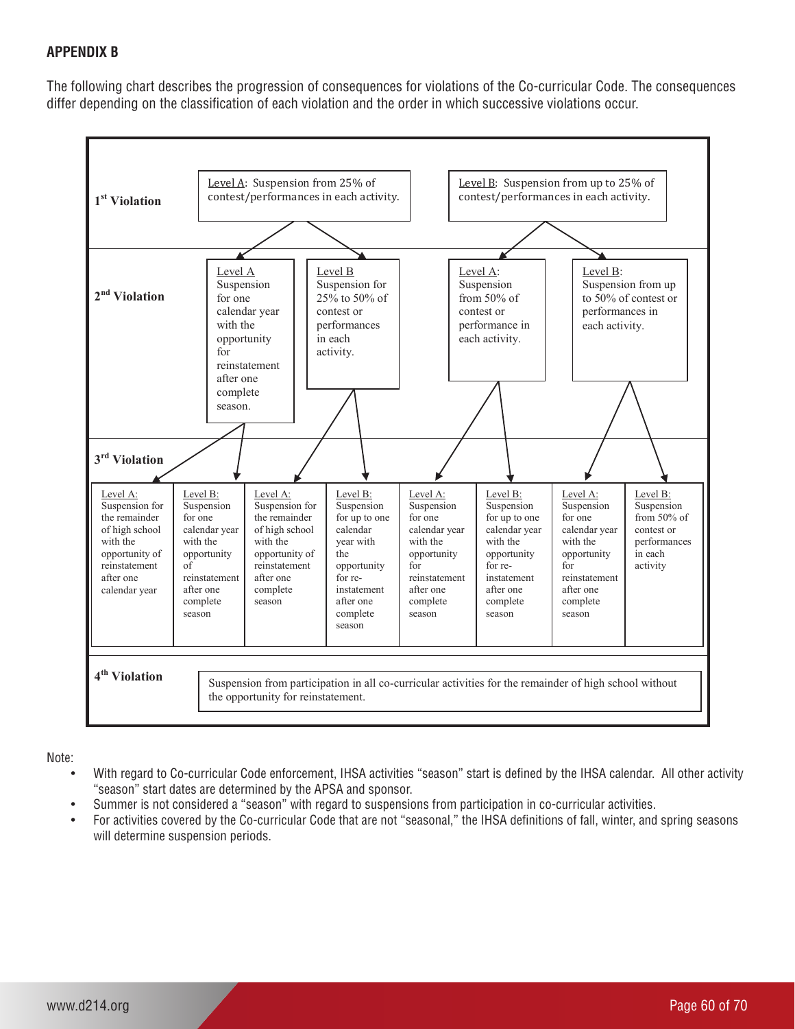## APPENDIX B

The following chart describes the progression of consequences for violations of the Co-curricular Code. The consequences differ depending on the classification of each violation and the order in which successive violations occur.

**1st Violation**

- Level A: Suspension from 25% of contest/performances in each activity.
- Level B: Suspension from up to 25% of contest/performances in each activity.

**2nd Violation**

- After 1st Violation Level A:
  - Level A: Suspension for one calendar year with the opportunity for reinstatement after one complete season.
  - Level B: Suspension for 25% to 50% of contest or performances in each activity.
- After 1st Violation Level B:
  - Level A: Suspension from 50% of contest or performance in each activity.
  - Level B: Suspension from up to 50% of contest or performances in each activity.

**3rd Violation**

- After 1st Level A → 2nd Level A:
  - Level A: Suspension for the remainder of high school with the opportunity of reinstatement after one calendar year
  - Level B: Suspension for one calendar year with the opportunity of reinstatement after one complete season
- After 1st Level A → 2nd Level B:
  - Level A: Suspension for the remainder of high school with the opportunity of reinstatement after one complete season
  - Level B: Suspension for up to one calendar year with the opportunity for re-instatement after one complete season
- After 1st Level B → 2nd Level A:
  - Level A: Suspension for one calendar year with the opportunity for reinstatement after one complete season
  - Level B: Suspension for up to one calendar year with the opportunity for re-instatement after one complete season
- After 1st Level B → 2nd Level B:
  - Level A: Suspension for one calendar year with the opportunity for reinstatement after one complete season
  - Level B: Suspension from 50% of contest or performances in each activity

**4th Violation**

Suspension from participation in all co-curricular activities for the remainder of high school without the opportunity for reinstatement.

Note:

- With regard to Co-curricular Code enforcement, IHSA activities "season" start is defined by the IHSA calendar. All other activity "season" start dates are determined by the APSA and sponsor.
- Summer is not considered a "season" with regard to suspensions from participation in co-curricular activities.
- For activities covered by the Co-curricular Code that are not "seasonal," the IHSA definitions of fall, winter, and spring seasons will determine suspension periods.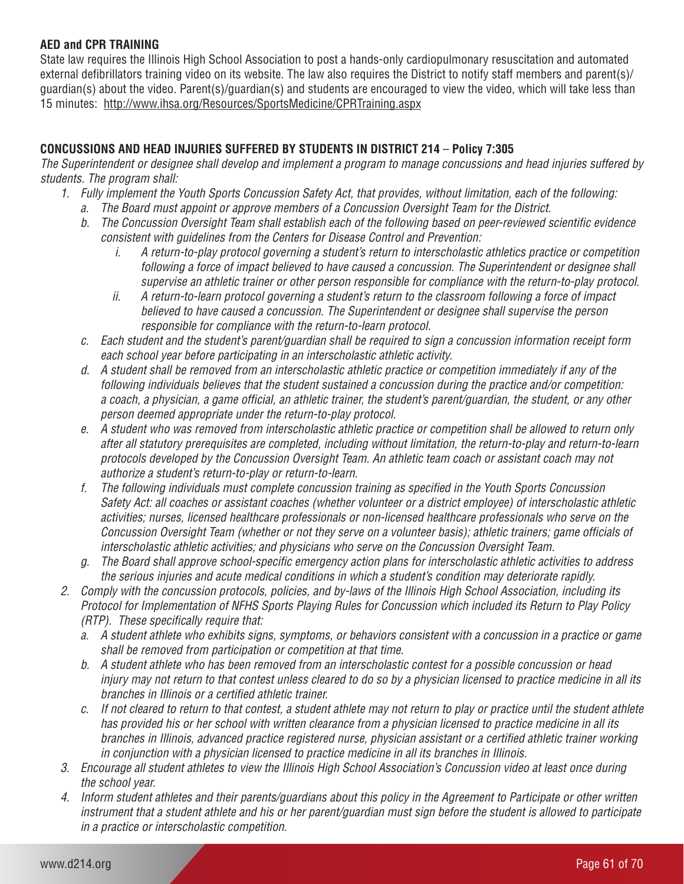**AED and CPR TRAINING**

State law requires the Illinois High School Association to post a hands-only cardiopulmonary resuscitation and automated external defibrillators training video on its website. The law also requires the District to notify staff members and parent(s)/guardian(s) about the video. Parent(s)/guardian(s) and students are encouraged to view the video, which will take less than 15 minutes: http://www.ihsa.org/Resources/SportsMedicine/CPRTraining.aspx

**CONCUSSIONS AND HEAD INJURIES SUFFERED BY STUDENTS IN DISTRICT 214 – Policy 7:305**

*The Superintendent or designee shall develop and implement a program to manage concussions and head injuries suffered by students. The program shall:*

1. *Fully implement the Youth Sports Concussion Safety Act, that provides, without limitation, each of the following:*
   a. *The Board must appoint or approve members of a Concussion Oversight Team for the District.*
   b. *The Concussion Oversight Team shall establish each of the following based on peer-reviewed scientific evidence consistent with guidelines from the Centers for Disease Control and Prevention:*
      i. *A return-to-play protocol governing a student's return to interscholastic athletics practice or competition following a force of impact believed to have caused a concussion. The Superintendent or designee shall supervise an athletic trainer or other person responsible for compliance with the return-to-play protocol.*
      ii. *A return-to-learn protocol governing a student's return to the classroom following a force of impact believed to have caused a concussion. The Superintendent or designee shall supervise the person responsible for compliance with the return-to-learn protocol.*
   c. *Each student and the student's parent/guardian shall be required to sign a concussion information receipt form each school year before participating in an interscholastic athletic activity.*
   d. *A student shall be removed from an interscholastic athletic practice or competition immediately if any of the following individuals believes that the student sustained a concussion during the practice and/or competition: a coach, a physician, a game official, an athletic trainer, the student's parent/guardian, the student, or any other person deemed appropriate under the return-to-play protocol.*
   e. *A student who was removed from interscholastic athletic practice or competition shall be allowed to return only after all statutory prerequisites are completed, including without limitation, the return-to-play and return-to-learn protocols developed by the Concussion Oversight Team. An athletic team coach or assistant coach may not authorize a student's return-to-play or return-to-learn.*
   f. *The following individuals must complete concussion training as specified in the Youth Sports Concussion Safety Act: all coaches or assistant coaches (whether volunteer or a district employee) of interscholastic athletic activities; nurses, licensed healthcare professionals or non-licensed healthcare professionals who serve on the Concussion Oversight Team (whether or not they serve on a volunteer basis); athletic trainers; game officials of interscholastic athletic activities; and physicians who serve on the Concussion Oversight Team.*
   g. *The Board shall approve school-specific emergency action plans for interscholastic athletic activities to address the serious injuries and acute medical conditions in which a student's condition may deteriorate rapidly.*
2. *Comply with the concussion protocols, policies, and by-laws of the Illinois High School Association, including its Protocol for Implementation of NFHS Sports Playing Rules for Concussion which included its Return to Play Policy (RTP). These specifically require that:*
   a. *A student athlete who exhibits signs, symptoms, or behaviors consistent with a concussion in a practice or game shall be removed from participation or competition at that time.*
   b. *A student athlete who has been removed from an interscholastic contest for a possible concussion or head injury may not return to that contest unless cleared to do so by a physician licensed to practice medicine in all its branches in Illinois or a certified athletic trainer.*
   c. *If not cleared to return to that contest, a student athlete may not return to play or practice until the student athlete has provided his or her school with written clearance from a physician licensed to practice medicine in all its branches in Illinois, advanced practice registered nurse, physician assistant or a certified athletic trainer working in conjunction with a physician licensed to practice medicine in all its branches in Illinois.*
3. *Encourage all student athletes to view the Illinois High School Association's Concussion video at least once during the school year.*
4. *Inform student athletes and their parents/guardians about this policy in the Agreement to Participate or other written instrument that a student athlete and his or her parent/guardian must sign before the student is allowed to participate in a practice or interscholastic competition.*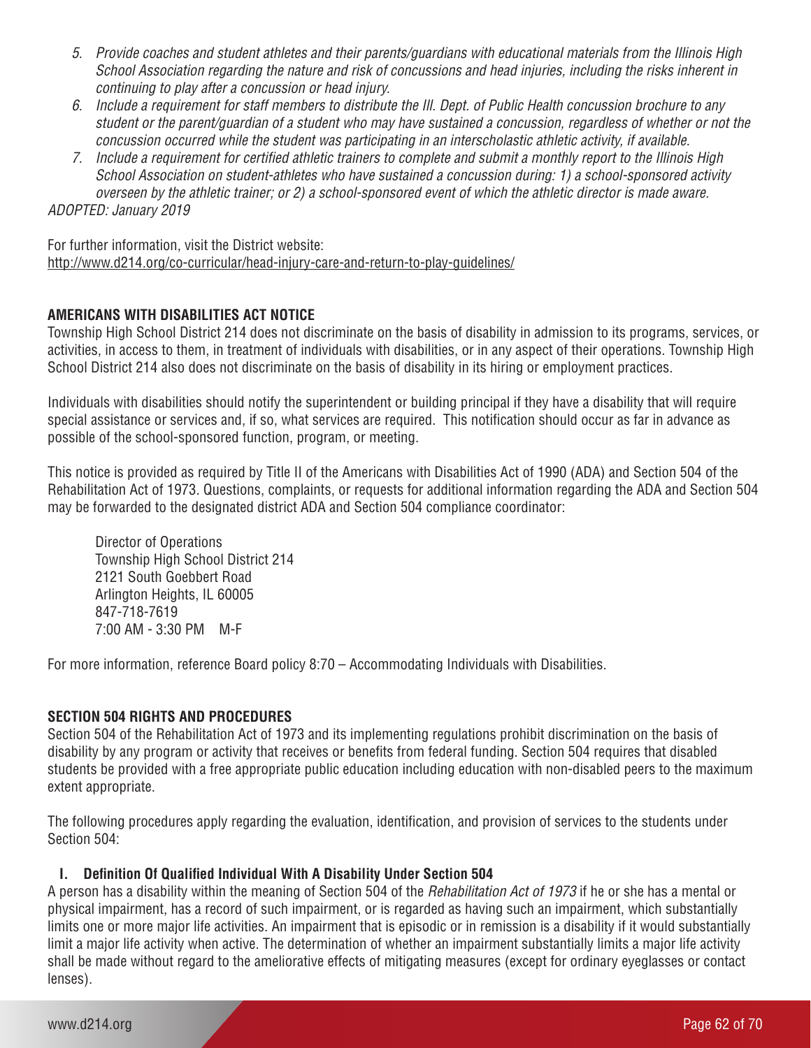5. *Provide coaches and student athletes and their parents/guardians with educational materials from the Illinois High School Association regarding the nature and risk of concussions and head injuries, including the risks inherent in continuing to play after a concussion or head injury.*
6. *Include a requirement for staff members to distribute the Ill. Dept. of Public Health concussion brochure to any student or the parent/guardian of a student who may have sustained a concussion, regardless of whether or not the concussion occurred while the student was participating in an interscholastic athletic activity, if available.*
7. *Include a requirement for certified athletic trainers to complete and submit a monthly report to the Illinois High School Association on student-athletes who have sustained a concussion during: 1) a school-sponsored activity overseen by the athletic trainer; or 2) a school-sponsored event of which the athletic director is made aware.*

*ADOPTED: January 2019*

For further information, visit the District website:
http://www.d214.org/co-curricular/head-injury-care-and-return-to-play-guidelines/

**AMERICANS WITH DISABILITIES ACT NOTICE**

Township High School District 214 does not discriminate on the basis of disability in admission to its programs, services, or activities, in access to them, in treatment of individuals with disabilities, or in any aspect of their operations. Township High School District 214 also does not discriminate on the basis of disability in its hiring or employment practices.

Individuals with disabilities should notify the superintendent or building principal if they have a disability that will require special assistance or services and, if so, what services are required. This notification should occur as far in advance as possible of the school-sponsored function, program, or meeting.

This notice is provided as required by Title II of the Americans with Disabilities Act of 1990 (ADA) and Section 504 of the Rehabilitation Act of 1973. Questions, complaints, or requests for additional information regarding the ADA and Section 504 may be forwarded to the designated district ADA and Section 504 compliance coordinator:

Director of Operations
Township High School District 214
2121 South Goebbert Road
Arlington Heights, IL 60005
847-718-7619
7:00 AM - 3:30 PM M-F

For more information, reference Board policy 8:70 – Accommodating Individuals with Disabilities.

**SECTION 504 RIGHTS AND PROCEDURES**

Section 504 of the Rehabilitation Act of 1973 and its implementing regulations prohibit discrimination on the basis of disability by any program or activity that receives or benefits from federal funding. Section 504 requires that disabled students be provided with a free appropriate public education including education with non-disabled peers to the maximum extent appropriate.

The following procedures apply regarding the evaluation, identification, and provision of services to the students under Section 504:

**I. Definition Of Qualified Individual With A Disability Under Section 504**

A person has a disability within the meaning of Section 504 of the *Rehabilitation Act of 1973* if he or she has a mental or physical impairment, has a record of such impairment, or is regarded as having such an impairment, which substantially limits one or more major life activities. An impairment that is episodic or in remission is a disability if it would substantially limit a major life activity when active. The determination of whether an impairment substantially limits a major life activity shall be made without regard to the ameliorative effects of mitigating measures (except for ordinary eyeglasses or contact lenses).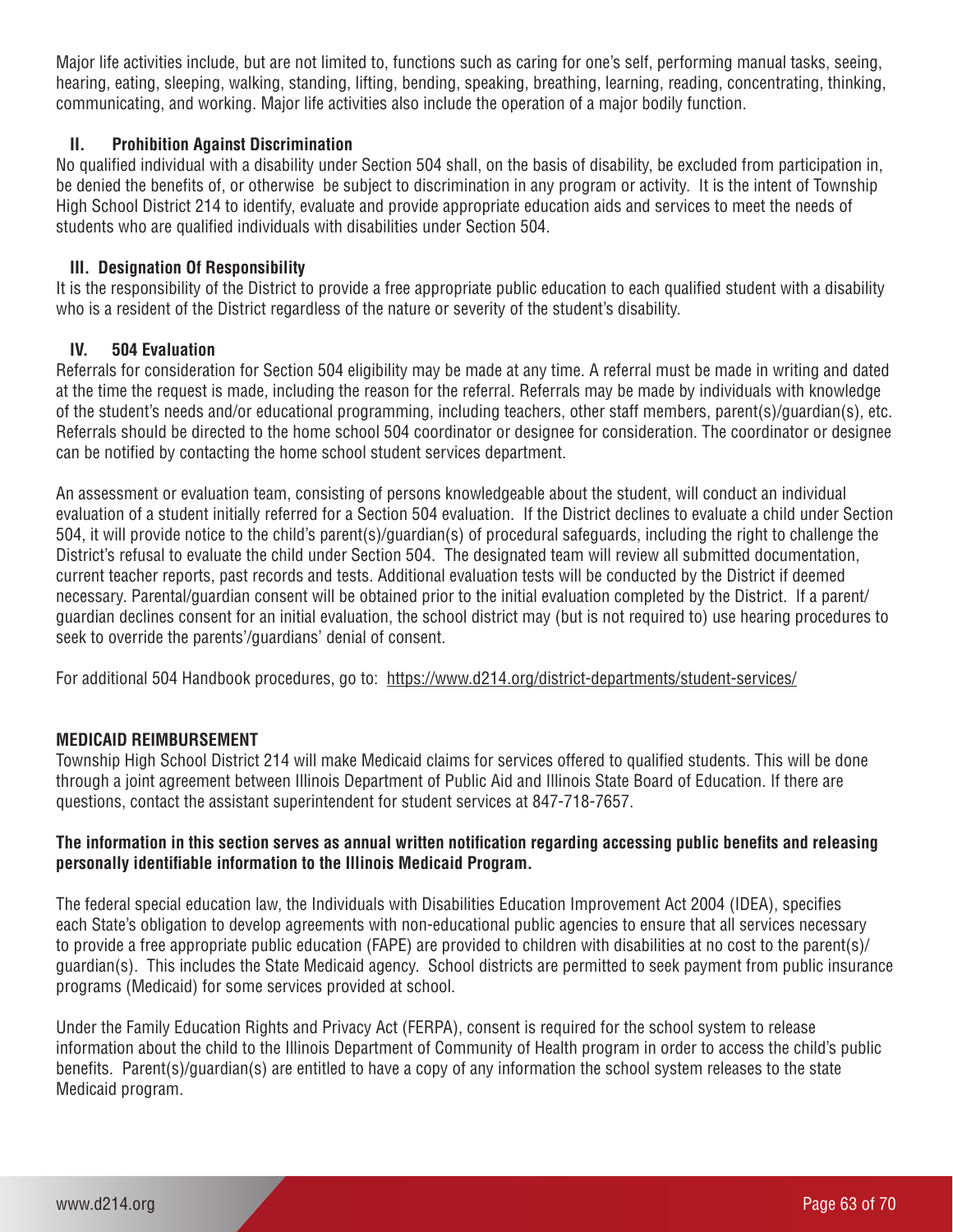Major life activities include, but are not limited to, functions such as caring for one's self, performing manual tasks, seeing, hearing, eating, sleeping, walking, standing, lifting, bending, speaking, breathing, learning, reading, concentrating, thinking, communicating, and working. Major life activities also include the operation of a major bodily function.

### II. Prohibition Against Discrimination

No qualified individual with a disability under Section 504 shall, on the basis of disability, be excluded from participation in, be denied the benefits of, or otherwise be subject to discrimination in any program or activity. It is the intent of Township High School District 214 to identify, evaluate and provide appropriate education aids and services to meet the needs of students who are qualified individuals with disabilities under Section 504.

### III. Designation Of Responsibility

It is the responsibility of the District to provide a free appropriate public education to each qualified student with a disability who is a resident of the District regardless of the nature or severity of the student's disability.

### IV. 504 Evaluation

Referrals for consideration for Section 504 eligibility may be made at any time. A referral must be made in writing and dated at the time the request is made, including the reason for the referral. Referrals may be made by individuals with knowledge of the student's needs and/or educational programming, including teachers, other staff members, parent(s)/guardian(s), etc. Referrals should be directed to the home school 504 coordinator or designee for consideration. The coordinator or designee can be notified by contacting the home school student services department.

An assessment or evaluation team, consisting of persons knowledgeable about the student, will conduct an individual evaluation of a student initially referred for a Section 504 evaluation. If the District declines to evaluate a child under Section 504, it will provide notice to the child's parent(s)/guardian(s) of procedural safeguards, including the right to challenge the District's refusal to evaluate the child under Section 504. The designated team will review all submitted documentation, current teacher reports, past records and tests. Additional evaluation tests will be conducted by the District if deemed necessary. Parental/guardian consent will be obtained prior to the initial evaluation completed by the District. If a parent/guardian declines consent for an initial evaluation, the school district may (but is not required to) use hearing procedures to seek to override the parents'/guardians' denial of consent.

For additional 504 Handbook procedures, go to: https://www.d214.org/district-departments/student-services/

## MEDICAID REIMBURSEMENT

Township High School District 214 will make Medicaid claims for services offered to qualified students. This will be done through a joint agreement between Illinois Department of Public Aid and Illinois State Board of Education. If there are questions, contact the assistant superintendent for student services at 847-718-7657.

**The information in this section serves as annual written notification regarding accessing public benefits and releasing personally identifiable information to the Illinois Medicaid Program.**

The federal special education law, the Individuals with Disabilities Education Improvement Act 2004 (IDEA), specifies each State's obligation to develop agreements with non-educational public agencies to ensure that all services necessary to provide a free appropriate public education (FAPE) are provided to children with disabilities at no cost to the parent(s)/guardian(s). This includes the State Medicaid agency. School districts are permitted to seek payment from public insurance programs (Medicaid) for some services provided at school.

Under the Family Education Rights and Privacy Act (FERPA), consent is required for the school system to release information about the child to the Illinois Department of Community of Health program in order to access the child's public benefits. Parent(s)/guardian(s) are entitled to have a copy of any information the school system releases to the state Medicaid program.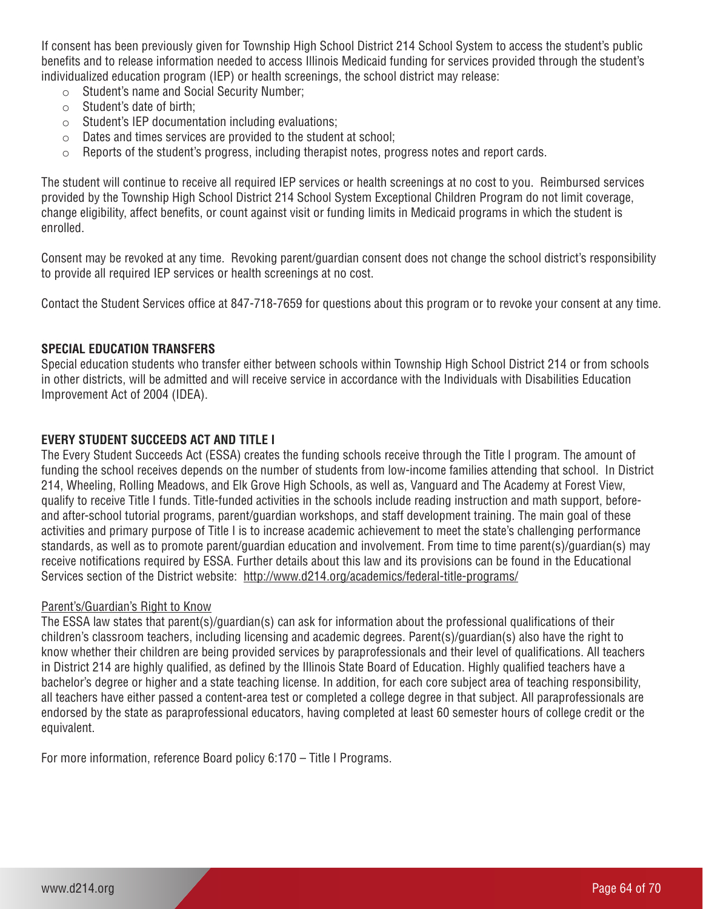If consent has been previously given for Township High School District 214 School System to access the student's public benefits and to release information needed to access Illinois Medicaid funding for services provided through the student's individualized education program (IEP) or health screenings, the school district may release:

- Student's name and Social Security Number;
- Student's date of birth;
- Student's IEP documentation including evaluations;
- Dates and times services are provided to the student at school;
- Reports of the student's progress, including therapist notes, progress notes and report cards.

The student will continue to receive all required IEP services or health screenings at no cost to you. Reimbursed services provided by the Township High School District 214 School System Exceptional Children Program do not limit coverage, change eligibility, affect benefits, or count against visit or funding limits in Medicaid programs in which the student is enrolled.

Consent may be revoked at any time. Revoking parent/guardian consent does not change the school district's responsibility to provide all required IEP services or health screenings at no cost.

Contact the Student Services office at 847-718-7659 for questions about this program or to revoke your consent at any time.

## SPECIAL EDUCATION TRANSFERS

Special education students who transfer either between schools within Township High School District 214 or from schools in other districts, will be admitted and will receive service in accordance with the Individuals with Disabilities Education Improvement Act of 2004 (IDEA).

## EVERY STUDENT SUCCEEDS ACT AND TITLE I

The Every Student Succeeds Act (ESSA) creates the funding schools receive through the Title I program. The amount of funding the school receives depends on the number of students from low-income families attending that school. In District 214, Wheeling, Rolling Meadows, and Elk Grove High Schools, as well as, Vanguard and The Academy at Forest View, qualify to receive Title I funds. Title-funded activities in the schools include reading instruction and math support, before- and after-school tutorial programs, parent/guardian workshops, and staff development training. The main goal of these activities and primary purpose of Title I is to increase academic achievement to meet the state's challenging performance standards, as well as to promote parent/guardian education and involvement. From time to time parent(s)/guardian(s) may receive notifications required by ESSA. Further details about this law and its provisions can be found in the Educational Services section of the District website: http://www.d214.org/academics/federal-title-programs/

### Parent's/Guardian's Right to Know

The ESSA law states that parent(s)/guardian(s) can ask for information about the professional qualifications of their children's classroom teachers, including licensing and academic degrees. Parent(s)/guardian(s) also have the right to know whether their children are being provided services by paraprofessionals and their level of qualifications. All teachers in District 214 are highly qualified, as defined by the Illinois State Board of Education. Highly qualified teachers have a bachelor's degree or higher and a state teaching license. In addition, for each core subject area of teaching responsibility, all teachers have either passed a content-area test or completed a college degree in that subject. All paraprofessionals are endorsed by the state as paraprofessional educators, having completed at least 60 semester hours of college credit or the equivalent.

For more information, reference Board policy 6:170 – Title I Programs.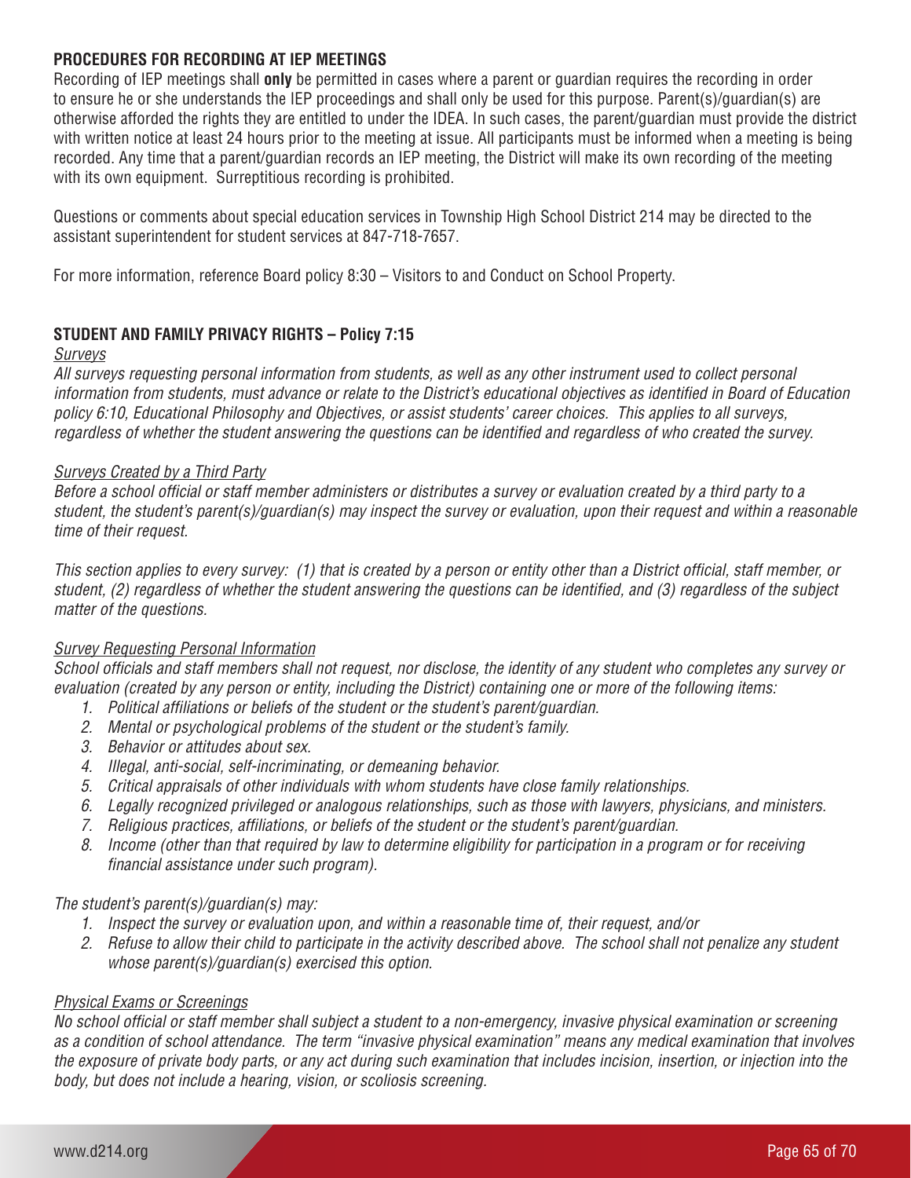**PROCEDURES FOR RECORDING AT IEP MEETINGS**

Recording of IEP meetings shall **only** be permitted in cases where a parent or guardian requires the recording in order to ensure he or she understands the IEP proceedings and shall only be used for this purpose. Parent(s)/guardian(s) are otherwise afforded the rights they are entitled to under the IDEA. In such cases, the parent/guardian must provide the district with written notice at least 24 hours prior to the meeting at issue. All participants must be informed when a meeting is being recorded. Any time that a parent/guardian records an IEP meeting, the District will make its own recording of the meeting with its own equipment. Surreptitious recording is prohibited.

Questions or comments about special education services in Township High School District 214 may be directed to the assistant superintendent for student services at 847-718-7657.

For more information, reference Board policy 8:30 – Visitors to and Conduct on School Property.

**STUDENT AND FAMILY PRIVACY RIGHTS – Policy 7:15**

*Surveys*

*All surveys requesting personal information from students, as well as any other instrument used to collect personal information from students, must advance or relate to the District's educational objectives as identified in Board of Education policy 6:10, Educational Philosophy and Objectives, or assist students' career choices. This applies to all surveys, regardless of whether the student answering the questions can be identified and regardless of who created the survey.*

*Surveys Created by a Third Party*

*Before a school official or staff member administers or distributes a survey or evaluation created by a third party to a student, the student's parent(s)/guardian(s) may inspect the survey or evaluation, upon their request and within a reasonable time of their request.*

*This section applies to every survey: (1) that is created by a person or entity other than a District official, staff member, or student, (2) regardless of whether the student answering the questions can be identified, and (3) regardless of the subject matter of the questions.*

*Survey Requesting Personal Information*

*School officials and staff members shall not request, nor disclose, the identity of any student who completes any survey or evaluation (created by any person or entity, including the District) containing one or more of the following items:*

1. *Political affiliations or beliefs of the student or the student's parent/guardian.*
2. *Mental or psychological problems of the student or the student's family.*
3. *Behavior or attitudes about sex.*
4. *Illegal, anti-social, self-incriminating, or demeaning behavior.*
5. *Critical appraisals of other individuals with whom students have close family relationships.*
6. *Legally recognized privileged or analogous relationships, such as those with lawyers, physicians, and ministers.*
7. *Religious practices, affiliations, or beliefs of the student or the student's parent/guardian.*
8. *Income (other than that required by law to determine eligibility for participation in a program or for receiving financial assistance under such program).*

*The student's parent(s)/guardian(s) may:*

1. *Inspect the survey or evaluation upon, and within a reasonable time of, their request, and/or*
2. *Refuse to allow their child to participate in the activity described above. The school shall not penalize any student whose parent(s)/guardian(s) exercised this option.*

*Physical Exams or Screenings*

*No school official or staff member shall subject a student to a non-emergency, invasive physical examination or screening as a condition of school attendance. The term "invasive physical examination" means any medical examination that involves the exposure of private body parts, or any act during such examination that includes incision, insertion, or injection into the body, but does not include a hearing, vision, or scoliosis screening.*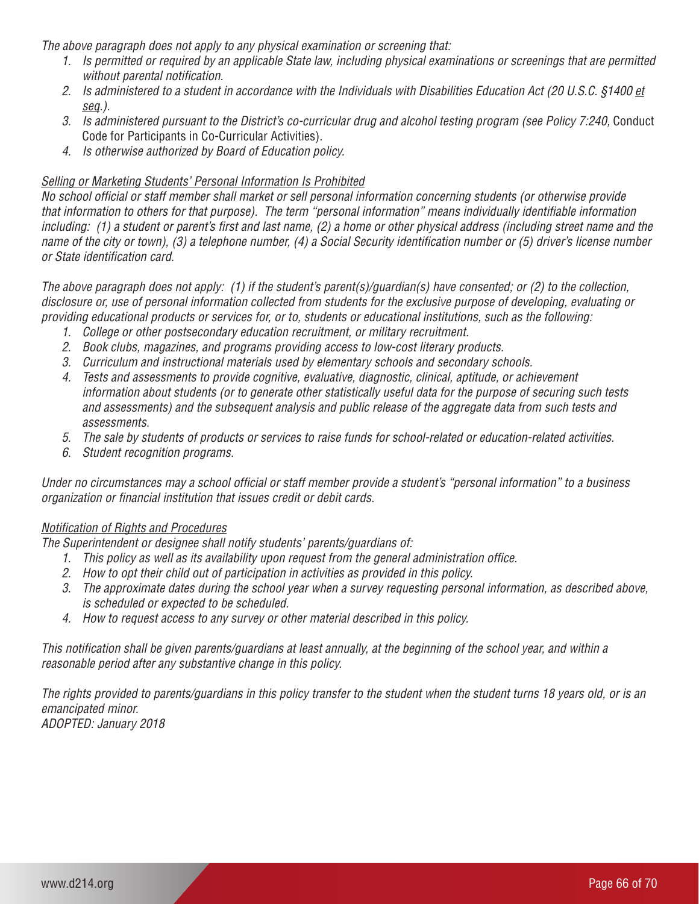*The above paragraph does not apply to any physical examination or screening that:*

1. *Is permitted or required by an applicable State law, including physical examinations or screenings that are permitted without parental notification.*
2. *Is administered to a student in accordance with the Individuals with Disabilities Education Act (20 U.S.C. §1400 et seq.).*
3. *Is administered pursuant to the District's co-curricular drug and alcohol testing program (see Policy 7:240,* Conduct Code for Participants in Co-Curricular Activities).
4. *Is otherwise authorized by Board of Education policy.*

*Selling or Marketing Students' Personal Information Is Prohibited*

*No school official or staff member shall market or sell personal information concerning students (or otherwise provide that information to others for that purpose). The term "personal information" means individually identifiable information including: (1) a student or parent's first and last name, (2) a home or other physical address (including street name and the name of the city or town), (3) a telephone number, (4) a Social Security identification number or (5) driver's license number or State identification card.*

*The above paragraph does not apply: (1) if the student's parent(s)/guardian(s) have consented; or (2) to the collection, disclosure or, use of personal information collected from students for the exclusive purpose of developing, evaluating or providing educational products or services for, or to, students or educational institutions, such as the following:*

1. *College or other postsecondary education recruitment, or military recruitment.*
2. *Book clubs, magazines, and programs providing access to low-cost literary products.*
3. *Curriculum and instructional materials used by elementary schools and secondary schools.*
4. *Tests and assessments to provide cognitive, evaluative, diagnostic, clinical, aptitude, or achievement information about students (or to generate other statistically useful data for the purpose of securing such tests and assessments) and the subsequent analysis and public release of the aggregate data from such tests and assessments.*
5. *The sale by students of products or services to raise funds for school-related or education-related activities.*
6. *Student recognition programs.*

*Under no circumstances may a school official or staff member provide a student's "personal information" to a business organization or financial institution that issues credit or debit cards.*

*Notification of Rights and Procedures*

*The Superintendent or designee shall notify students' parents/guardians of:*

1. *This policy as well as its availability upon request from the general administration office.*
2. *How to opt their child out of participation in activities as provided in this policy.*
3. *The approximate dates during the school year when a survey requesting personal information, as described above, is scheduled or expected to be scheduled.*
4. *How to request access to any survey or other material described in this policy.*

*This notification shall be given parents/guardians at least annually, at the beginning of the school year, and within a reasonable period after any substantive change in this policy.*

*The rights provided to parents/guardians in this policy transfer to the student when the student turns 18 years old, or is an emancipated minor.*

*ADOPTED: January 2018*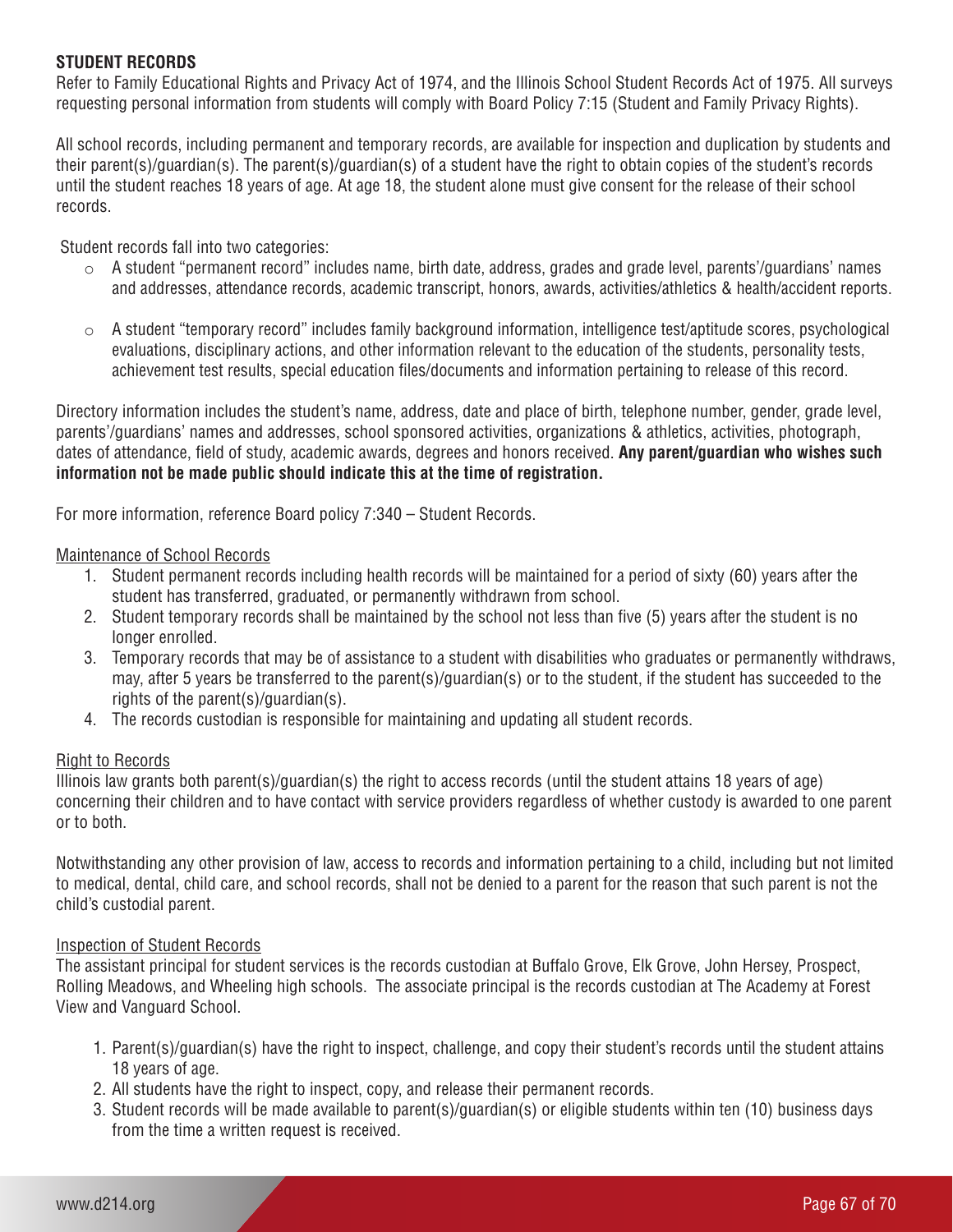## STUDENT RECORDS

Refer to Family Educational Rights and Privacy Act of 1974, and the Illinois School Student Records Act of 1975. All surveys requesting personal information from students will comply with Board Policy 7:15 (Student and Family Privacy Rights).

All school records, including permanent and temporary records, are available for inspection and duplication by students and their parent(s)/guardian(s). The parent(s)/guardian(s) of a student have the right to obtain copies of the student's records until the student reaches 18 years of age. At age 18, the student alone must give consent for the release of their school records.

Student records fall into two categories:

- A student "permanent record" includes name, birth date, address, grades and grade level, parents'/guardians' names and addresses, attendance records, academic transcript, honors, awards, activities/athletics & health/accident reports.
- A student "temporary record" includes family background information, intelligence test/aptitude scores, psychological evaluations, disciplinary actions, and other information relevant to the education of the students, personality tests, achievement test results, special education files/documents and information pertaining to release of this record.

Directory information includes the student's name, address, date and place of birth, telephone number, gender, grade level, parents'/guardians' names and addresses, school sponsored activities, organizations & athletics, activities, photograph, dates of attendance, field of study, academic awards, degrees and honors received. **Any parent/guardian who wishes such information not be made public should indicate this at the time of registration.**

For more information, reference Board policy 7:340 – Student Records.

<u>Maintenance of School Records</u>

1. Student permanent records including health records will be maintained for a period of sixty (60) years after the student has transferred, graduated, or permanently withdrawn from school.
2. Student temporary records shall be maintained by the school not less than five (5) years after the student is no longer enrolled.
3. Temporary records that may be of assistance to a student with disabilities who graduates or permanently withdraws, may, after 5 years be transferred to the parent(s)/guardian(s) or to the student, if the student has succeeded to the rights of the parent(s)/guardian(s).
4. The records custodian is responsible for maintaining and updating all student records.

<u>Right to Records</u>

Illinois law grants both parent(s)/guardian(s) the right to access records (until the student attains 18 years of age) concerning their children and to have contact with service providers regardless of whether custody is awarded to one parent or to both.

Notwithstanding any other provision of law, access to records and information pertaining to a child, including but not limited to medical, dental, child care, and school records, shall not be denied to a parent for the reason that such parent is not the child's custodial parent.

<u>Inspection of Student Records</u>

The assistant principal for student services is the records custodian at Buffalo Grove, Elk Grove, John Hersey, Prospect, Rolling Meadows, and Wheeling high schools. The associate principal is the records custodian at The Academy at Forest View and Vanguard School.

1. Parent(s)/guardian(s) have the right to inspect, challenge, and copy their student's records until the student attains 18 years of age.
2. All students have the right to inspect, copy, and release their permanent records.
3. Student records will be made available to parent(s)/guardian(s) or eligible students within ten (10) business days from the time a written request is received.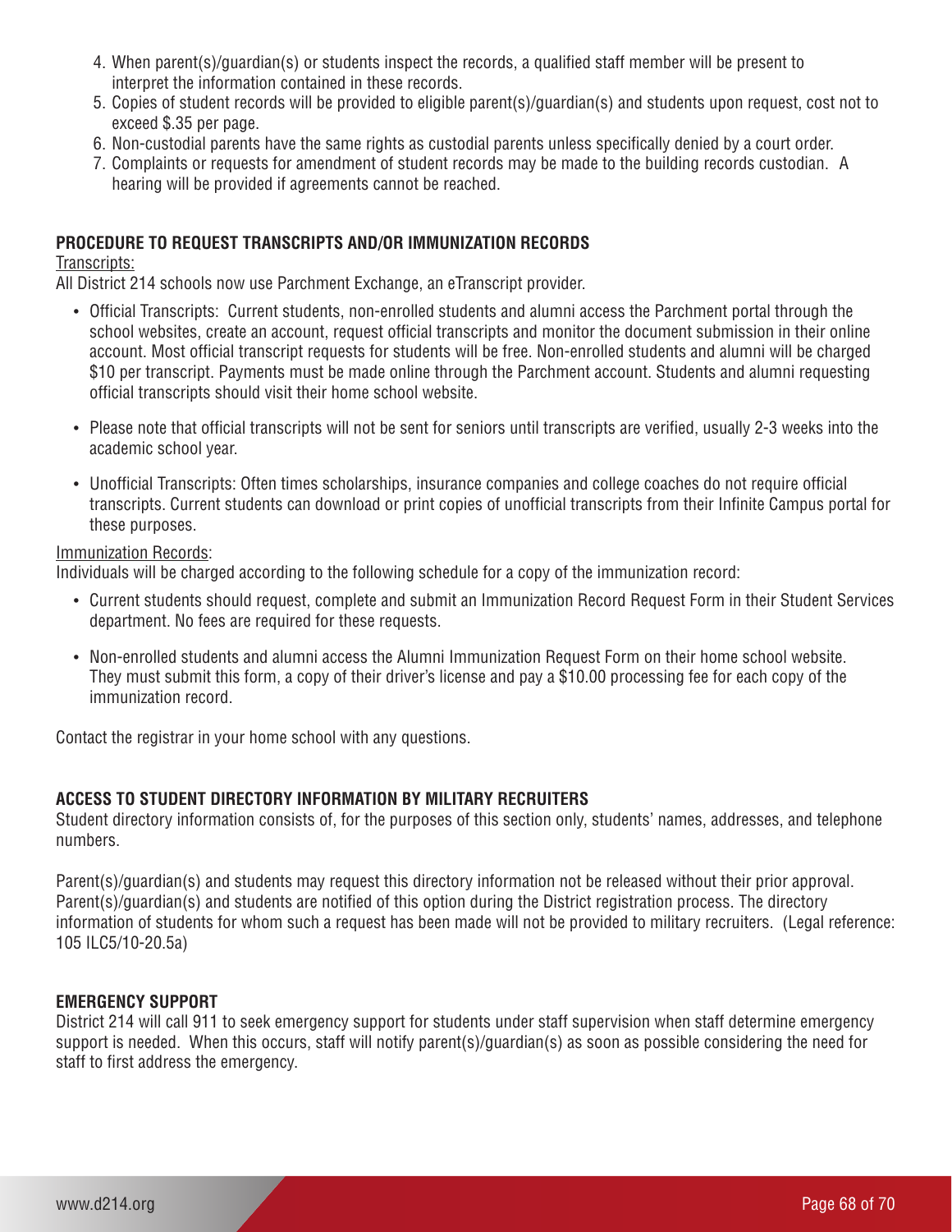4. When parent(s)/guardian(s) or students inspect the records, a qualified staff member will be present to interpret the information contained in these records.
5. Copies of student records will be provided to eligible parent(s)/guardian(s) and students upon request, cost not to exceed $.35 per page.
6. Non-custodial parents have the same rights as custodial parents unless specifically denied by a court order.
7. Complaints or requests for amendment of student records may be made to the building records custodian. A hearing will be provided if agreements cannot be reached.

**PROCEDURE TO REQUEST TRANSCRIPTS AND/OR IMMUNIZATION RECORDS**

Transcripts:

All District 214 schools now use Parchment Exchange, an eTranscript provider.

- Official Transcripts: Current students, non-enrolled students and alumni access the Parchment portal through the school websites, create an account, request official transcripts and monitor the document submission in their online account. Most official transcript requests for students will be free. Non-enrolled students and alumni will be charged $10 per transcript. Payments must be made online through the Parchment account. Students and alumni requesting official transcripts should visit their home school website.

- Please note that official transcripts will not be sent for seniors until transcripts are verified, usually 2-3 weeks into the academic school year.

- Unofficial Transcripts: Often times scholarships, insurance companies and college coaches do not require official transcripts. Current students can download or print copies of unofficial transcripts from their Infinite Campus portal for these purposes.

Immunization Records:

Individuals will be charged according to the following schedule for a copy of the immunization record:

- Current students should request, complete and submit an Immunization Record Request Form in their Student Services department. No fees are required for these requests.

- Non-enrolled students and alumni access the Alumni Immunization Request Form on their home school website. They must submit this form, a copy of their driver's license and pay a $10.00 processing fee for each copy of the immunization record.

Contact the registrar in your home school with any questions.

**ACCESS TO STUDENT DIRECTORY INFORMATION BY MILITARY RECRUITERS**

Student directory information consists of, for the purposes of this section only, students' names, addresses, and telephone numbers.

Parent(s)/guardian(s) and students may request this directory information not be released without their prior approval. Parent(s)/guardian(s) and students are notified of this option during the District registration process. The directory information of students for whom such a request has been made will not be provided to military recruiters. (Legal reference: 105 ILC5/10-20.5a)

**EMERGENCY SUPPORT**

District 214 will call 911 to seek emergency support for students under staff supervision when staff determine emergency support is needed. When this occurs, staff will notify parent(s)/guardian(s) as soon as possible considering the need for staff to first address the emergency.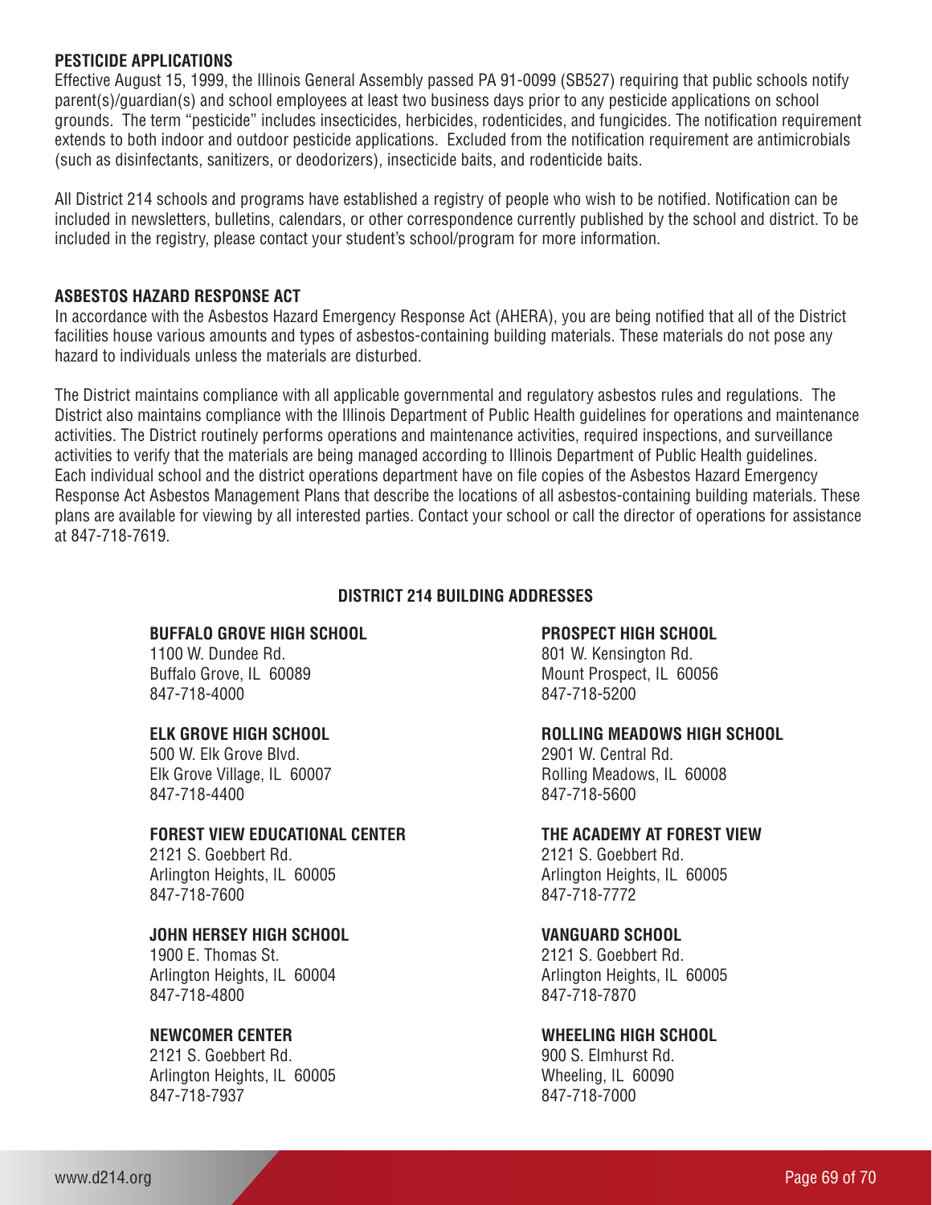## PESTICIDE APPLICATIONS

Effective August 15, 1999, the Illinois General Assembly passed PA 91-0099 (SB527) requiring that public schools notify parent(s)/guardian(s) and school employees at least two business days prior to any pesticide applications on school grounds. The term "pesticide" includes insecticides, herbicides, rodenticides, and fungicides. The notification requirement extends to both indoor and outdoor pesticide applications. Excluded from the notification requirement are antimicrobials (such as disinfectants, sanitizers, or deodorizers), insecticide baits, and rodenticide baits.

All District 214 schools and programs have established a registry of people who wish to be notified. Notification can be included in newsletters, bulletins, calendars, or other correspondence currently published by the school and district. To be included in the registry, please contact your student's school/program for more information.

## ASBESTOS HAZARD RESPONSE ACT

In accordance with the Asbestos Hazard Emergency Response Act (AHERA), you are being notified that all of the District facilities house various amounts and types of asbestos-containing building materials. These materials do not pose any hazard to individuals unless the materials are disturbed.

The District maintains compliance with all applicable governmental and regulatory asbestos rules and regulations. The District also maintains compliance with the Illinois Department of Public Health guidelines for operations and maintenance activities. The District routinely performs operations and maintenance activities, required inspections, and surveillance activities to verify that the materials are being managed according to Illinois Department of Public Health guidelines. Each individual school and the district operations department have on file copies of the Asbestos Hazard Emergency Response Act Asbestos Management Plans that describe the locations of all asbestos-containing building materials. These plans are available for viewing by all interested parties. Contact your school or call the director of operations for assistance at 847-718-7619.

## DISTRICT 214 BUILDING ADDRESSES

**BUFFALO GROVE HIGH SCHOOL**
1100 W. Dundee Rd.
Buffalo Grove, IL 60089
847-718-4000

**ELK GROVE HIGH SCHOOL**
500 W. Elk Grove Blvd.
Elk Grove Village, IL 60007
847-718-4400

**FOREST VIEW EDUCATIONAL CENTER**
2121 S. Goebbert Rd.
Arlington Heights, IL 60005
847-718-7600

**JOHN HERSEY HIGH SCHOOL**
1900 E. Thomas St.
Arlington Heights, IL 60004
847-718-4800

**NEWCOMER CENTER**
2121 S. Goebbert Rd.
Arlington Heights, IL 60005
847-718-7937

**PROSPECT HIGH SCHOOL**
801 W. Kensington Rd.
Mount Prospect, IL 60056
847-718-5200

**ROLLING MEADOWS HIGH SCHOOL**
2901 W. Central Rd.
Rolling Meadows, IL 60008
847-718-5600

**THE ACADEMY AT FOREST VIEW**
2121 S. Goebbert Rd.
Arlington Heights, IL 60005
847-718-7772

**VANGUARD SCHOOL**
2121 S. Goebbert Rd.
Arlington Heights, IL 60005
847-718-7870

**WHEELING HIGH SCHOOL**
900 S. Elmhurst Rd.
Wheeling, IL 60090
847-718-7000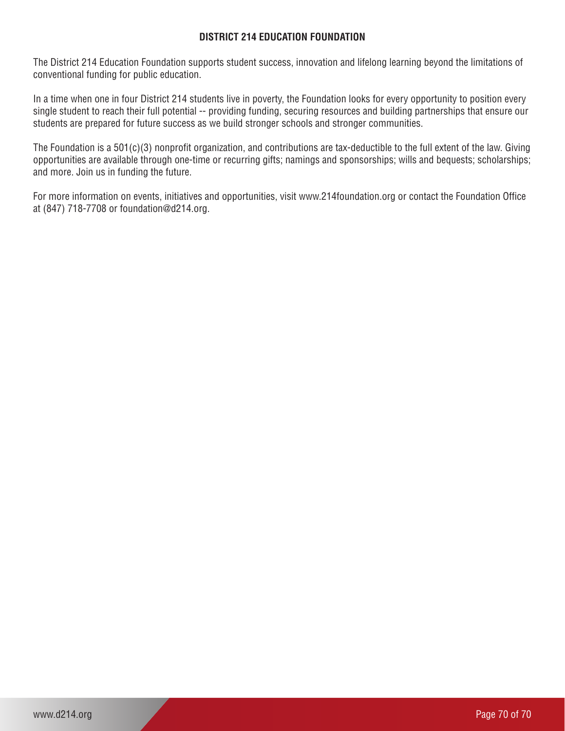## DISTRICT 214 EDUCATION FOUNDATION

The District 214 Education Foundation supports student success, innovation and lifelong learning beyond the limitations of conventional funding for public education.

In a time when one in four District 214 students live in poverty, the Foundation looks for every opportunity to position every single student to reach their full potential -- providing funding, securing resources and building partnerships that ensure our students are prepared for future success as we build stronger schools and stronger communities.

The Foundation is a 501(c)(3) nonprofit organization, and contributions are tax-deductible to the full extent of the law. Giving opportunities are available through one-time or recurring gifts; namings and sponsorships; wills and bequests; scholarships; and more. Join us in funding the future.

For more information on events, initiatives and opportunities, visit www.214foundation.org or contact the Foundation Office at (847) 718-7708 or foundation@d214.org.